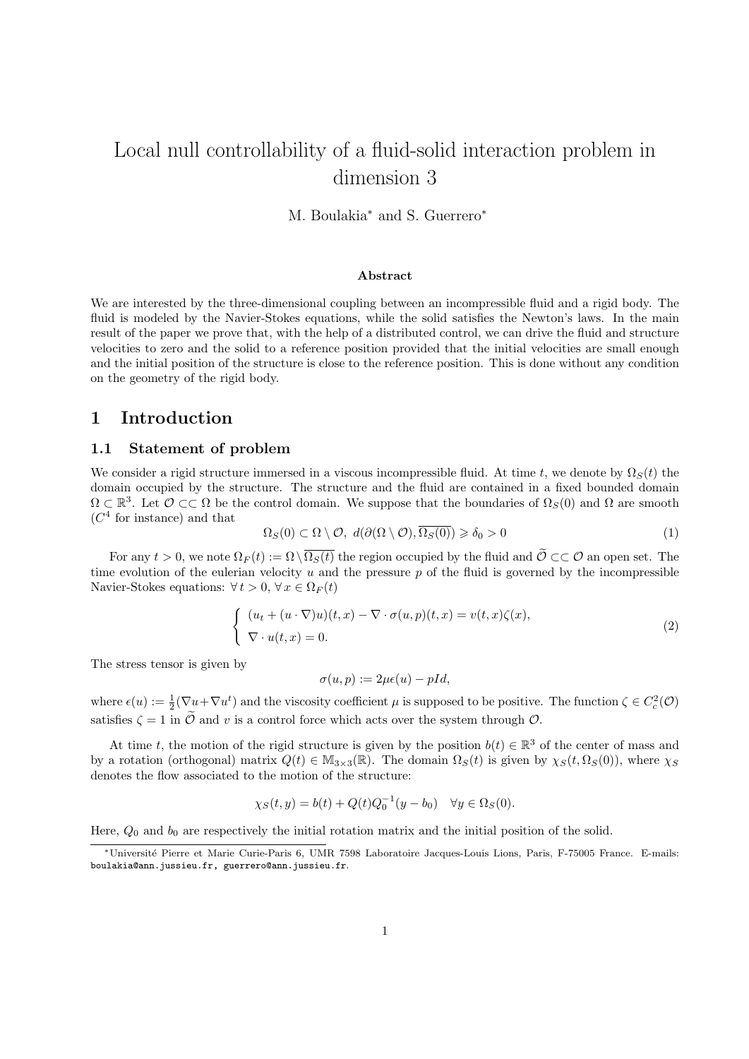# Local null controllability of a fluid-solid interaction problem in dimension 3

M. Boulakia* and S. Guerrero*

### Abstract

We are interested by the three-dimensional coupling between an incompressible fluid and a rigid body. The fluid is modeled by the Navier-Stokes equations, while the solid satisfies the Newton's laws. In the main result of the paper we prove that, with the help of a distributed control, we can drive the fluid and structure velocities to zero and the solid to a reference position provided that the initial velocities are small enough and the initial position of the structure is close to the reference position. This is done without any condition on the geometry of the rigid body.

## 1 Introduction

### 1.1 Statement of problem

We consider a rigid structure immersed in a viscous incompressible fluid. At time $t$, we denote by $\Omega_S(t)$ the domain occupied by the structure. The structure and the fluid are contained in a fixed bounded domain $\Omega \subset \mathbb{R}^3$. Let $\mathcal{O} \subset\subset \Omega$ be the control domain. We suppose that the boundaries of $\Omega_S(0)$ and $\Omega$ are smooth ($C^4$ for instance) and that

$$\Omega_S(0) \subset \Omega \setminus \mathcal{O}, \; d(\partial(\Omega \setminus \mathcal{O}), \overline{\Omega_S(0)}) \geqslant \delta_0 > 0 \tag{1}$$

For any $t > 0$, we note $\Omega_F(t) := \Omega \setminus \overline{\Omega_S(t)}$ the region occupied by the fluid and $\widetilde{\mathcal{O}} \subset\subset \mathcal{O}$ an open set. The time evolution of the eulerian velocity $u$ and the pressure $p$ of the fluid is governed by the incompressible Navier-Stokes equations: $\forall\, t > 0$, $\forall\, x \in \Omega_F(t)$

$$\left\{ \begin{array}{l} (u_t + (u \cdot \nabla)u)(t,x) - \nabla \cdot \sigma(u,p)(t,x) = v(t,x)\zeta(x), \\ \nabla \cdot u(t,x) = 0. \end{array} \right. \tag{2}$$

The stress tensor is given by

$$\sigma(u,p) := 2\mu\epsilon(u) - pId,$$

where $\epsilon(u) := \frac{1}{2}(\nabla u + \nabla u^t)$ and the viscosity coefficient $\mu$ is supposed to be positive. The function $\zeta \in C^2_c(\mathcal{O})$ satisfies $\zeta = 1$ in $\widetilde{\mathcal{O}}$ and $v$ is a control force which acts over the system through $\mathcal{O}$.

At time $t$, the motion of the rigid structure is given by the position $b(t) \in \mathbb{R}^3$ of the center of mass and by a rotation (orthogonal) matrix $Q(t) \in \mathbb{M}_{3\times 3}(\mathbb{R})$. The domain $\Omega_S(t)$ is given by $\chi_S(t, \Omega_S(0))$, where $\chi_S$ denotes the flow associated to the motion of the structure:

$$\chi_S(t,y) = b(t) + Q(t)Q_0^{-1}(y - b_0) \quad \forall y \in \Omega_S(0).$$

Here, $Q_0$ and $b_0$ are respectively the initial rotation matrix and the initial position of the solid.

*Université Pierre et Marie Curie-Paris 6, UMR 7598 Laboratoire Jacques-Louis Lions, Paris, F-75005 France. E-mails: boulakia@ann.jussieu.fr, guerrero@ann.jussieu.fr.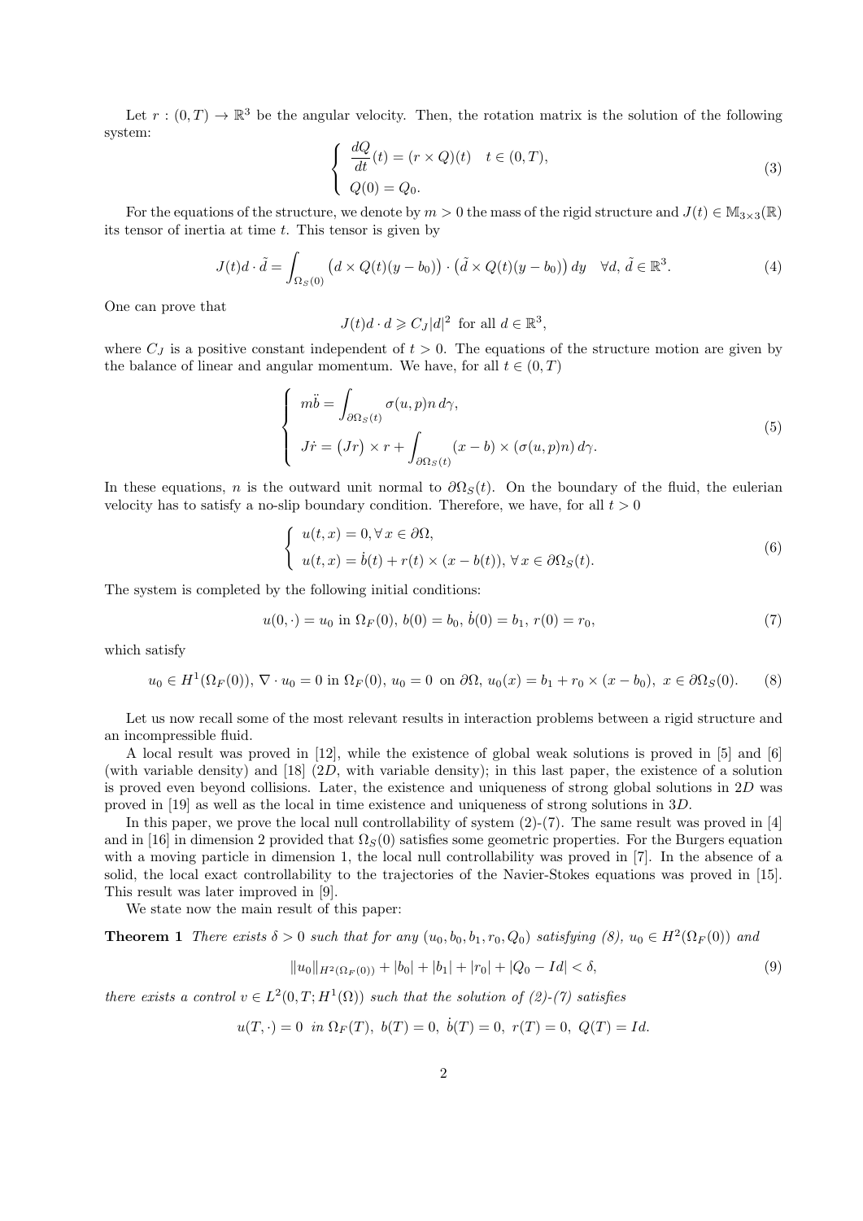Let $r : (0,T) \to \mathbb{R}^3$ be the angular velocity. Then, the rotation matrix is the solution of the following system:

$$\left\{ \begin{array}{l} \dfrac{dQ}{dt}(t) = (r \times Q)(t) \quad t \in (0,T), \\ Q(0) = Q_0. \end{array} \right. \tag{3}$$

For the equations of the structure, we denote by $m > 0$ the mass of the rigid structure and $J(t) \in \mathbb{M}_{3\times 3}(\mathbb{R})$ its tensor of inertia at time $t$. This tensor is given by

$$J(t)d \cdot \tilde{d} = \int_{\Omega_S(0)} \big(d \times Q(t)(y - b_0)\big) \cdot \big(\tilde{d} \times Q(t)(y - b_0)\big)\, dy \quad \forall d, \tilde{d} \in \mathbb{R}^3. \tag{4}$$

One can prove that

$$J(t)d \cdot d \geqslant C_J |d|^2 \text{ for all } d \in \mathbb{R}^3,$$

where $C_J$ is a positive constant independent of $t > 0$. The equations of the structure motion are given by the balance of linear and angular momentum. We have, for all $t \in (0,T)$

$$\left\{ \begin{array}{l} m\ddot{b} = \displaystyle\int_{\partial\Omega_S(t)} \sigma(u,p)n \, d\gamma, \\ J\dot{r} = \big(Jr\big) \times r + \displaystyle\int_{\partial\Omega_S(t)} (x - b) \times (\sigma(u,p)n)\, d\gamma. \end{array} \right. \tag{5}$$

In these equations, $n$ is the outward unit normal to $\partial\Omega_S(t)$. On the boundary of the fluid, the eulerian velocity has to satisfy a no-slip boundary condition. Therefore, we have, for all $t > 0$

$$\left\{ \begin{array}{l} u(t,x) = 0, \forall\, x \in \partial\Omega, \\ u(t,x) = \dot{b}(t) + r(t) \times (x - b(t)), \forall\, x \in \partial\Omega_S(t). \end{array} \right. \tag{6}$$

The system is completed by the following initial conditions:

$$u(0,\cdot) = u_0 \text{ in } \Omega_F(0),\ b(0) = b_0,\ \dot{b}(0) = b_1,\ r(0) = r_0, \tag{7}$$

which satisfy

$$u_0 \in H^1(\Omega_F(0)),\ \nabla \cdot u_0 = 0 \text{ in } \Omega_F(0),\ u_0 = 0 \text{ on } \partial\Omega,\ u_0(x) = b_1 + r_0 \times (x - b_0),\ x \in \partial\Omega_S(0). \tag{8}$$

Let us now recall some of the most relevant results in interaction problems between a rigid structure and an incompressible fluid.

A local result was proved in [12], while the existence of global weak solutions is proved in [5] and [6] (with variable density) and [18] ($2D$, with variable density); in this last paper, the existence of a solution is proved even beyond collisions. Later, the existence and uniqueness of strong global solutions in $2D$ was proved in [19] as well as the local in time existence and uniqueness of strong solutions in $3D$.

In this paper, we prove the local null controllability of system (2)-(7). The same result was proved in [4] and in [16] in dimension 2 provided that $\Omega_S(0)$ satisfies some geometric properties. For the Burgers equation with a moving particle in dimension 1, the local null controllability was proved in [7]. In the absence of a solid, the local exact controllability to the trajectories of the Navier-Stokes equations was proved in [15]. This result was later improved in [9].

We state now the main result of this paper:

**Theorem 1** *There exists $\delta > 0$ such that for any $(u_0, b_0, b_1, r_0, Q_0)$ satisfying (8), $u_0 \in H^2(\Omega_F(0))$ and*

$$\|u_0\|_{H^2(\Omega_F(0))} + |b_0| + |b_1| + |r_0| + |Q_0 - Id| < \delta, \tag{9}$$

*there exists a control $v \in L^2(0,T; H^1(\Omega))$ such that the solution of (2)-(7) satisfies*

$$u(T,\cdot) = 0 \ \text{ in } \Omega_F(T),\ b(T) = 0,\ \dot{b}(T) = 0,\ r(T) = 0,\ Q(T) = Id.$$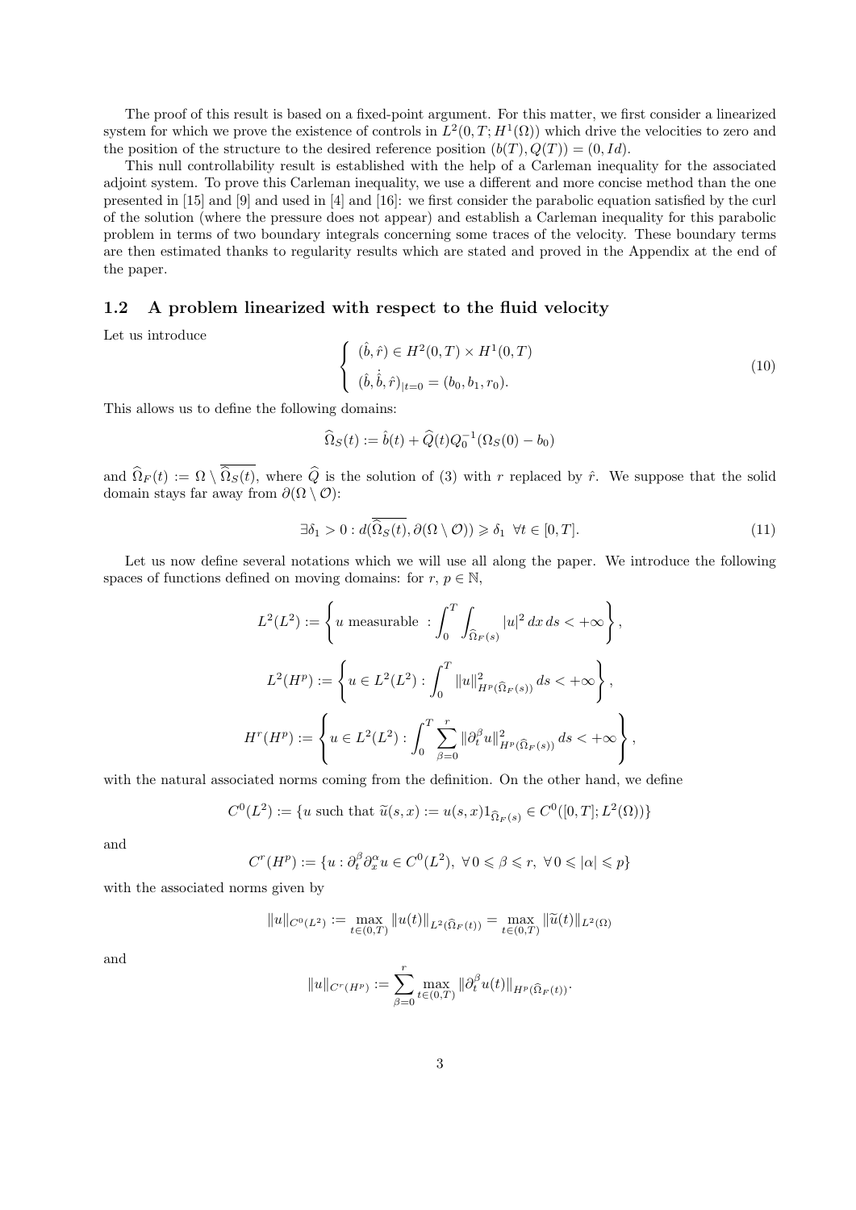The proof of this result is based on a fixed-point argument. For this matter, we first consider a linearized system for which we prove the existence of controls in $L^2(0,T;H^1(\Omega))$ which drive the velocities to zero and the position of the structure to the desired reference position $(b(T),Q(T))=(0,Id)$.

This null controllability result is established with the help of a Carleman inequality for the associated adjoint system. To prove this Carleman inequality, we use a different and more concise method than the one presented in [15] and [9] and used in [4] and [16]: we first consider the parabolic equation satisfied by the curl of the solution (where the pressure does not appear) and establish a Carleman inequality for this parabolic problem in terms of two boundary integrals concerning some traces of the velocity. These boundary terms are then estimated thanks to regularity results which are stated and proved in the Appendix at the end of the paper.

## 1.2 A problem linearized with respect to the fluid velocity

Let us introduce

$$
\left\{
\begin{array}{l}
(\hat{b},\hat{r}) \in H^2(0,T)\times H^1(0,T)\\
(\hat{b},\dot{\hat{b}},\hat{r})_{|t=0} = (b_0,b_1,r_0).
\end{array}
\right.
\tag{10}
$$

This allows us to define the following domains:

$$
\widehat{\Omega}_S(t) := \hat{b}(t) + \widehat{Q}(t)Q_0^{-1}(\Omega_S(0)-b_0)
$$

and $\widehat{\Omega}_F(t) := \Omega\setminus\overline{\widehat{\Omega}_S(t)}$, where $\widehat{Q}$ is the solution of (3) with $r$ replaced by $\hat{r}$. We suppose that the solid domain stays far away from $\partial(\Omega\setminus\mathcal{O})$:

$$
\exists \delta_1>0 : d(\overline{\widehat{\Omega}_S(t)}, \partial(\Omega\setminus\mathcal{O})) \geqslant \delta_1 \ \ \forall t\in[0,T].
\tag{11}
$$

Let us now define several notations which we will use all along the paper. We introduce the following spaces of functions defined on moving domains: for $r$, $p\in\mathbb{N}$,

$$
L^2(L^2) := \left\{ u \text{ measurable } : \int_0^T \int_{\widehat{\Omega}_F(s)} |u|^2\,dx\,ds < +\infty \right\},
$$

$$
L^2(H^p) := \left\{ u\in L^2(L^2) : \int_0^T \|u\|^2_{H^p(\widehat{\Omega}_F(s))}\,ds < +\infty \right\},
$$

$$
H^r(H^p) := \left\{ u\in L^2(L^2) : \int_0^T \sum_{\beta=0}^{r} \|\partial_t^\beta u\|^2_{H^p(\widehat{\Omega}_F(s))}\,ds < +\infty \right\},
$$

with the natural associated norms coming from the definition. On the other hand, we define

$$
C^0(L^2) := \{u \text{ such that } \widetilde{u}(s,x) := u(s,x)1_{\widehat{\Omega}_F(s)} \in C^0([0,T];L^2(\Omega))\}
$$

and

$$
C^r(H^p) := \{u : \partial_t^\beta \partial_x^\alpha u \in C^0(L^2),\ \forall\, 0\leqslant \beta\leqslant r,\ \forall\, 0\leqslant |\alpha|\leqslant p\}
$$

with the associated norms given by

$$
\|u\|_{C^0(L^2)} := \max_{t\in(0,T)} \|u(t)\|_{L^2(\widehat{\Omega}_F(t))} = \max_{t\in(0,T)} \|\widetilde{u}(t)\|_{L^2(\Omega)}
$$

and

$$
\|u\|_{C^r(H^p)} := \sum_{\beta=0}^{r} \max_{t\in(0,T)} \|\partial_t^\beta u(t)\|_{H^p(\widehat{\Omega}_F(t))}.
$$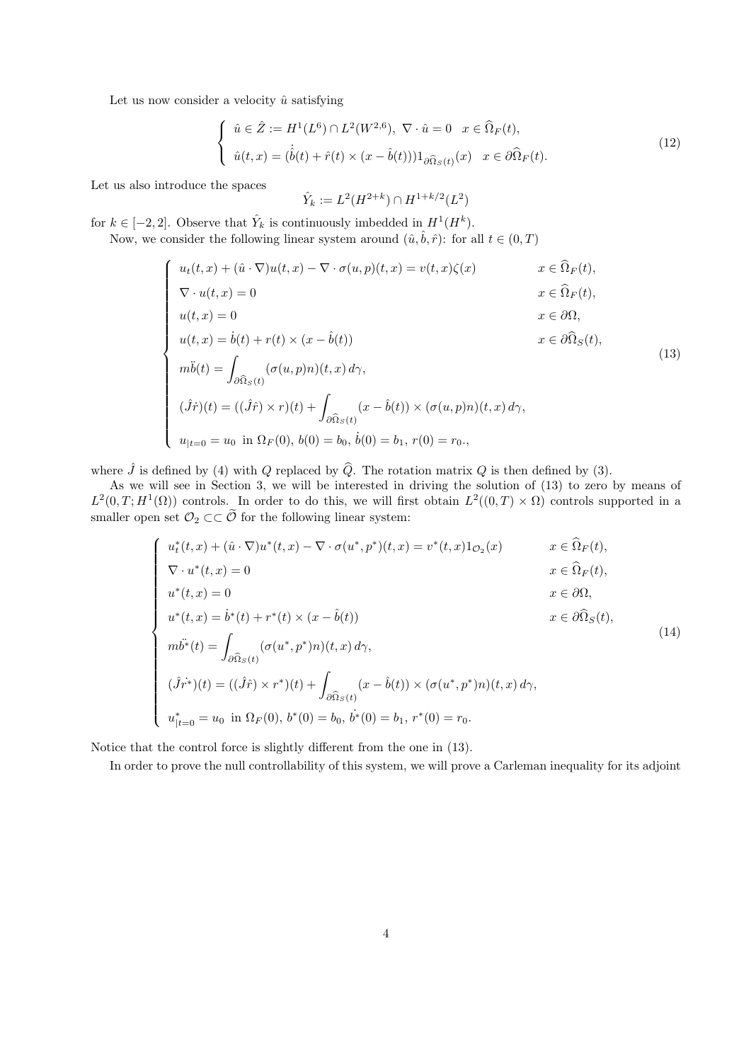Let us now consider a velocity $\hat{u}$ satisfying

$$
\left\{
\begin{array}{ll}
\hat{u} \in \hat{Z} := H^1(L^6) \cap L^2(W^{2,6}),\ \nabla \cdot \hat{u} = 0 \quad x \in \widehat{\Omega}_F(t), \\
\hat{u}(t,x) = (\dot{\hat{b}}(t) + \hat{r}(t) \times (x - \hat{b}(t)))1_{\partial \widehat{\Omega}_S(t)}(x) \quad x \in \partial \widehat{\Omega}_F(t).
\end{array}
\right.
\tag{12}
$$

Let us also introduce the spaces

$$
\hat{Y}_k := L^2(H^{2+k}) \cap H^{1+k/2}(L^2)
$$

for $k \in [-2, 2]$. Observe that $\hat{Y}_k$ is continuously imbedded in $H^1(H^k)$.

Now, we consider the following linear system around $(\hat{u}, \hat{b}, \hat{r})$: for all $t \in (0,T)$

$$
\left\{
\begin{array}{ll}
u_t(t,x) + (\hat{u} \cdot \nabla)u(t,x) - \nabla \cdot \sigma(u,p)(t,x) = v(t,x)\zeta(x) & x \in \widehat{\Omega}_F(t), \\
\nabla \cdot u(t,x) = 0 & x \in \widehat{\Omega}_F(t), \\
u(t,x) = 0 & x \in \partial\Omega, \\
u(t,x) = \dot{b}(t) + r(t) \times (x - \hat{b}(t)) & x \in \partial\widehat{\Omega}_S(t), \\
m\ddot{b}(t) = \displaystyle\int_{\partial\widehat{\Omega}_S(t)} (\sigma(u,p)n)(t,x)\, d\gamma, & \\
(\hat{J}\dot{r})(t) = ((\hat{J}\hat{r}) \times r)(t) + \displaystyle\int_{\partial\widehat{\Omega}_S(t)} (x - \hat{b}(t)) \times (\sigma(u,p)n)(t,x)\, d\gamma, & \\
u_{|t=0} = u_0 \ \text{ in } \Omega_F(0),\ b(0) = b_0,\ \dot{b}(0) = b_1,\ r(0) = r_0., &
\end{array}
\right.
\tag{13}
$$

where $\hat{J}$ is defined by (4) with $Q$ replaced by $\widehat{Q}$. The rotation matrix $Q$ is then defined by (3).

As we will see in Section 3, we will be interested in driving the solution of (13) to zero by means of $L^2(0,T;H^1(\Omega))$ controls. In order to do this, we will first obtain $L^2((0,T) \times \Omega)$ controls supported in a smaller open set $\mathcal{O}_2 \subset\subset \widetilde{\mathcal{O}}$ for the following linear system:

$$
\left\{
\begin{array}{ll}
u^*_t(t,x) + (\hat{u} \cdot \nabla)u^*(t,x) - \nabla \cdot \sigma(u^*,p^*)(t,x) = v^*(t,x)1_{\mathcal{O}_2}(x) & x \in \widehat{\Omega}_F(t), \\
\nabla \cdot u^*(t,x) = 0 & x \in \widehat{\Omega}_F(t), \\
u^*(t,x) = 0 & x \in \partial\Omega, \\
u^*(t,x) = \dot{b}^*(t) + r^*(t) \times (x - \hat{b}(t)) & x \in \partial\widehat{\Omega}_S(t), \\
m\ddot{b^*}(t) = \displaystyle\int_{\partial\widehat{\Omega}_S(t)} (\sigma(u^*,p^*)n)(t,x)\, d\gamma, & \\
(\hat{J}\dot{r^*})(t) = ((\hat{J}\hat{r}) \times r^*)(t) + \displaystyle\int_{\partial\widehat{\Omega}_S(t)} (x - \hat{b}(t)) \times (\sigma(u^*,p^*)n)(t,x)\, d\gamma, & \\
u^*_{|t=0} = u_0 \ \text{ in } \Omega_F(0),\ b^*(0) = b_0,\ \dot{b^*}(0) = b_1,\ r^*(0) = r_0. &
\end{array}
\right.
\tag{14}
$$

Notice that the control force is slightly different from the one in (13).

In order to prove the null controllability of this system, we will prove a Carleman inequality for its adjoint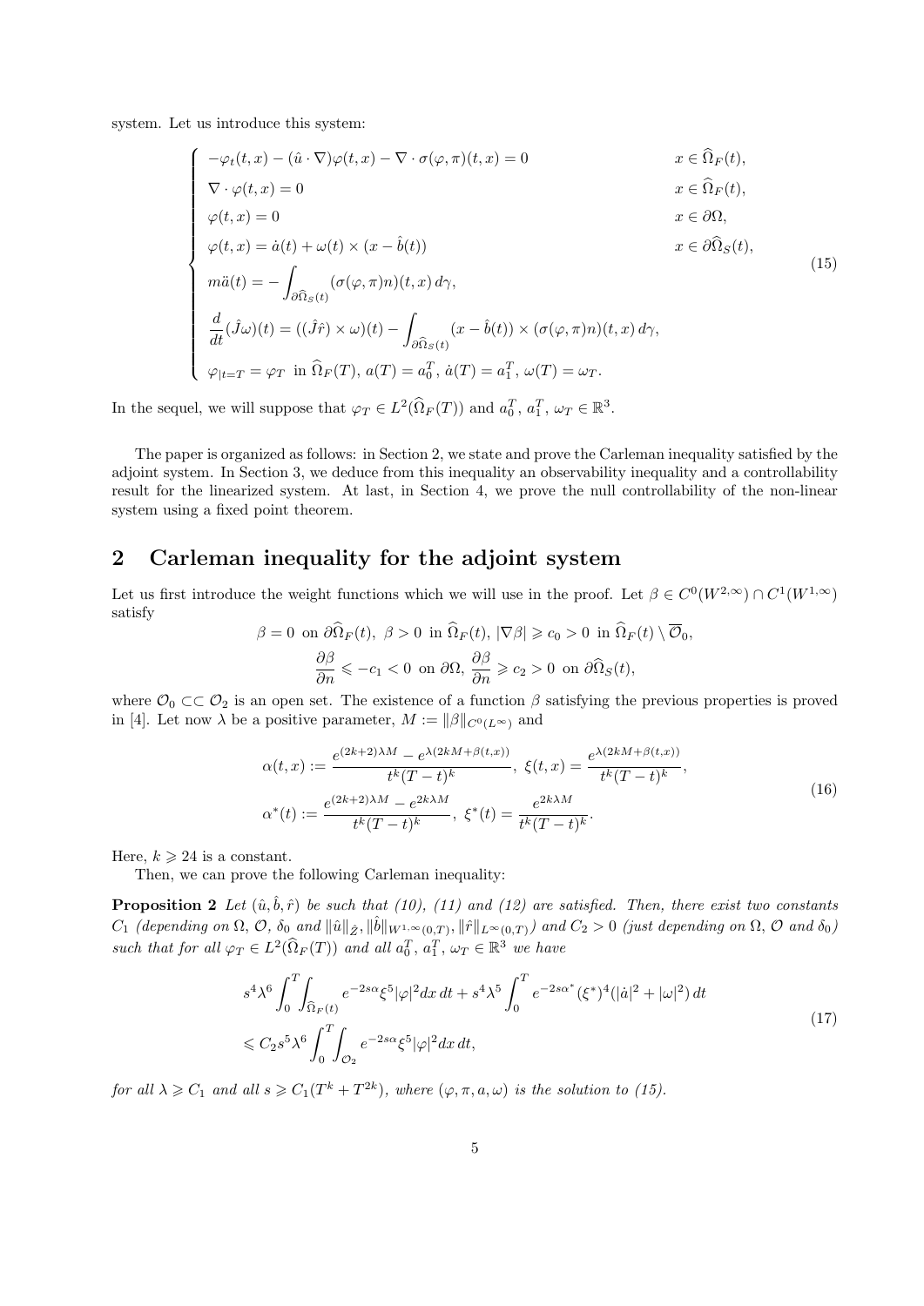system. Let us introduce this system:

$$
\begin{cases}
-\varphi_t(t,x) - (\hat{u}\cdot\nabla)\varphi(t,x) - \nabla\cdot\sigma(\varphi,\pi)(t,x) = 0 & x \in \widehat{\Omega}_F(t), \\
\nabla\cdot\varphi(t,x) = 0 & x \in \widehat{\Omega}_F(t), \\
\varphi(t,x) = 0 & x \in \partial\Omega, \\
\varphi(t,x) = \dot{a}(t) + \omega(t)\times(x-\hat{b}(t)) & x \in \partial\widehat{\Omega}_S(t), \\
m\ddot{a}(t) = -\displaystyle\int_{\partial\widehat{\Omega}_S(t)} (\sigma(\varphi,\pi)n)(t,x)\,d\gamma, & \\
\dfrac{d}{dt}(\hat{J}\omega)(t) = ((\hat{J}\hat{r})\times\omega)(t) - \displaystyle\int_{\partial\widehat{\Omega}_S(t)} (x-\hat{b}(t))\times(\sigma(\varphi,\pi)n)(t,x)\,d\gamma, & \\
\varphi_{|t=T} = \varphi_T \text{ in } \widehat{\Omega}_F(T),\ a(T) = a_0^T,\ \dot{a}(T) = a_1^T,\ \omega(T) = \omega_T. &
\end{cases}
\tag{15}
$$

In the sequel, we will suppose that $\varphi_T \in L^2(\widehat{\Omega}_F(T))$ and $a_0^T,\ a_1^T,\ \omega_T \in \mathbb{R}^3$.

The paper is organized as follows: in Section 2, we state and prove the Carleman inequality satisfied by the adjoint system. In Section 3, we deduce from this inequality an observability inequality and a controllability result for the linearized system. At last, in Section 4, we prove the null controllability of the non-linear system using a fixed point theorem.

## 2 Carleman inequality for the adjoint system

Let us first introduce the weight functions which we will use in the proof. Let $\beta \in C^0(W^{2,\infty}) \cap C^1(W^{1,\infty})$ satisfy

$$
\beta = 0 \text{ on } \partial\widehat{\Omega}_F(t),\ \beta > 0 \text{ in } \widehat{\Omega}_F(t),\ |\nabla\beta| \geqslant c_0 > 0 \text{ in } \widehat{\Omega}_F(t)\setminus\overline{\mathcal{O}}_0,
$$
$$
\frac{\partial\beta}{\partial n} \leqslant -c_1 < 0 \text{ on } \partial\Omega,\ \frac{\partial\beta}{\partial n} \geqslant c_2 > 0 \text{ on } \partial\widehat{\Omega}_S(t),
$$

where $\mathcal{O}_0 \subset\subset \mathcal{O}_2$ is an open set. The existence of a function $\beta$ satisfying the previous properties is proved in [4]. Let now $\lambda$ be a positive parameter, $M := \|\beta\|_{C^0(L^\infty)}$ and

$$
\begin{aligned}
\alpha(t,x) &:= \frac{e^{(2k+2)\lambda M} - e^{\lambda(2kM+\beta(t,x))}}{t^k(T-t)^k},\ \xi(t,x) = \frac{e^{\lambda(2kM+\beta(t,x))}}{t^k(T-t)^k}, \\
\alpha^*(t) &:= \frac{e^{(2k+2)\lambda M} - e^{2k\lambda M}}{t^k(T-t)^k},\ \xi^*(t) = \frac{e^{2k\lambda M}}{t^k(T-t)^k}.
\end{aligned}
\tag{16}
$$

Here, $k \geqslant 24$ is a constant.

Then, we can prove the following Carleman inequality:

**Proposition 2** *Let $(\hat{u},\hat{b},\hat{r})$ be such that (10), (11) and (12) are satisfied. Then, there exist two constants $C_1$ (depending on $\Omega$, $\mathcal{O}$, $\delta_0$ and $\|\hat{u}\|_{\hat{Z}}, \|\dot{\hat{b}}\|_{W^{1,\infty}(0,T)}, \|\hat{r}\|_{L^\infty(0,T)}$) and $C_2 > 0$ (just depending on $\Omega$, $\mathcal{O}$ and $\delta_0$) such that for all $\varphi_T \in L^2(\widehat{\Omega}_F(T))$ and all $a_0^T,\ a_1^T,\ \omega_T \in \mathbb{R}^3$ we have*

$$
\begin{aligned}
&s^4\lambda^6 \int_0^T\int_{\widehat{\Omega}_F(t)} e^{-2s\alpha}\xi^5|\varphi|^2 dx\,dt + s^4\lambda^5 \int_0^T e^{-2s\alpha^*}(\xi^*)^4(|\dot{a}|^2 + |\omega|^2)\,dt \\
&\leqslant C_2 s^5\lambda^6 \int_0^T\int_{\mathcal{O}_2} e^{-2s\alpha}\xi^5|\varphi|^2 dx\,dt,
\end{aligned}
\tag{17}
$$

*for all $\lambda \geqslant C_1$ and all $s \geqslant C_1(T^k + T^{2k})$, where $(\varphi,\pi,a,\omega)$ is the solution to (15).*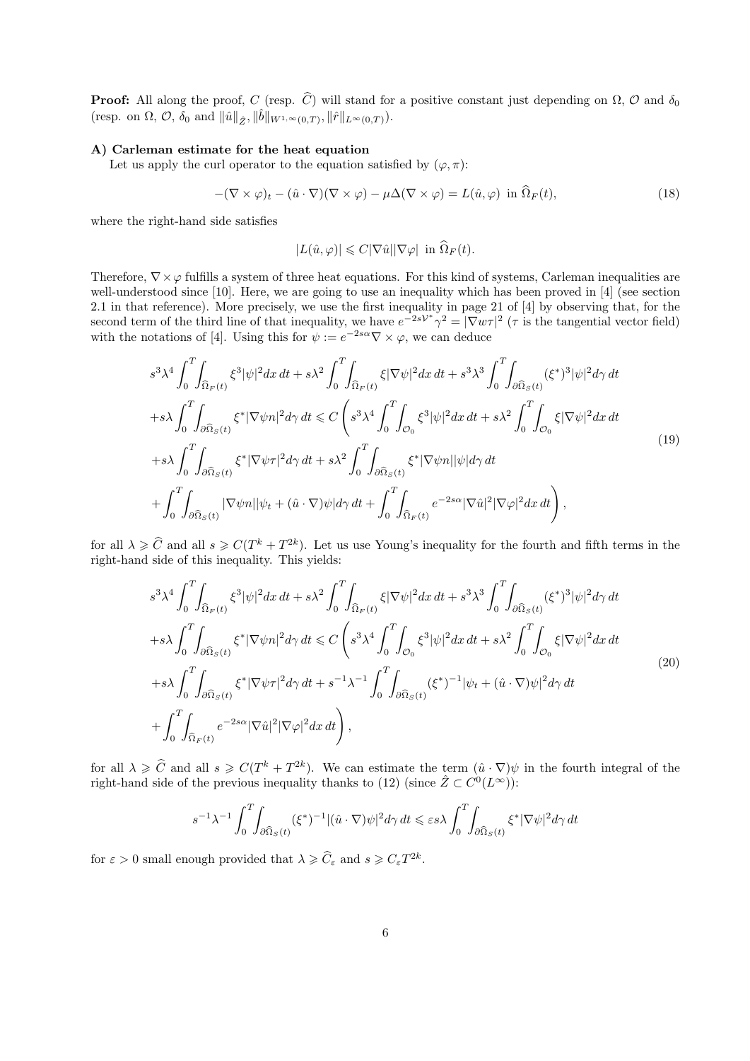**Proof:** All along the proof, $C$ (resp. $\widehat{C}$) will stand for a positive constant just depending on $\Omega$, $\mathcal{O}$ and $\delta_0$ (resp. on $\Omega$, $\mathcal{O}$, $\delta_0$ and $\|\hat{u}\|_{\hat{Z}}, \|\hat{b}\|_{W^{1,\infty}(0,T)}, \|\hat{r}\|_{L^\infty(0,T)}$).

**A) Carleman estimate for the heat equation**

Let us apply the curl operator to the equation satisfied by $(\varphi, \pi)$:

$$
-(\nabla\times\varphi)_t - (\hat{u}\cdot\nabla)(\nabla\times\varphi) - \mu\Delta(\nabla\times\varphi) = L(\hat{u},\varphi) \text{ in } \widehat{\Omega}_F(t), \tag{18}
$$

where the right-hand side satisfies

$$
|L(\hat{u},\varphi)| \leqslant C|\nabla\hat{u}||\nabla\varphi| \text{ in } \widehat{\Omega}_F(t).
$$

Therefore, $\nabla\times\varphi$ fulfills a system of three heat equations. For this kind of systems, Carleman inequalities are well-understood since [10]. Here, we are going to use an inequality which has been proved in [4] (see section 2.1 in that reference). More precisely, we use the first inequality in page 21 of [4] by observing that, for the second term of the third line of that inequality, we have $e^{-2s\mathcal{V}^*}\gamma^2 = |\nabla w\tau|^2$ ($\tau$ is the tangential vector field) with the notations of [4]. Using this for $\psi := e^{-2s\alpha}\nabla\times\varphi$, we can deduce

$$
\begin{aligned}
&s^3\lambda^4\int_0^T\!\!\int_{\widehat{\Omega}_F(t)}\xi^3|\psi|^2dx\,dt + s\lambda^2\int_0^T\!\!\int_{\widehat{\Omega}_F(t)}\xi|\nabla\psi|^2dx\,dt + s^3\lambda^3\int_0^T\!\!\int_{\partial\widehat{\Omega}_S(t)}(\xi^*)^3|\psi|^2d\gamma\,dt\\
&+s\lambda\int_0^T\!\!\int_{\partial\widehat{\Omega}_S(t)}\xi^*|\nabla\psi n|^2d\gamma\,dt \leqslant C\left(s^3\lambda^4\int_0^T\!\!\int_{\mathcal{O}_0}\xi^3|\psi|^2dx\,dt + s\lambda^2\int_0^T\!\!\int_{\mathcal{O}_0}\xi|\nabla\psi|^2dx\,dt\right.\\
&+s\lambda\int_0^T\!\!\int_{\partial\widehat{\Omega}_S(t)}\xi^*|\nabla\psi\tau|^2d\gamma\,dt + s\lambda^2\int_0^T\!\!\int_{\partial\widehat{\Omega}_S(t)}\xi^*|\nabla\psi n||\psi|d\gamma\,dt\\
&\left.+\int_0^T\!\!\int_{\partial\widehat{\Omega}_S(t)}|\nabla\psi n||\psi_t + (\hat{u}\cdot\nabla)\psi|d\gamma\,dt + \int_0^T\!\!\int_{\widehat{\Omega}_F(t)}e^{-2s\alpha}|\nabla\hat{u}|^2|\nabla\varphi|^2dx\,dt\right),
\end{aligned} \tag{19}
$$

for all $\lambda \geqslant \widehat{C}$ and all $s \geqslant C(T^k + T^{2k})$. Let us use Young's inequality for the fourth and fifth terms in the right-hand side of this inequality. This yields:

$$
\begin{aligned}
&s^3\lambda^4\int_0^T\!\!\int_{\widehat{\Omega}_F(t)}\xi^3|\psi|^2dx\,dt + s\lambda^2\int_0^T\!\!\int_{\widehat{\Omega}_F(t)}\xi|\nabla\psi|^2dx\,dt + s^3\lambda^3\int_0^T\!\!\int_{\partial\widehat{\Omega}_S(t)}(\xi^*)^3|\psi|^2d\gamma\,dt\\
&+s\lambda\int_0^T\!\!\int_{\partial\widehat{\Omega}_S(t)}\xi^*|\nabla\psi n|^2d\gamma\,dt \leqslant C\left(s^3\lambda^4\int_0^T\!\!\int_{\mathcal{O}_0}\xi^3|\psi|^2dx\,dt + s\lambda^2\int_0^T\!\!\int_{\mathcal{O}_0}\xi|\nabla\psi|^2dx\,dt\right.\\
&+s\lambda\int_0^T\!\!\int_{\partial\widehat{\Omega}_S(t)}\xi^*|\nabla\psi\tau|^2d\gamma\,dt + s^{-1}\lambda^{-1}\int_0^T\!\!\int_{\partial\widehat{\Omega}_S(t)}(\xi^*)^{-1}|\psi_t + (\hat{u}\cdot\nabla)\psi|^2d\gamma\,dt\\
&\left.+\int_0^T\!\!\int_{\widehat{\Omega}_F(t)}e^{-2s\alpha}|\nabla\hat{u}|^2|\nabla\varphi|^2dx\,dt\right),
\end{aligned} \tag{20}
$$

for all $\lambda \geqslant \widehat{C}$ and all $s \geqslant C(T^k + T^{2k})$. We can estimate the term $(\hat{u}\cdot\nabla)\psi$ in the fourth integral of the right-hand side of the previous inequality thanks to (12) (since $\hat{Z} \subset C^0(L^\infty)$):

$$
s^{-1}\lambda^{-1}\int_0^T\!\!\int_{\partial\widehat{\Omega}_S(t)}(\xi^*)^{-1}|(\hat{u}\cdot\nabla)\psi|^2d\gamma\,dt \leqslant \varepsilon s\lambda\int_0^T\!\!\int_{\partial\widehat{\Omega}_S(t)}\xi^*|\nabla\psi|^2d\gamma\,dt
$$

for $\varepsilon > 0$ small enough provided that $\lambda \geqslant \widehat{C}_\varepsilon$ and $s \geqslant C_\varepsilon T^{2k}$.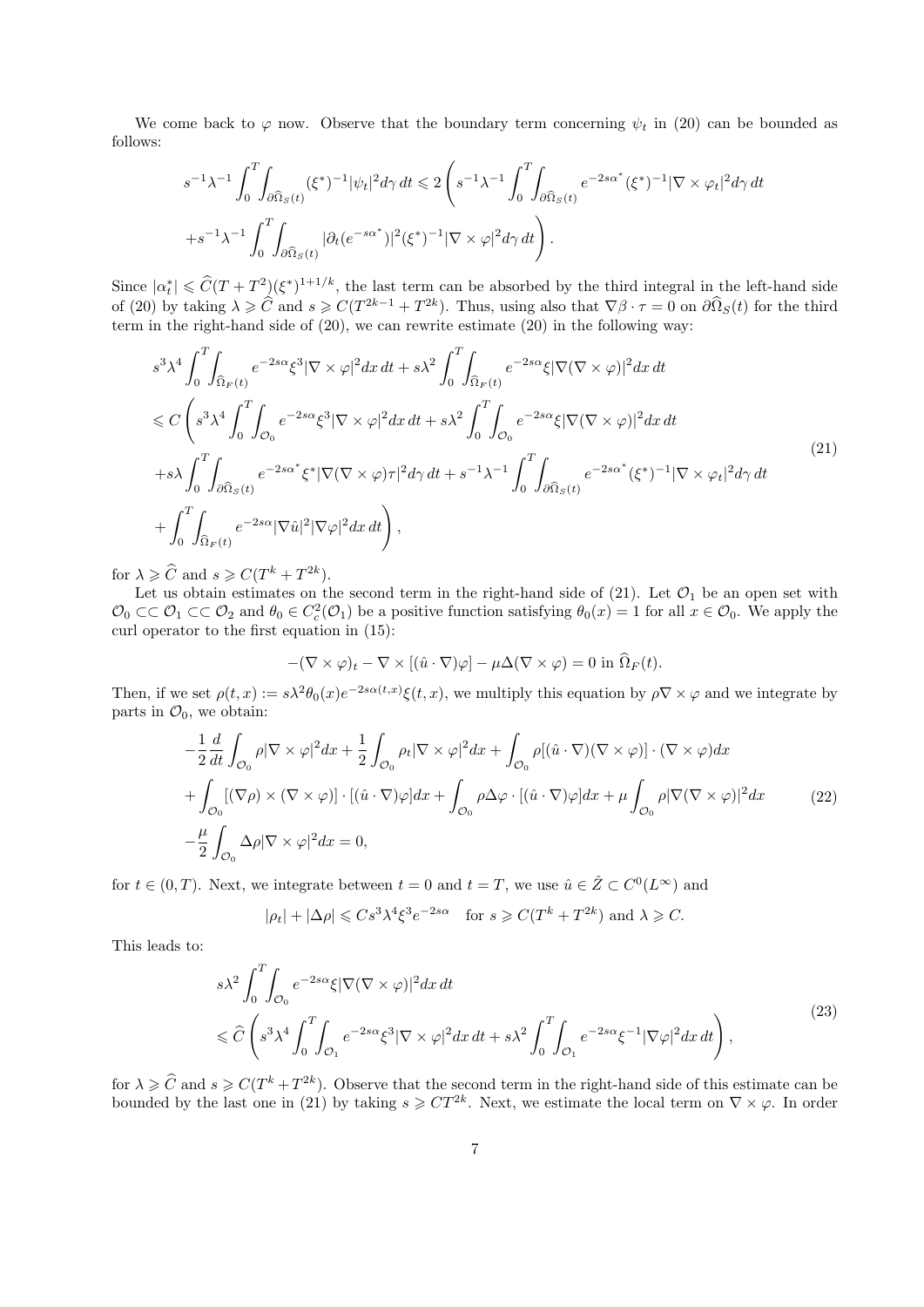We come back to $\varphi$ now. Observe that the boundary term concerning $\psi_t$ in (20) can be bounded as follows:

$$
s^{-1}\lambda^{-1}\int_0^T\!\!\int_{\partial\widehat{\Omega}_S(t)}(\xi^*)^{-1}|\psi_t|^2 d\gamma\,dt \leqslant 2\left(s^{-1}\lambda^{-1}\int_0^T\!\!\int_{\partial\widehat{\Omega}_S(t)} e^{-2s\alpha^*}(\xi^*)^{-1}|\nabla\times\varphi_t|^2 d\gamma\,dt\right.
$$
$$
\left.+s^{-1}\lambda^{-1}\int_0^T\!\!\int_{\partial\widehat{\Omega}_S(t)} |\partial_t(e^{-s\alpha^*})|^2(\xi^*)^{-1}|\nabla\times\varphi|^2 d\gamma\,dt\right).
$$

Since $|\alpha_t^*| \leqslant \widehat{C}(T+T^2)(\xi^*)^{1+1/k}$, the last term can be absorbed by the third integral in the left-hand side of (20) by taking $\lambda \geqslant \widehat{C}$ and $s \geqslant C(T^{2k-1}+T^{2k})$. Thus, using also that $\nabla\beta\cdot\tau = 0$ on $\partial\widehat{\Omega}_S(t)$ for the third term in the right-hand side of (20), we can rewrite estimate (20) in the following way:

$$
\begin{aligned}
&s^3\lambda^4\int_0^T\!\!\int_{\widehat{\Omega}_F(t)} e^{-2s\alpha}\xi^3|\nabla\times\varphi|^2 dx\,dt + s\lambda^2\int_0^T\!\!\int_{\widehat{\Omega}_F(t)} e^{-2s\alpha}\xi|\nabla(\nabla\times\varphi)|^2 dx\,dt\\
&\leqslant C\left(s^3\lambda^4\int_0^T\!\!\int_{\mathcal{O}_0} e^{-2s\alpha}\xi^3|\nabla\times\varphi|^2 dx\,dt + s\lambda^2\int_0^T\!\!\int_{\mathcal{O}_0} e^{-2s\alpha}\xi|\nabla(\nabla\times\varphi)|^2 dx\,dt\right.\\
&+s\lambda\int_0^T\!\!\int_{\partial\widehat{\Omega}_S(t)} e^{-2s\alpha^*}\xi^*|\nabla(\nabla\times\varphi)\tau|^2 d\gamma\,dt + s^{-1}\lambda^{-1}\int_0^T\!\!\int_{\partial\widehat{\Omega}_S(t)} e^{-2s\alpha^*}(\xi^*)^{-1}|\nabla\times\varphi_t|^2 d\gamma\,dt\\
&\left.+\int_0^T\!\!\int_{\widehat{\Omega}_F(t)} e^{-2s\alpha}|\nabla\hat{u}|^2|\nabla\varphi|^2 dx\,dt\right),
\end{aligned}
\tag{21}
$$

for $\lambda \geqslant \widehat{C}$ and $s \geqslant C(T^k + T^{2k})$.

Let us obtain estimates on the second term in the right-hand side of (21). Let $\mathcal{O}_1$ be an open set with $\mathcal{O}_0 \subset\subset \mathcal{O}_1 \subset\subset \mathcal{O}_2$ and $\theta_0 \in C_c^2(\mathcal{O}_1)$ be a positive function satisfying $\theta_0(x) = 1$ for all $x \in \mathcal{O}_0$. We apply the curl operator to the first equation in (15):

$$
-(\nabla\times\varphi)_t - \nabla\times[(\hat{u}\cdot\nabla)\varphi] - \mu\Delta(\nabla\times\varphi) = 0 \text{ in } \widehat{\Omega}_F(t).
$$

Then, if we set $\rho(t,x) := s\lambda^2\theta_0(x)e^{-2s\alpha(t,x)}\xi(t,x)$, we multiply this equation by $\rho\nabla\times\varphi$ and we integrate by parts in $\mathcal{O}_0$, we obtain:

$$
\begin{aligned}
&-\frac{1}{2}\frac{d}{dt}\int_{\mathcal{O}_0}\rho|\nabla\times\varphi|^2 dx + \frac{1}{2}\int_{\mathcal{O}_0}\rho_t|\nabla\times\varphi|^2 dx + \int_{\mathcal{O}_0}\rho[(\hat{u}\cdot\nabla)(\nabla\times\varphi)]\cdot(\nabla\times\varphi)dx\\
&+\int_{\mathcal{O}_0}[(\nabla\rho)\times(\nabla\times\varphi)]\cdot[(\hat{u}\cdot\nabla)\varphi]dx + \int_{\mathcal{O}_0}\rho\Delta\varphi\cdot[(\hat{u}\cdot\nabla)\varphi]dx + \mu\int_{\mathcal{O}_0}\rho|\nabla(\nabla\times\varphi)|^2 dx\\
&-\frac{\mu}{2}\int_{\mathcal{O}_0}\Delta\rho|\nabla\times\varphi|^2 dx = 0,
\end{aligned}
\tag{22}
$$

for $t \in (0,T)$. Next, we integrate between $t = 0$ and $t = T$, we use $\hat{u} \in \hat{Z} \subset C^0(L^\infty)$ and

$$
|\rho_t| + |\Delta\rho| \leqslant Cs^3\lambda^4\xi^3 e^{-2s\alpha} \quad \text{for } s \geqslant C(T^k + T^{2k}) \text{ and } \lambda \geqslant C.
$$

This leads to:

$$
\begin{aligned}
&s\lambda^2\int_0^T\!\!\int_{\mathcal{O}_0} e^{-2s\alpha}\xi|\nabla(\nabla\times\varphi)|^2 dx\,dt\\
&\leqslant \widehat{C}\left(s^3\lambda^4\int_0^T\!\!\int_{\mathcal{O}_1} e^{-2s\alpha}\xi^3|\nabla\times\varphi|^2 dx\,dt + s\lambda^2\int_0^T\!\!\int_{\mathcal{O}_1} e^{-2s\alpha}\xi^{-1}|\nabla\varphi|^2 dx\,dt\right),
\end{aligned}
\tag{23}
$$

for $\lambda \geqslant \widehat{C}$ and $s \geqslant C(T^k + T^{2k})$. Observe that the second term in the right-hand side of this estimate can be bounded by the last one in (21) by taking $s \geqslant CT^{2k}$. Next, we estimate the local term on $\nabla\times\varphi$. In order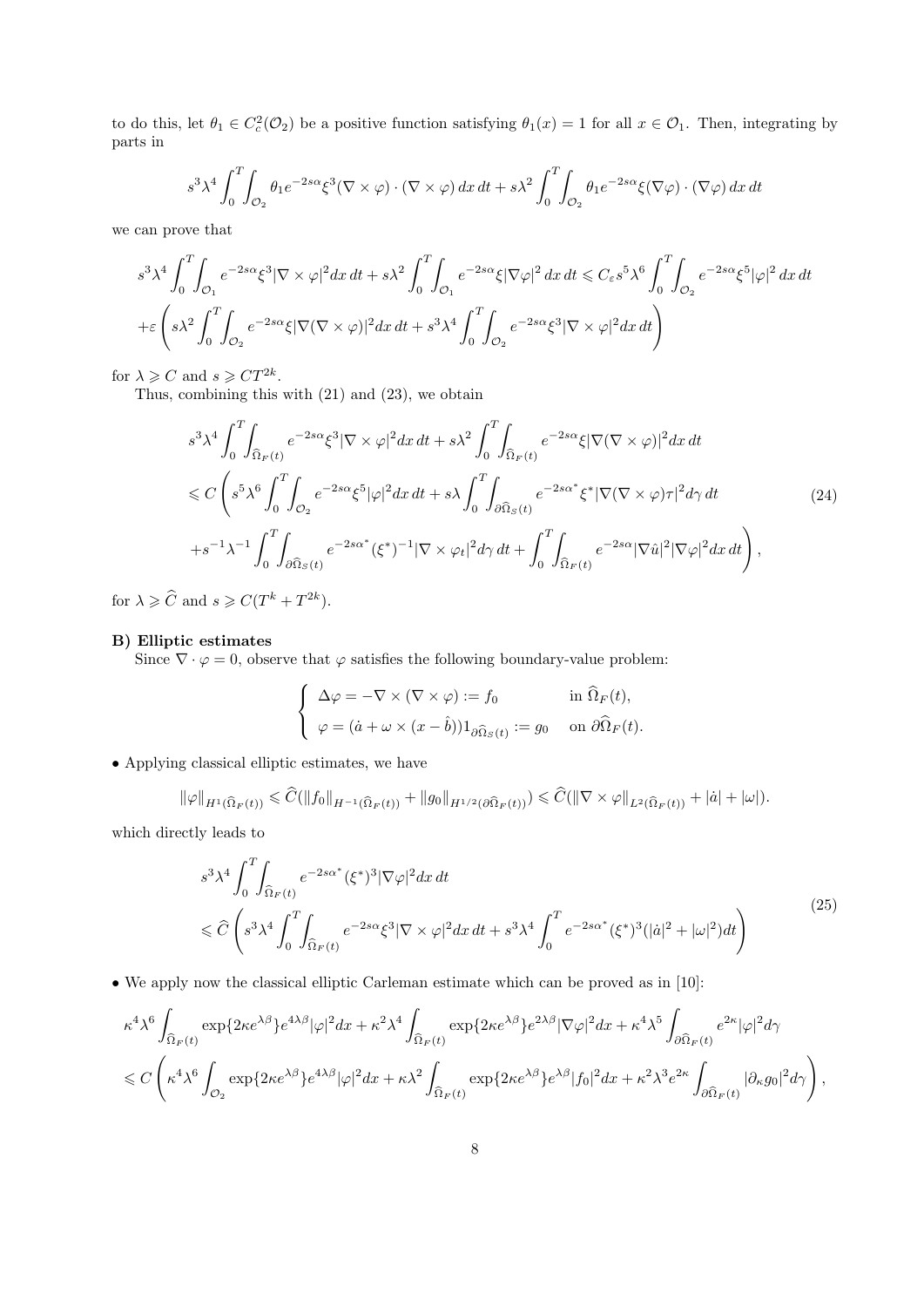to do this, let $\theta_1 \in C_c^2(\mathcal{O}_2)$ be a positive function satisfying $\theta_1(x) = 1$ for all $x \in \mathcal{O}_1$. Then, integrating by parts in

$$
s^3\lambda^4 \int_0^T\int_{\mathcal{O}_2} \theta_1 e^{-2s\alpha}\xi^3 (\nabla\times\varphi)\cdot(\nabla\times\varphi)\,dx\,dt + s\lambda^2\int_0^T\int_{\mathcal{O}_2}\theta_1 e^{-2s\alpha}\xi(\nabla\varphi)\cdot(\nabla\varphi)\,dx\,dt
$$

we can prove that

$$
s^3\lambda^4\int_0^T\int_{\mathcal{O}_1} e^{-2s\alpha}\xi^3|\nabla\times\varphi|^2dx\,dt + s\lambda^2\int_0^T\int_{\mathcal{O}_1} e^{-2s\alpha}\xi|\nabla\varphi|^2\,dx\,dt \leqslant C_\varepsilon s^5\lambda^6\int_0^T\int_{\mathcal{O}_2} e^{-2s\alpha}\xi^5|\varphi|^2\,dx\,dt
$$
$$
+\varepsilon\left(s\lambda^2\int_0^T\int_{\mathcal{O}_2} e^{-2s\alpha}\xi|\nabla(\nabla\times\varphi)|^2dx\,dt + s^3\lambda^4\int_0^T\int_{\mathcal{O}_2} e^{-2s\alpha}\xi^3|\nabla\times\varphi|^2dx\,dt\right)
$$

for $\lambda \geqslant C$ and $s \geqslant CT^{2k}$.

Thus, combining this with (21) and (23), we obtain

$$
\begin{aligned}
&s^3\lambda^4\int_0^T\int_{\widehat{\Omega}_F(t)} e^{-2s\alpha}\xi^3|\nabla\times\varphi|^2dx\,dt + s\lambda^2\int_0^T\int_{\widehat{\Omega}_F(t)} e^{-2s\alpha}\xi|\nabla(\nabla\times\varphi)|^2dx\,dt \\
&\leqslant C\left(s^5\lambda^6\int_0^T\int_{\mathcal{O}_2} e^{-2s\alpha}\xi^5|\varphi|^2dx\,dt + s\lambda\int_0^T\int_{\partial\widehat{\Omega}_S(t)} e^{-2s\alpha^*}\xi^*|\nabla(\nabla\times\varphi)\tau|^2d\gamma\,dt\right. \\
&\left.+s^{-1}\lambda^{-1}\int_0^T\int_{\partial\widehat{\Omega}_S(t)} e^{-2s\alpha^*}(\xi^*)^{-1}|\nabla\times\varphi_t|^2d\gamma\,dt + \int_0^T\int_{\widehat{\Omega}_F(t)} e^{-2s\alpha}|\nabla\hat{u}|^2|\nabla\varphi|^2dx\,dt\right),
\end{aligned}
\tag{24}
$$

for $\lambda \geqslant \widehat{C}$ and $s \geqslant C(T^k + T^{2k})$.

**B) Elliptic estimates**

Since $\nabla\cdot\varphi = 0$, observe that $\varphi$ satisfies the following boundary-value problem:

$$
\begin{cases}
\Delta\varphi = -\nabla\times(\nabla\times\varphi) := f_0 & \text{in } \widehat{\Omega}_F(t), \\
\varphi = (\dot{a} + \omega\times(x-\hat{b}))1_{\partial\widehat{\Omega}_S(t)} := g_0 & \text{on } \partial\widehat{\Omega}_F(t).
\end{cases}
$$

• Applying classical elliptic estimates, we have

$$
\|\varphi\|_{H^1(\widehat{\Omega}_F(t))} \leqslant \widehat{C}(\|f_0\|_{H^{-1}(\widehat{\Omega}_F(t))} + \|g_0\|_{H^{1/2}(\partial\widehat{\Omega}_F(t))}) \leqslant \widehat{C}(\|\nabla\times\varphi\|_{L^2(\widehat{\Omega}_F(t))} + |\dot{a}| + |\omega|).
$$

which directly leads to

$$
\begin{aligned}
&s^3\lambda^4\int_0^T\int_{\widehat{\Omega}_F(t)} e^{-2s\alpha^*}(\xi^*)^3|\nabla\varphi|^2dx\,dt \\
&\leqslant \widehat{C}\left(s^3\lambda^4\int_0^T\int_{\widehat{\Omega}_F(t)} e^{-2s\alpha}\xi^3|\nabla\times\varphi|^2dx\,dt + s^3\lambda^4\int_0^T e^{-2s\alpha^*}(\xi^*)^3(|\dot{a}|^2+|\omega|^2)dt\right)
\end{aligned}
\tag{25}
$$

• We apply now the classical elliptic Carleman estimate which can be proved as in [10]:

$$
\kappa^4\lambda^6\int_{\widehat{\Omega}_F(t)}\exp\{2\kappa e^{\lambda\beta}\}e^{4\lambda\beta}|\varphi|^2dx + \kappa^2\lambda^4\int_{\widehat{\Omega}_F(t)}\exp\{2\kappa e^{\lambda\beta}\}e^{2\lambda\beta}|\nabla\varphi|^2dx + \kappa^4\lambda^5\int_{\partial\widehat{\Omega}_F(t)} e^{2\kappa}|\varphi|^2d\gamma
$$
$$
\leqslant C\left(\kappa^4\lambda^6\int_{\mathcal{O}_2}\exp\{2\kappa e^{\lambda\beta}\}e^{4\lambda\beta}|\varphi|^2dx + \kappa\lambda^2\int_{\widehat{\Omega}_F(t)}\exp\{2\kappa e^{\lambda\beta}\}e^{\lambda\beta}|f_0|^2dx + \kappa^2\lambda^3e^{2\kappa}\int_{\partial\widehat{\Omega}_F(t)}|\partial_\kappa g_0|^2d\gamma\right),
$$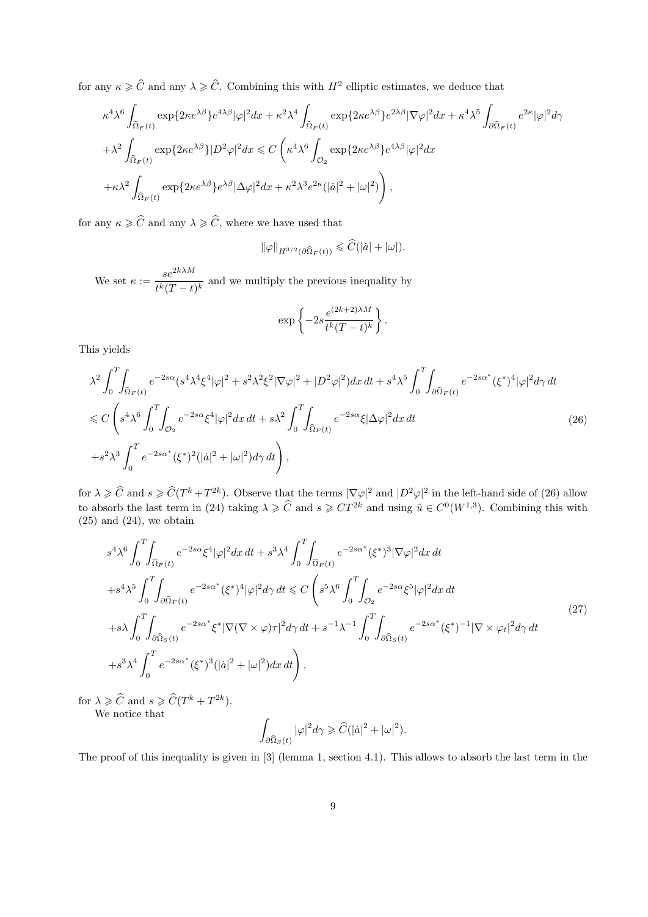for any $\kappa \geqslant \widehat{C}$ and any $\lambda \geqslant \widehat{C}$. Combining this with $H^2$ elliptic estimates, we deduce that

$$
\kappa^4\lambda^6 \int_{\widehat{\Omega}_F(t)} \exp\{2\kappa e^{\lambda\beta}\} e^{4\lambda\beta} |\varphi|^2 dx + \kappa^2\lambda^4 \int_{\widehat{\Omega}_F(t)} \exp\{2\kappa e^{\lambda\beta}\} e^{2\lambda\beta} |\nabla\varphi|^2 dx + \kappa^4\lambda^5 \int_{\partial\widehat{\Omega}_F(t)} e^{2\kappa}|\varphi|^2 d\gamma
$$
$$
+\lambda^2 \int_{\widehat{\Omega}_F(t)} \exp\{2\kappa e^{\lambda\beta}\} |D^2\varphi|^2 dx \leqslant C\left(\kappa^4\lambda^6 \int_{\mathcal{O}_2} \exp\{2\kappa e^{\lambda\beta}\} e^{4\lambda\beta}|\varphi|^2 dx\right.
$$
$$
\left.+\kappa\lambda^2 \int_{\widehat{\Omega}_F(t)} \exp\{2\kappa e^{\lambda\beta}\} e^{\lambda\beta} |\Delta\varphi|^2 dx + \kappa^2\lambda^3 e^{2\kappa}(|\dot{a}|^2 + |\omega|^2)\right),
$$

for any $\kappa \geqslant \widehat{C}$ and any $\lambda \geqslant \widehat{C}$, where we have used that

$$
\|\varphi\|_{H^{3/2}(\partial\widehat{\Omega}_F(t))} \leqslant \widehat{C}(|\dot{a}| + |\omega|).
$$

We set $\kappa := \dfrac{s e^{2k\lambda M}}{t^k(T-t)^k}$ and we multiply the previous inequality by

$$
\exp\left\{-2s\frac{e^{(2k+2)\lambda M}}{t^k(T-t)^k}\right\}.
$$

This yields

$$
\lambda^2 \int_0^T\int_{\widehat{\Omega}_F(t)} e^{-2s\alpha}(s^4\lambda^4\xi^4|\varphi|^2 + s^2\lambda^2\xi^2|\nabla\varphi|^2 + |D^2\varphi|^2) dx\, dt + s^4\lambda^5 \int_0^T\int_{\partial\widehat{\Omega}_F(t)} e^{-2s\alpha^*}(\xi^*)^4|\varphi|^2 d\gamma\, dt
$$
$$
\leqslant C\left(s^4\lambda^6 \int_0^T\int_{\mathcal{O}_2} e^{-2s\alpha}\xi^4|\varphi|^2 dx\, dt + s\lambda^2 \int_0^T\int_{\widehat{\Omega}_F(t)} e^{-2s\alpha}\xi|\Delta\varphi|^2 dx\, dt\right. \tag{26}
$$
$$
\left.+s^2\lambda^3 \int_0^T e^{-2s\alpha^*}(\xi^*)^2(|\dot{a}|^2 + |\omega|^2) d\gamma\, dt\right),
$$

for $\lambda \geqslant \widehat{C}$ and $s \geqslant \widehat{C}(T^k + T^{2k})$. Observe that the terms $|\nabla\varphi|^2$ and $|D^2\varphi|^2$ in the left-hand side of (26) allow to absorb the last term in (24) taking $\lambda \geqslant \widehat{C}$ and $s \geqslant CT^{2k}$ and using $\hat{u} \in C^0(W^{1,3})$. Combining this with (25) and (24), we obtain

$$
s^4\lambda^6 \int_0^T\int_{\widehat{\Omega}_F(t)} e^{-2s\alpha}\xi^4|\varphi|^2 dx\, dt + s^3\lambda^4 \int_0^T\int_{\widehat{\Omega}_F(t)} e^{-2s\alpha^*}(\xi^*)^3|\nabla\varphi|^2 dx\, dt
$$
$$
+s^4\lambda^5 \int_0^T\int_{\partial\widehat{\Omega}_F(t)} e^{-2s\alpha^*}(\xi^*)^4|\varphi|^2 d\gamma\, dt \leqslant C\left(s^5\lambda^6 \int_0^T\int_{\mathcal{O}_2} e^{-2s\alpha}\xi^5|\varphi|^2 dx\, dt\right.
$$
$$
+s\lambda \int_0^T\int_{\partial\widehat{\Omega}_S(t)} e^{-2s\alpha^*}\xi^*|\nabla(\nabla\times\varphi)\tau|^2 d\gamma\, dt + s^{-1}\lambda^{-1} \int_0^T\int_{\partial\widehat{\Omega}_S(t)} e^{-2s\alpha^*}(\xi^*)^{-1}|\nabla\times\varphi_t|^2 d\gamma\, dt \tag{27}
$$
$$
\left.+s^3\lambda^4 \int_0^T e^{-2s\alpha^*}(\xi^*)^3(|\dot{a}|^2 + |\omega|^2) dx\, dt\right),
$$

for $\lambda \geqslant \widehat{C}$ and $s \geqslant \widehat{C}(T^k + T^{2k})$.

We notice that

$$
\int_{\partial\widehat{\Omega}_S(t)} |\varphi|^2 d\gamma \geqslant \widehat{C}(|\dot{a}|^2 + |\omega|^2).
$$

The proof of this inequality is given in [3] (lemma 1, section 4.1). This allows to absorb the last term in the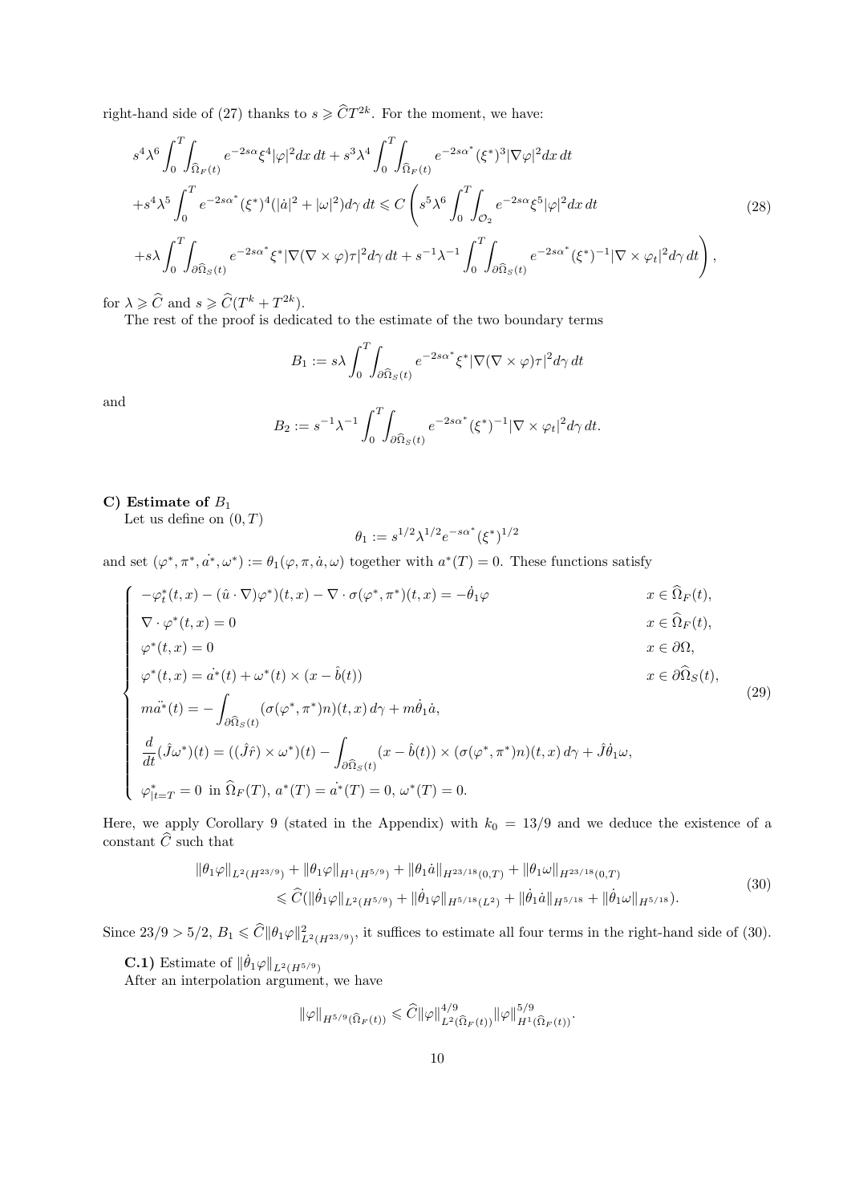right-hand side of (27) thanks to $s \geqslant \widehat{C} T^{2k}$. For the moment, we have:

$$
\begin{aligned}
&s^4\lambda^6 \int_0^T\int_{\widehat{\Omega}_F(t)} e^{-2s\alpha}\xi^4|\varphi|^2 dx\, dt + s^3\lambda^4 \int_0^T\int_{\widehat{\Omega}_F(t)} e^{-2s\alpha^*}(\xi^*)^3|\nabla\varphi|^2 dx\, dt \\
&+s^4\lambda^5 \int_0^T e^{-2s\alpha^*}(\xi^*)^4(|\dot{a}|^2+|\omega|^2)d\gamma\, dt \leqslant C\left(s^5\lambda^6\int_0^T\int_{\mathcal{O}_2} e^{-2s\alpha}\xi^5|\varphi|^2 dx\, dt\right. \\
&\left.+s\lambda\int_0^T\int_{\partial\widehat{\Omega}_S(t)} e^{-2s\alpha^*}\xi^*|\nabla(\nabla\times\varphi)\tau|^2 d\gamma\, dt + s^{-1}\lambda^{-1}\int_0^T\int_{\partial\widehat{\Omega}_S(t)} e^{-2s\alpha^*}(\xi^*)^{-1}|\nabla\times\varphi_t|^2 d\gamma\, dt\right),
\end{aligned}
\tag{28}
$$

for $\lambda \geqslant \widehat{C}$ and $s \geqslant \widehat{C}(T^k + T^{2k})$.

The rest of the proof is dedicated to the estimate of the two boundary terms

$$
B_1 := s\lambda\int_0^T\int_{\partial\widehat{\Omega}_S(t)} e^{-2s\alpha^*}\xi^*|\nabla(\nabla\times\varphi)\tau|^2 d\gamma\, dt
$$

and

$$
B_2 := s^{-1}\lambda^{-1}\int_0^T\int_{\partial\widehat{\Omega}_S(t)} e^{-2s\alpha^*}(\xi^*)^{-1}|\nabla\times\varphi_t|^2 d\gamma\, dt.
$$

**C) Estimate of $B_1$**

Let us define on $(0,T)$

$$
\theta_1 := s^{1/2}\lambda^{1/2}e^{-s\alpha^*}(\xi^*)^{1/2}
$$

and set $(\varphi^*, \pi^*, \dot{a^*}, \omega^*) := \theta_1(\varphi, \pi, \dot{a}, \omega)$ together with $a^*(T) = 0$. These functions satisfy

$$
\begin{cases}
-\varphi^*_t(t,x) - (\hat{u}\cdot\nabla)\varphi^*)(t,x) - \nabla\cdot\sigma(\varphi^*,\pi^*)(t,x) = -\dot{\theta}_1\varphi & x\in\widehat{\Omega}_F(t),\\
\nabla\cdot\varphi^*(t,x) = 0 & x\in\widehat{\Omega}_F(t),\\
\varphi^*(t,x) = 0 & x\in\partial\Omega,\\
\varphi^*(t,x) = \dot{a^*}(t) + \omega^*(t)\times(x-\hat{b}(t)) & x\in\partial\widehat{\Omega}_S(t),\\
m\ddot{a^*}(t) = -\displaystyle\int_{\partial\widehat{\Omega}_S(t)}(\sigma(\varphi^*,\pi^*)n)(t,x)\,d\gamma + m\dot{\theta}_1\dot{a}, & \\
\dfrac{d}{dt}(\hat{J}\omega^*)(t) = ((\hat{J}\hat{r})\times\omega^*)(t) - \displaystyle\int_{\partial\widehat{\Omega}_S(t)}(x-\hat{b}(t))\times(\sigma(\varphi^*,\pi^*)n)(t,x)\,d\gamma + \hat{J}\dot{\theta}_1\omega, & \\
\varphi^*_{|t=T} = 0 \text{ in } \widehat{\Omega}_F(T),\ a^*(T) = 0,\ \dot{a^*}(T) = 0,\ \omega^*(T) = 0. &
\end{cases}
\tag{29}
$$

Here, we apply Corollary 9 (stated in the Appendix) with $k_0 = 13/9$ and we deduce the existence of a constant $\widehat{C}$ such that

$$
\begin{aligned}
&\|\theta_1\varphi\|_{L^2(H^{23/9})} + \|\theta_1\varphi\|_{H^1(H^{5/9})} + \|\theta_1\dot{a}\|_{H^{23/18}(0,T)} + \|\theta_1\omega\|_{H^{23/18}(0,T)} \\
&\qquad\leqslant \widehat{C}(\|\dot{\theta}_1\varphi\|_{L^2(H^{5/9})} + \|\dot{\theta}_1\varphi\|_{H^{5/18}(L^2)} + \|\dot{\theta}_1\dot{a}\|_{H^{5/18}} + \|\dot{\theta}_1\omega\|_{H^{5/18}}).
\end{aligned}
\tag{30}
$$

Since $23/9 > 5/2$, $B_1 \leqslant \widehat{C}\|\theta_1\varphi\|^2_{L^2(H^{23/9})}$, it suffices to estimate all four terms in the right-hand side of (30).

**C.1)** Estimate of $\|\dot{\theta}_1\varphi\|_{L^2(H^{5/9})}$

After an interpolation argument, we have

$$
\|\varphi\|_{H^{5/9}(\widehat{\Omega}_F(t))} \leqslant \widehat{C}\|\varphi\|^{4/9}_{L^2(\widehat{\Omega}_F(t))}\|\varphi\|^{5/9}_{H^1(\widehat{\Omega}_F(t))}.
$$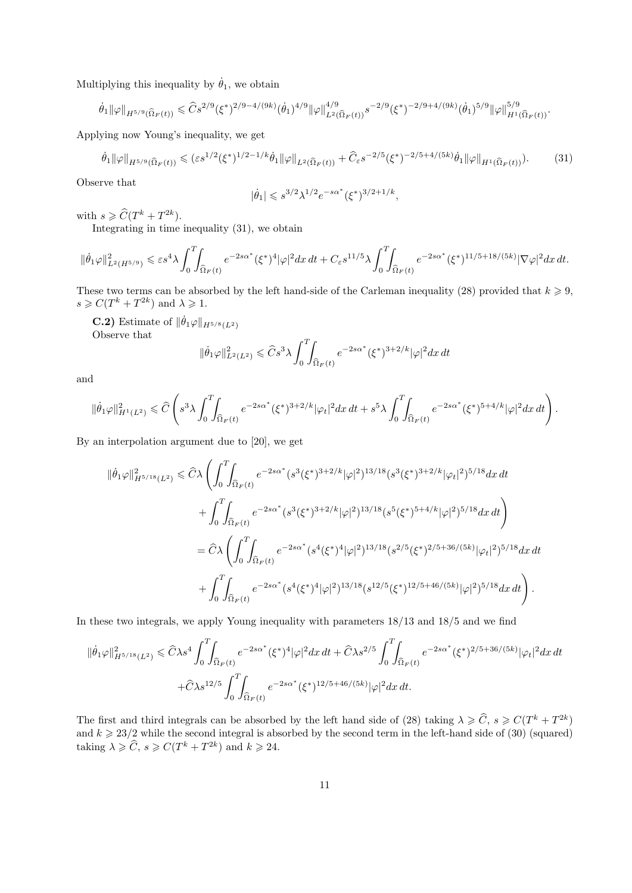Multiplying this inequality by $\dot{\theta}_1$, we obtain

$$\dot{\theta}_1 \|\varphi\|_{H^{5/9}(\widehat{\Omega}_F(t))} \leqslant \widehat{C} s^{2/9} (\xi^*)^{2/9-4/(9k)} (\dot{\theta}_1)^{4/9} \|\varphi\|^{4/9}_{L^2(\widehat{\Omega}_F(t))} s^{-2/9} (\xi^*)^{-2/9+4/(9k)} (\dot{\theta}_1)^{5/9} \|\varphi\|^{5/9}_{H^1(\widehat{\Omega}_F(t))}.$$

Applying now Young's inequality, we get

$$\dot{\theta}_1 \|\varphi\|_{H^{5/9}(\widehat{\Omega}_F(t))} \leqslant (\varepsilon s^{1/2} (\xi^*)^{1/2-1/k} \dot{\theta}_1 \|\varphi\|_{L^2(\widehat{\Omega}_F(t))} + \widehat{C}_\varepsilon s^{-2/5} (\xi^*)^{-2/5+4/(5k)} \dot{\theta}_1 \|\varphi\|_{H^1(\widehat{\Omega}_F(t))}). \tag{31}$$

Observe that

$$|\dot{\theta}_1| \leqslant s^{3/2} \lambda^{1/2} e^{-s\alpha^*} (\xi^*)^{3/2+1/k},$$

with $s \geqslant \widehat{C}(T^k + T^{2k})$.

Integrating in time inequality (31), we obtain

$$\|\dot{\theta}_1 \varphi\|^2_{L^2(H^{5/9})} \leqslant \varepsilon s^4 \lambda \int_0^T \!\! \int_{\widehat{\Omega}_F(t)} e^{-2s\alpha^*} (\xi^*)^4 |\varphi|^2 dx\, dt + C_\varepsilon s^{11/5} \lambda \int_0^T \!\! \int_{\widehat{\Omega}_F(t)} e^{-2s\alpha^*} (\xi^*)^{11/5+18/(5k)} |\nabla \varphi|^2 dx\, dt.$$

These two terms can be absorbed by the left hand-side of the Carleman inequality (28) provided that $k \geqslant 9$, $s \geqslant C(T^k + T^{2k})$ and $\lambda \geqslant 1$.

**C.2)** Estimate of $\|\dot{\theta}_1 \varphi\|_{H^{5/8}(L^2)}$

Observe that

$$\|\dot{\theta}_1 \varphi\|^2_{L^2(L^2)} \leqslant \widehat{C} s^3 \lambda \int_0^T \!\! \int_{\widehat{\Omega}_F(t)} e^{-2s\alpha^*} (\xi^*)^{3+2/k} |\varphi|^2 dx\, dt$$

and

$$\|\dot{\theta}_1 \varphi\|^2_{H^1(L^2)} \leqslant \widehat{C} \left( s^3 \lambda \int_0^T \!\! \int_{\widehat{\Omega}_F(t)} e^{-2s\alpha^*} (\xi^*)^{3+2/k} |\varphi_t|^2 dx\, dt + s^5 \lambda \int_0^T \!\! \int_{\widehat{\Omega}_F(t)} e^{-2s\alpha^*} (\xi^*)^{5+4/k} |\varphi|^2 dx\, dt \right).$$

By an interpolation argument due to [20], we get

$$\begin{aligned}
\|\dot{\theta}_1 \varphi\|^2_{H^{5/18}(L^2)} &\leqslant \widehat{C} \lambda \left( \int_0^T \!\! \int_{\widehat{\Omega}_F(t)} e^{-2s\alpha^*} (s^3 (\xi^*)^{3+2/k} |\varphi|^2)^{13/18} (s^3 (\xi^*)^{3+2/k} |\varphi_t|^2)^{5/18} dx\, dt \right. \\
&\quad \left. + \int_0^T \!\! \int_{\widehat{\Omega}_F(t)} e^{-2s\alpha^*} (s^3 (\xi^*)^{3+2/k} |\varphi|^2)^{13/18} (s^5 (\xi^*)^{5+4/k} |\varphi|^2)^{5/18} dx\, dt \right) \\
&= \widehat{C} \lambda \left( \int_0^T \!\! \int_{\widehat{\Omega}_F(t)} e^{-2s\alpha^*} (s^4 (\xi^*)^4 |\varphi|^2)^{13/18} (s^{2/5} (\xi^*)^{2/5+36/(5k)} |\varphi_t|^2)^{5/18} dx\, dt \right. \\
&\quad \left. + \int_0^T \!\! \int_{\widehat{\Omega}_F(t)} e^{-2s\alpha^*} (s^4 (\xi^*)^4 |\varphi|^2)^{13/18} (s^{12/5} (\xi^*)^{12/5+46/(5k)} |\varphi|^2)^{5/18} dx\, dt \right).
\end{aligned}$$

In these two integrals, we apply Young inequality with parameters $18/13$ and $18/5$ and we find

$$\begin{aligned}
\|\dot{\theta}_1 \varphi\|^2_{H^{5/18}(L^2)} &\leqslant \widehat{C} \lambda s^4 \int_0^T \!\! \int_{\widehat{\Omega}_F(t)} e^{-2s\alpha^*} (\xi^*)^4 |\varphi|^2 dx\, dt + \widehat{C} \lambda s^{2/5} \int_0^T \!\! \int_{\widehat{\Omega}_F(t)} e^{-2s\alpha^*} (\xi^*)^{2/5+36/(5k)} |\varphi_t|^2 dx\, dt \\
&\quad + \widehat{C} \lambda s^{12/5} \int_0^T \!\! \int_{\widehat{\Omega}_F(t)} e^{-2s\alpha^*} (\xi^*)^{12/5+46/(5k)} |\varphi|^2 dx\, dt.
\end{aligned}$$

The first and third integrals can be absorbed by the left hand side of (28) taking $\lambda \geqslant \widehat{C}$, $s \geqslant C(T^k + T^{2k})$ and $k \geqslant 23/2$ while the second integral is absorbed by the second term in the left-hand side of (30) (squared) taking $\lambda \geqslant \widehat{C}$, $s \geqslant C(T^k + T^{2k})$ and $k \geqslant 24$.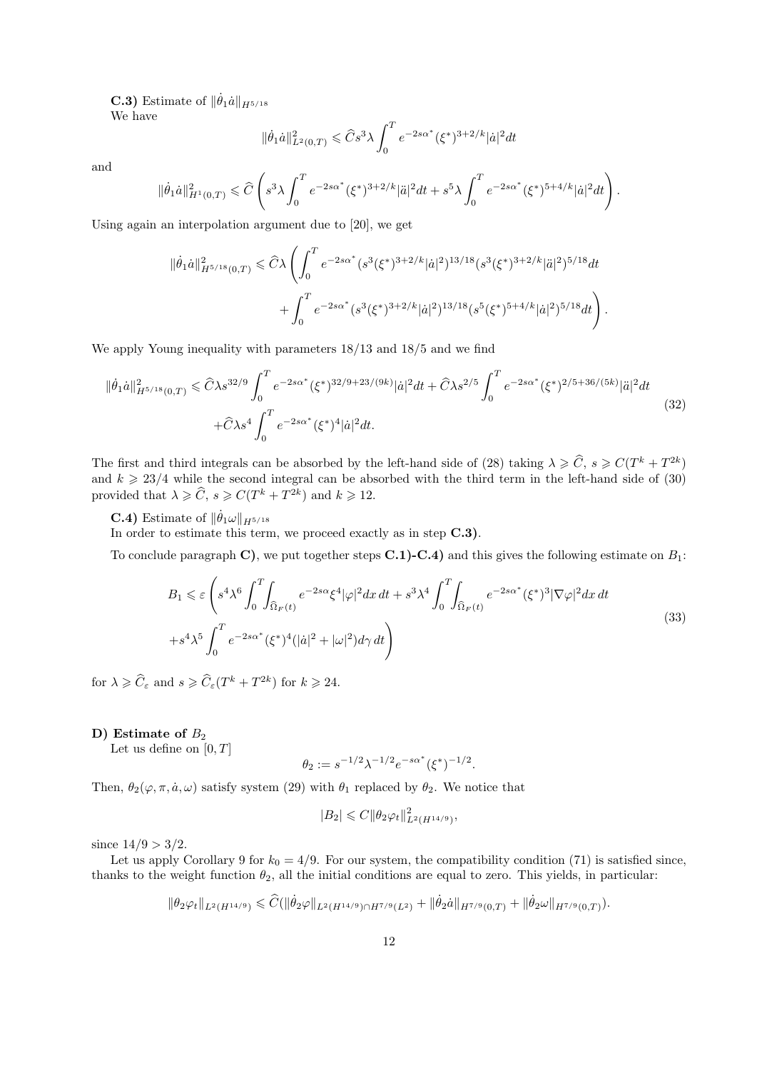**C.3)** Estimate of $\|\dot{\theta}_1 \dot{a}\|_{H^{5/18}}$

We have

$$\|\dot{\theta}_1 \dot{a}\|^2_{L^2(0,T)} \leqslant \widehat{C} s^3 \lambda \int_0^T e^{-2s\alpha^*} (\xi^*)^{3+2/k} |\dot{a}|^2 dt$$

and

$$\|\dot{\theta}_1 \dot{a}\|^2_{H^1(0,T)} \leqslant \widehat{C} \left( s^3 \lambda \int_0^T e^{-2s\alpha^*} (\xi^*)^{3+2/k} |\ddot{a}|^2 dt + s^5 \lambda \int_0^T e^{-2s\alpha^*} (\xi^*)^{5+4/k} |\dot{a}|^2 dt \right).$$

Using again an interpolation argument due to [20], we get

$$\|\dot{\theta}_1 \dot{a}\|^2_{H^{5/18}(0,T)} \leqslant \widehat{C} \lambda \left( \int_0^T e^{-2s\alpha^*} (s^3 (\xi^*)^{3+2/k} |\dot{a}|^2)^{13/18} (s^3 (\xi^*)^{3+2/k} |\ddot{a}|^2)^{5/18} dt \right.$$
$$\left. + \int_0^T e^{-2s\alpha^*} (s^3 (\xi^*)^{3+2/k} |\dot{a}|^2)^{13/18} (s^5 (\xi^*)^{5+4/k} |\dot{a}|^2)^{5/18} dt \right).$$

We apply Young inequality with parameters $18/13$ and $18/5$ and we find

$$\|\dot{\theta}_1 \dot{a}\|^2_{H^{5/18}(0,T)} \leqslant \widehat{C} \lambda s^{32/9} \int_0^T e^{-2s\alpha^*} (\xi^*)^{32/9+23/(9k)} |\dot{a}|^2 dt + \widehat{C} \lambda s^{2/5} \int_0^T e^{-2s\alpha^*} (\xi^*)^{2/5+36/(5k)} |\ddot{a}|^2 dt$$
$$+ \widehat{C} \lambda s^4 \int_0^T e^{-2s\alpha^*} (\xi^*)^4 |\dot{a}|^2 dt. \tag{32}$$

The first and third integrals can be absorbed by the left-hand side of (28) taking $\lambda \geqslant \widehat{C}$, $s \geqslant C(T^k + T^{2k})$ and $k \geqslant 23/4$ while the second integral can be absorbed with the third term in the left-hand side of (30) provided that $\lambda \geqslant \widehat{C}$, $s \geqslant C(T^k + T^{2k})$ and $k \geqslant 12$.

**C.4)** Estimate of $\|\dot{\theta}_1 \omega\|_{H^{5/18}}$

In order to estimate this term, we proceed exactly as in step **C.3)**.

To conclude paragraph **C)**, we put together steps **C.1)-C.4)** and this gives the following estimate on $B_1$:

$$B_1 \leqslant \varepsilon \left( s^4 \lambda^6 \int_0^T \int_{\widehat{\Omega}_F(t)} e^{-2s\alpha} \xi^4 |\varphi|^2 dx\, dt + s^3 \lambda^4 \int_0^T \int_{\widehat{\Omega}_F(t)} e^{-2s\alpha^*} (\xi^*)^3 |\nabla \varphi|^2 dx\, dt \right.$$
$$\left. + s^4 \lambda^5 \int_0^T e^{-2s\alpha^*} (\xi^*)^4 (|\dot{a}|^2 + |\omega|^2) d\gamma\, dt \right) \tag{33}$$

for $\lambda \geqslant \widehat{C}_\varepsilon$ and $s \geqslant \widehat{C}_\varepsilon (T^k + T^{2k})$ for $k \geqslant 24$.

**D) Estimate of** $B_2$

Let us define on $[0, T]$

$$\theta_2 := s^{-1/2} \lambda^{-1/2} e^{-s\alpha^*} (\xi^*)^{-1/2}.$$

Then, $\theta_2(\varphi, \pi, \dot{a}, \omega)$ satisfy system (29) with $\theta_1$ replaced by $\theta_2$. We notice that

$$|B_2| \leqslant C \|\theta_2 \varphi_t\|^2_{L^2(H^{14/9})},$$

since $14/9 > 3/2$.

Let us apply Corollary 9 for $k_0 = 4/9$. For our system, the compatibility condition (71) is satisfied since, thanks to the weight function $\theta_2$, all the initial conditions are equal to zero. This yields, in particular:

$$\|\theta_2 \varphi_t\|_{L^2(H^{14/9})} \leqslant \widehat{C} (\|\dot{\theta}_2 \varphi\|_{L^2(H^{14/9}) \cap H^{7/9}(L^2)} + \|\dot{\theta}_2 \dot{a}\|_{H^{7/9}(0,T)} + \|\dot{\theta}_2 \omega\|_{H^{7/9}(0,T)}).$$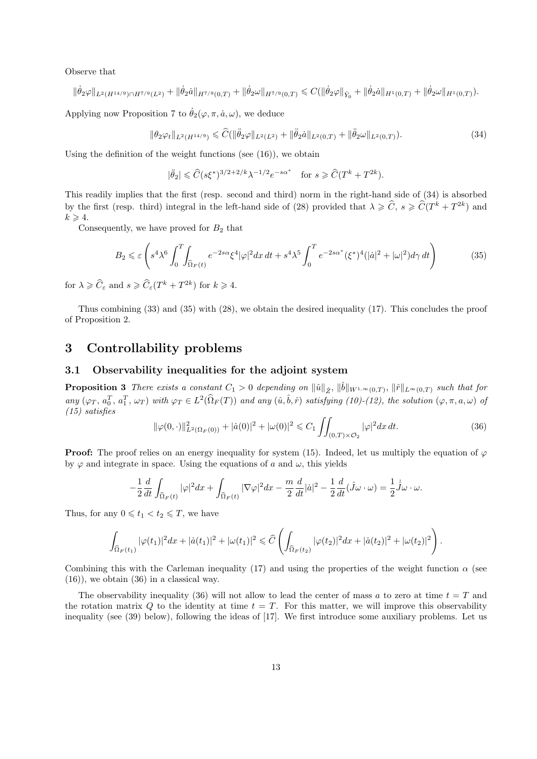Observe that

$$\|\dot{\theta}_2\varphi\|_{L^2(H^{14/9})\cap H^{7/9}(L^2)} + \|\dot{\theta}_2\dot{a}\|_{H^{7/9}(0,T)} + \|\dot{\theta}_2\omega\|_{H^{7/9}(0,T)} \leqslant C(\|\dot{\theta}_2\varphi\|_{\hat{Y}_0} + \|\dot{\theta}_2\dot{a}\|_{H^1(0,T)} + \|\dot{\theta}_2\omega\|_{H^1(0,T)}).$$

Applying now Proposition 7 to $\dot{\theta}_2(\varphi, \pi, \dot{a}, \omega)$, we deduce

$$\|\theta_2\varphi_t\|_{L^2(H^{14/9})} \leqslant \widehat{C}(\|\ddot{\theta}_2\varphi\|_{L^2(L^2)} + \|\ddot{\theta}_2\dot{a}\|_{L^2(0,T)} + \|\ddot{\theta}_2\omega\|_{L^2(0,T)}). \tag{34}$$

Using the definition of the weight functions (see (16)), we obtain

$$|\ddot{\theta}_2| \leqslant \widehat{C}(s\xi^*)^{3/2+2/k}\lambda^{-1/2}e^{-s\alpha^*} \quad \text{for } s \geqslant \widehat{C}(T^k + T^{2k}).$$

This readily implies that the first (resp. second and third) norm in the right-hand side of (34) is absorbed by the first (resp. third) integral in the left-hand side of (28) provided that $\lambda \geqslant \widehat{C}$, $s \geqslant \widehat{C}(T^k + T^{2k})$ and $k \geqslant 4$.

Consequently, we have proved for $B_2$ that

$$B_2 \leqslant \varepsilon \left( s^4\lambda^6 \int_0^T \int_{\widehat{\Omega}_F(t)} e^{-2s\alpha}\xi^4|\varphi|^2 dx\, dt + s^4\lambda^5 \int_0^T e^{-2s\alpha^*}(\xi^*)^4(|\dot{a}|^2 + |\omega|^2) d\gamma\, dt \right) \tag{35}$$

for $\lambda \geqslant \widehat{C}_\varepsilon$ and $s \geqslant \widehat{C}_\varepsilon(T^k + T^{2k})$ for $k \geqslant 4$.

Thus combining (33) and (35) with (28), we obtain the desired inequality (17). This concludes the proof of Proposition 2.

# 3 Controllability problems

## 3.1 Observability inequalities for the adjoint system

**Proposition 3** *There exists a constant $C_1 > 0$ depending on $\|\hat{u}\|_{\hat{Z}}$, $\|\hat{b}\|_{W^{1,\infty}(0,T)}$, $\|\hat{r}\|_{L^\infty(0,T)}$ such that for any $(\varphi_T, a_0^T, a_1^T, \omega_T)$ with $\varphi_T \in L^2(\widehat{\Omega}_F(T))$ and any $(\hat{u}, \hat{b}, \hat{r})$ satisfying (10)-(12), the solution $(\varphi, \pi, a, \omega)$ of (15) satisfies*

$$\|\varphi(0,\cdot)\|^2_{L^2(\Omega_F(0))} + |\dot{a}(0)|^2 + |\omega(0)|^2 \leqslant C_1 \iint_{(0,T)\times\mathcal{O}_2} |\varphi|^2 dx\, dt. \tag{36}$$

**Proof:** The proof relies on an energy inequality for system (15). Indeed, let us multiply the equation of $\varphi$ by $\varphi$ and integrate in space. Using the equations of $a$ and $\omega$, this yields

$$-\frac{1}{2}\frac{d}{dt}\int_{\widehat{\Omega}_F(t)} |\varphi|^2 dx + \int_{\widehat{\Omega}_F(t)} |\nabla\varphi|^2 dx - \frac{m}{2}\frac{d}{dt}|\dot{a}|^2 - \frac{1}{2}\frac{d}{dt}(\hat{J}\omega \cdot \omega) = \frac{1}{2}\dot{\hat{J}}\omega \cdot \omega.$$

Thus, for any $0 \leqslant t_1 < t_2 \leqslant T$, we have

$$\int_{\widehat{\Omega}_F(t_1)} |\varphi(t_1)|^2 dx + |\dot{a}(t_1)|^2 + |\omega(t_1)|^2 \leqslant \widehat{C} \left( \int_{\widehat{\Omega}_F(t_2)} |\varphi(t_2)|^2 dx + |\dot{a}(t_2)|^2 + |\omega(t_2)|^2 \right).$$

Combining this with the Carleman inequality (17) and using the properties of the weight function $\alpha$ (see (16)), we obtain (36) in a classical way.

The observability inequality (36) will not allow to lead the center of mass $a$ to zero at time $t = T$ and the rotation matrix $Q$ to the identity at time $t = T$. For this matter, we will improve this observability inequality (see (39) below), following the ideas of [17]. We first introduce some auxiliary problems. Let us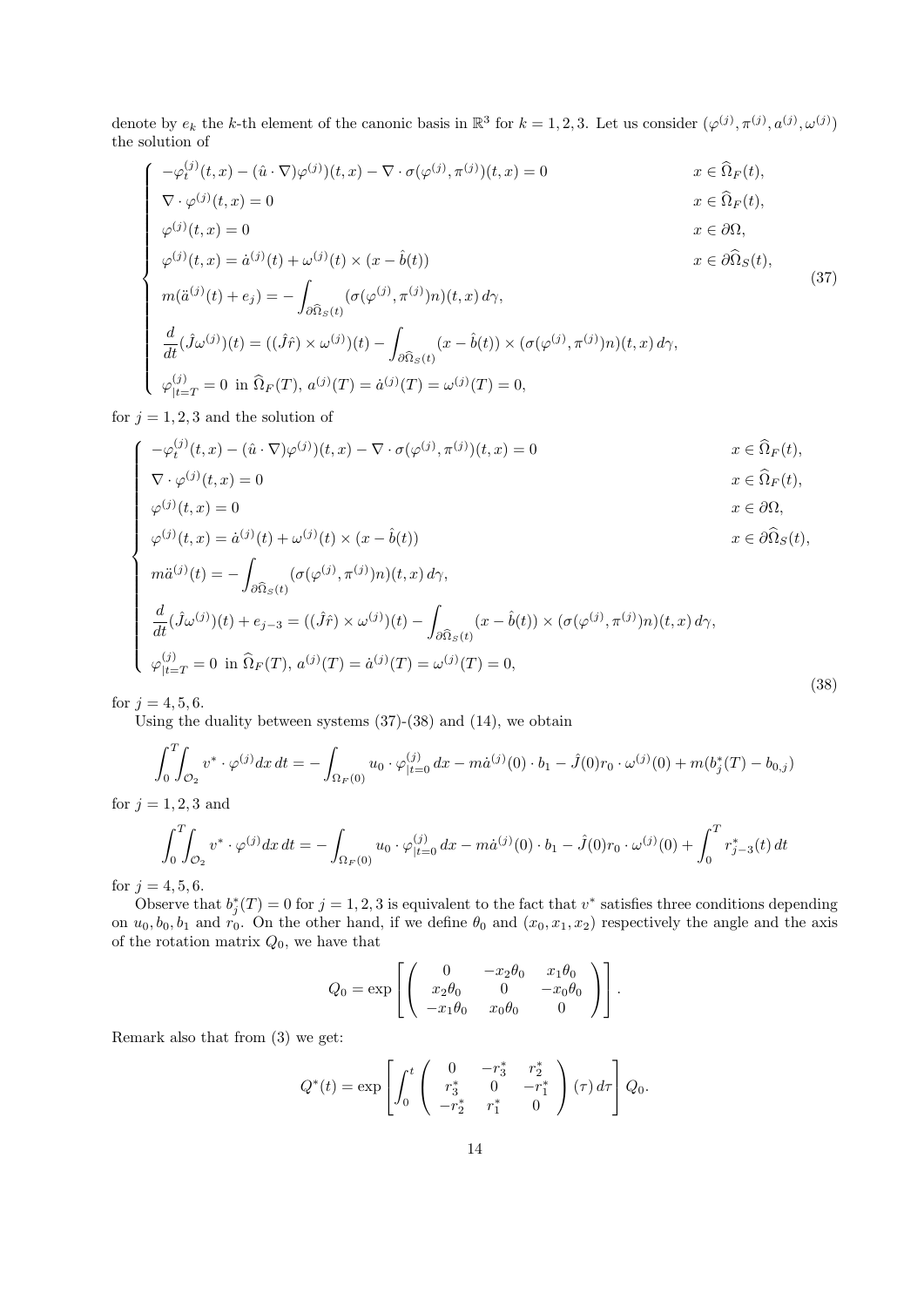denote by $e_k$ the $k$-th element of the canonic basis in $\mathbb{R}^3$ for $k = 1, 2, 3$. Let us consider $(\varphi^{(j)}, \pi^{(j)}, a^{(j)}, \omega^{(j)})$ the solution of

$$
\begin{cases}
-\varphi_t^{(j)}(t,x) - (\hat{u}\cdot\nabla)\varphi^{(j)}(t,x) - \nabla\cdot\sigma(\varphi^{(j)},\pi^{(j)})(t,x) = 0 & x \in \widehat{\Omega}_F(t), \\
\nabla\cdot\varphi^{(j)}(t,x) = 0 & x \in \widehat{\Omega}_F(t), \\
\varphi^{(j)}(t,x) = 0 & x \in \partial\Omega, \\
\varphi^{(j)}(t,x) = \dot{a}^{(j)}(t) + \omega^{(j)}(t) \times (x - \hat{b}(t)) & x \in \partial\widehat{\Omega}_S(t), \\
m(\ddot{a}^{(j)}(t) + e_j) = -\displaystyle\int_{\partial\widehat{\Omega}_S(t)} (\sigma(\varphi^{(j)},\pi^{(j)})n)(t,x)\, d\gamma, \\
\dfrac{d}{dt}(\hat{J}\omega^{(j)})(t) = ((\hat{J}\hat{r}) \times \omega^{(j)})(t) - \displaystyle\int_{\partial\widehat{\Omega}_S(t)} (x - \hat{b}(t)) \times (\sigma(\varphi^{(j)},\pi^{(j)})n)(t,x)\, d\gamma, \\
\varphi^{(j)}_{|t=T} = 0 \text{ in } \widehat{\Omega}_F(T),\ a^{(j)}(T) = \dot{a}^{(j)}(T) = \omega^{(j)}(T) = 0,
\end{cases}
\tag{37}
$$

for $j = 1, 2, 3$ and the solution of

$$
\begin{cases}
-\varphi_t^{(j)}(t,x) - (\hat{u}\cdot\nabla)\varphi^{(j)}(t,x) - \nabla\cdot\sigma(\varphi^{(j)},\pi^{(j)})(t,x) = 0 & x \in \widehat{\Omega}_F(t), \\
\nabla\cdot\varphi^{(j)}(t,x) = 0 & x \in \widehat{\Omega}_F(t), \\
\varphi^{(j)}(t,x) = 0 & x \in \partial\Omega, \\
\varphi^{(j)}(t,x) = \dot{a}^{(j)}(t) + \omega^{(j)}(t) \times (x - \hat{b}(t)) & x \in \partial\widehat{\Omega}_S(t), \\
m\ddot{a}^{(j)}(t) = -\displaystyle\int_{\partial\widehat{\Omega}_S(t)} (\sigma(\varphi^{(j)},\pi^{(j)})n)(t,x)\, d\gamma, \\
\dfrac{d}{dt}(\hat{J}\omega^{(j)})(t) + e_{j-3} = ((\hat{J}\hat{r}) \times \omega^{(j)})(t) - \displaystyle\int_{\partial\widehat{\Omega}_S(t)} (x - \hat{b}(t)) \times (\sigma(\varphi^{(j)},\pi^{(j)})n)(t,x)\, d\gamma, \\
\varphi^{(j)}_{|t=T} = 0 \text{ in } \widehat{\Omega}_F(T),\ a^{(j)}(T) = \dot{a}^{(j)}(T) = \omega^{(j)}(T) = 0,
\end{cases}
\tag{38}
$$

for $j = 4, 5, 6$.

Using the duality between systems (37)-(38) and (14), we obtain

$$
\int_0^T\!\!\int_{\mathcal{O}_2} v^* \cdot \varphi^{(j)} dx\, dt = -\int_{\Omega_F(0)} u_0 \cdot \varphi^{(j)}_{|t=0}\, dx - m\dot{a}^{(j)}(0)\cdot b_1 - \hat{J}(0) r_0 \cdot \omega^{(j)}(0) + m(b_j^*(T) - b_{0,j})
$$

for $j = 1, 2, 3$ and

$$
\int_0^T\!\!\int_{\mathcal{O}_2} v^* \cdot \varphi^{(j)} dx\, dt = -\int_{\Omega_F(0)} u_0 \cdot \varphi^{(j)}_{|t=0}\, dx - m\dot{a}^{(j)}(0)\cdot b_1 - \hat{J}(0) r_0 \cdot \omega^{(j)}(0) + \int_0^T r_{j-3}^*(t)\, dt
$$

for $j = 4, 5, 6$.

Observe that $b_j^*(T) = 0$ for $j = 1, 2, 3$ is equivalent to the fact that $v^*$ satisfies three conditions depending on $u_0, b_0, b_1$ and $r_0$. On the other hand, if we define $\theta_0$ and $(x_0, x_1, x_2)$ respectively the angle and the axis of the rotation matrix $Q_0$, we have that

$$
Q_0 = \exp\left[\begin{pmatrix} 0 & -x_2\theta_0 & x_1\theta_0 \\ x_2\theta_0 & 0 & -x_0\theta_0 \\ -x_1\theta_0 & x_0\theta_0 & 0 \end{pmatrix}\right].
$$

Remark also that from (3) we get:

$$
Q^*(t) = \exp\left[\int_0^t \begin{pmatrix} 0 & -r_3^* & r_2^* \\ r_3^* & 0 & -r_1^* \\ -r_2^* & r_1^* & 0 \end{pmatrix}(\tau)\, d\tau\right] Q_0.
$$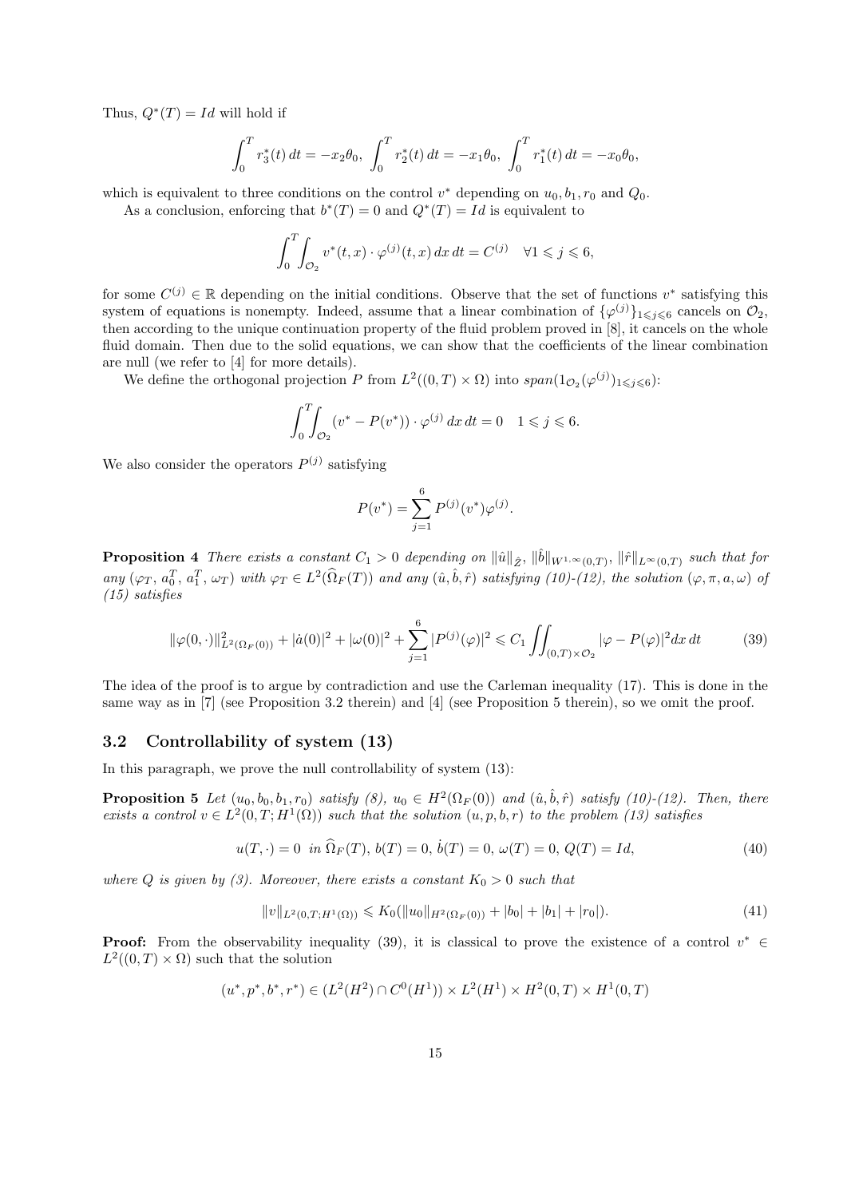Thus, $Q^*(T) = Id$ will hold if

$$\int_0^T r_3^*(t)\,dt = -x_2\theta_0,\ \int_0^T r_2^*(t)\,dt = -x_1\theta_0,\ \int_0^T r_1^*(t)\,dt = -x_0\theta_0,$$

which is equivalent to three conditions on the control $v^*$ depending on $u_0, b_1, r_0$ and $Q_0$.

As a conclusion, enforcing that $b^*(T) = 0$ and $Q^*(T) = Id$ is equivalent to

$$\int_0^T\int_{\mathcal{O}_2} v^*(t,x)\cdot\varphi^{(j)}(t,x)\,dx\,dt = C^{(j)} \quad \forall 1 \leqslant j \leqslant 6,$$

for some $C^{(j)} \in \mathbb{R}$ depending on the initial conditions. Observe that the set of functions $v^*$ satisfying this system of equations is nonempty. Indeed, assume that a linear combination of $\{\varphi^{(j)}\}_{1\leqslant j\leqslant 6}$ cancels on $\mathcal{O}_2$, then according to the unique continuation property of the fluid problem proved in [8], it cancels on the whole fluid domain. Then due to the solid equations, we can show that the coefficients of the linear combination are null (we refer to [4] for more details).

We define the orthogonal projection $P$ from $L^2((0,T)\times\Omega)$ into $span(1_{\mathcal{O}_2}(\varphi^{(j)})_{1\leqslant j\leqslant 6})$:

$$\int_0^T\int_{\mathcal{O}_2} (v^* - P(v^*))\cdot\varphi^{(j)}\,dx\,dt = 0 \quad 1 \leqslant j \leqslant 6.$$

We also consider the operators $P^{(j)}$ satisfying

$$P(v^*) = \sum_{j=1}^6 P^{(j)}(v^*)\varphi^{(j)}.$$

**Proposition 4** *There exists a constant $C_1 > 0$ depending on $\|\hat{u}\|_{\hat{Z}}$, $\|\hat{b}\|_{W^{1,\infty}(0,T)}$, $\|\hat{r}\|_{L^\infty(0,T)}$ such that for any $(\varphi_T,\, a_0^T,\, a_1^T,\, \omega_T)$ with $\varphi_T \in L^2(\widehat{\Omega}_F(T))$ and any $(\hat{u}, \hat{b}, \hat{r})$ satisfying (10)-(12), the solution $(\varphi, \pi, a, \omega)$ of (15) satisfies*

$$\|\varphi(0,\cdot)\|^2_{L^2(\Omega_F(0))} + |\dot{a}(0)|^2 + |\omega(0)|^2 + \sum_{j=1}^6 |P^{(j)}(\varphi)|^2 \leqslant C_1 \iint_{(0,T)\times\mathcal{O}_2} |\varphi - P(\varphi)|^2 dx\,dt \tag{39}$$

The idea of the proof is to argue by contradiction and use the Carleman inequality (17). This is done in the same way as in [7] (see Proposition 3.2 therein) and [4] (see Proposition 5 therein), so we omit the proof.

### 3.2 Controllability of system (13)

In this paragraph, we prove the null controllability of system (13):

**Proposition 5** *Let $(u_0, b_0, b_1, r_0)$ satisfy (8), $u_0 \in H^2(\Omega_F(0))$ and $(\hat{u}, \hat{b}, \hat{r})$ satisfy (10)-(12). Then, there exists a control $v \in L^2(0,T;H^1(\Omega))$ such that the solution $(u, p, b, r)$ to the problem (13) satisfies*

$$u(T,\cdot) = 0 \ \text{ in } \widehat{\Omega}_F(T),\ b(T) = 0,\ \dot{b}(T) = 0,\ \omega(T) = 0,\ Q(T) = Id, \tag{40}$$

*where $Q$ is given by (3). Moreover, there exists a constant $K_0 > 0$ such that*

$$\|v\|_{L^2(0,T;H^1(\Omega))} \leqslant K_0(\|u_0\|_{H^2(\Omega_F(0))} + |b_0| + |b_1| + |r_0|). \tag{41}$$

**Proof:** From the observability inequality (39), it is classical to prove the existence of a control $v^* \in L^2((0,T)\times\Omega)$ such that the solution

$$(u^*, p^*, b^*, r^*) \in (L^2(H^2)\cap C^0(H^1)) \times L^2(H^1) \times H^2(0,T) \times H^1(0,T)$$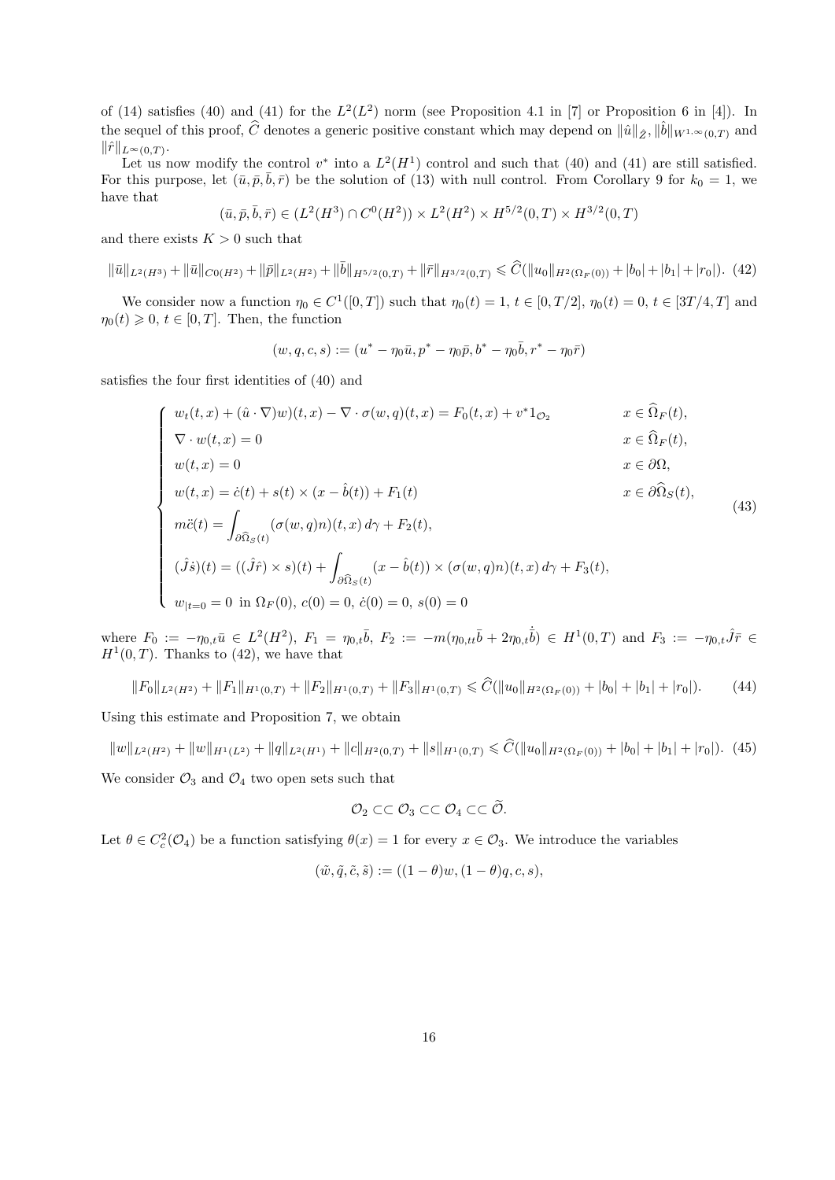of (14) satisfies (40) and (41) for the $L^2(L^2)$ norm (see Proposition 4.1 in [7] or Proposition 6 in [4]). In the sequel of this proof, $\widehat{C}$ denotes a generic positive constant which may depend on $\|\hat{u}\|_{\hat{Z}}$, $\|\hat{b}\|_{W^{1,\infty}(0,T)}$ and $\|\hat{r}\|_{L^\infty(0,T)}$.

Let us now modify the control $v^*$ into a $L^2(H^1)$ control and such that (40) and (41) are still satisfied. For this purpose, let $(\bar{u}, \bar{p}, \bar{b}, \bar{r})$ be the solution of (13) with null control. From Corollary 9 for $k_0 = 1$, we have that

$$(\bar{u}, \bar{p}, \bar{b}, \bar{r}) \in (L^2(H^3) \cap C^0(H^2)) \times L^2(H^2) \times H^{5/2}(0,T) \times H^{3/2}(0,T)$$

and there exists $K > 0$ such that

$$\|\bar{u}\|_{L^2(H^3)} + \|\bar{u}\|_{C0(H^2)} + \|\bar{p}\|_{L^2(H^2)} + \|\bar{b}\|_{H^{5/2}(0,T)} + \|\bar{r}\|_{H^{3/2}(0,T)} \leqslant \widehat{C}(\|u_0\|_{H^2(\Omega_F(0))} + |b_0| + |b_1| + |r_0|). \quad (42)$$

We consider now a function $\eta_0 \in C^1([0,T])$ such that $\eta_0(t) = 1$, $t \in [0, T/2]$, $\eta_0(t) = 0$, $t \in [3T/4, T]$ and $\eta_0(t) \geqslant 0$, $t \in [0,T]$. Then, the function

$$(w, q, c, s) := (u^* - \eta_0 \bar{u}, p^* - \eta_0 \bar{p}, b^* - \eta_0 \bar{b}, r^* - \eta_0 \bar{r})$$

satisfies the four first identities of (40) and

$$\left\{\begin{array}{ll}
w_t(t,x) + (\hat{u} \cdot \nabla)w)(t,x) - \nabla \cdot \sigma(w,q)(t,x) = F_0(t,x) + v^* 1_{\mathcal{O}_2} & x \in \widehat{\Omega}_F(t), \\
\nabla \cdot w(t,x) = 0 & x \in \widehat{\Omega}_F(t), \\
w(t,x) = 0 & x \in \partial\Omega, \\
w(t,x) = \dot{c}(t) + s(t) \times (x - \hat{b}(t)) + F_1(t) & x \in \partial\widehat{\Omega}_S(t), \\
m\ddot{c}(t) = \displaystyle\int_{\partial\widehat{\Omega}_S(t)} (\sigma(w,q)n)(t,x)\, d\gamma + F_2(t), & \\
(\hat{J}\dot{s})(t) = ((\hat{J}\hat{r}) \times s)(t) + \displaystyle\int_{\partial\widehat{\Omega}_S(t)} (x - \hat{b}(t)) \times (\sigma(w,q)n)(t,x)\, d\gamma + F_3(t), & \\
w_{|t=0} = 0 \text{ in } \Omega_F(0),\ c(0) = 0,\ \dot{c}(0) = 0,\ s(0) = 0 &
\end{array}\right. \quad (43)$$

where $F_0 := -\eta_{0,t}\bar{u} \in L^2(H^2)$, $F_1 = \eta_{0,t}\bar{b}$, $F_2 := -m(\eta_{0,tt}\bar{b} + 2\eta_{0,t}\dot{\bar{b}}) \in H^1(0,T)$ and $F_3 := -\eta_{0,t}\hat{J}\bar{r} \in H^1(0,T)$. Thanks to (42), we have that

$$\|F_0\|_{L^2(H^2)} + \|F_1\|_{H^1(0,T)} + \|F_2\|_{H^1(0,T)} + \|F_3\|_{H^1(0,T)} \leqslant \widehat{C}(\|u_0\|_{H^2(\Omega_F(0))} + |b_0| + |b_1| + |r_0|). \quad (44)$$

Using this estimate and Proposition 7, we obtain

$$\|w\|_{L^2(H^2)} + \|w\|_{H^1(L^2)} + \|q\|_{L^2(H^1)} + \|c\|_{H^2(0,T)} + \|s\|_{H^1(0,T)} \leqslant \widehat{C}(\|u_0\|_{H^2(\Omega_F(0))} + |b_0| + |b_1| + |r_0|). \quad (45)$$

We consider $\mathcal{O}_3$ and $\mathcal{O}_4$ two open sets such that

$$\mathcal{O}_2 \subset\subset \mathcal{O}_3 \subset\subset \mathcal{O}_4 \subset\subset \widetilde{\mathcal{O}}.$$

Let $\theta \in C^2_c(\mathcal{O}_4)$ be a function satisfying $\theta(x) = 1$ for every $x \in \mathcal{O}_3$. We introduce the variables

$$(\tilde{w}, \tilde{q}, \tilde{c}, \tilde{s}) := ((1-\theta)w, (1-\theta)q, c, s),$$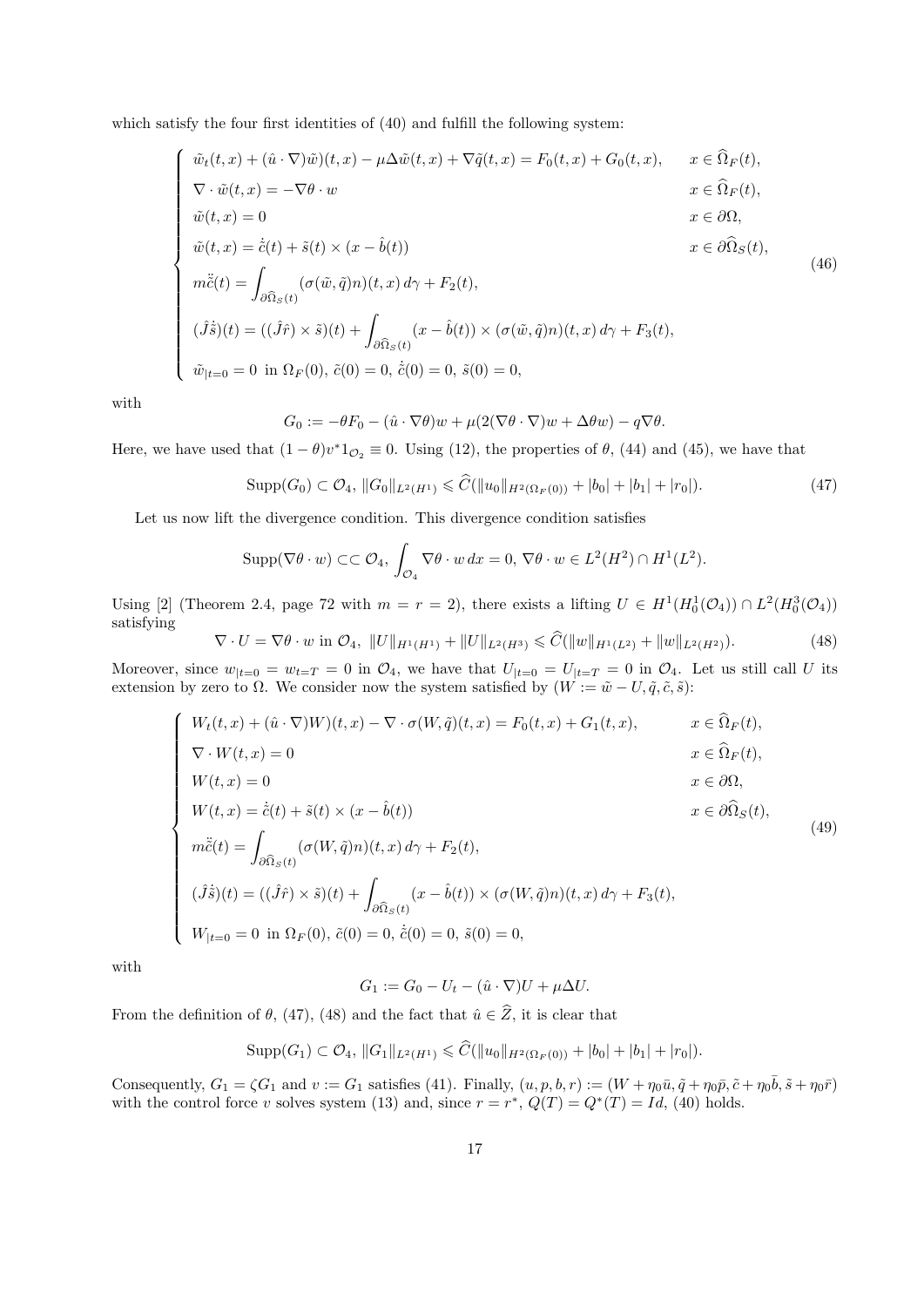which satisfy the four first identities of (40) and fulfill the following system:

$$
\begin{cases}
\tilde{w}_t(t,x) + (\hat{u}\cdot\nabla)\tilde{w})(t,x) - \mu\Delta\tilde{w}(t,x) + \nabla\tilde{q}(t,x) = F_0(t,x) + G_0(t,x), & x\in\widehat{\Omega}_F(t),\\
\nabla\cdot\tilde{w}(t,x) = -\nabla\theta\cdot w & x\in\widehat{\Omega}_F(t),\\
\tilde{w}(t,x) = 0 & x\in\partial\Omega,\\
\tilde{w}(t,x) = \dot{\tilde{c}}(t) + \tilde{s}(t)\times(x-\hat{b}(t)) & x\in\partial\widehat{\Omega}_S(t),\\
m\ddot{\tilde{c}}(t) = \displaystyle\int_{\partial\widehat{\Omega}_S(t)} (\sigma(\tilde{w},\tilde{q})n)(t,x)\,d\gamma + F_2(t), & \\
(\hat{J}\dot{\tilde{s}})(t) = ((\hat{J}\hat{r})\times\tilde{s})(t) + \displaystyle\int_{\partial\widehat{\Omega}_S(t)} (x-\hat{b}(t))\times(\sigma(\tilde{w},\tilde{q})n)(t,x)\,d\gamma + F_3(t), & \\
\tilde{w}_{|t=0} = 0 \text{ in } \Omega_F(0),\ \tilde{c}(0)=0,\ \dot{\tilde{c}}(0)=0,\ \tilde{s}(0)=0, &
\end{cases}
\tag{46}
$$

with

$$G_0 := -\theta F_0 - (\hat{u}\cdot\nabla\theta)w + \mu(2(\nabla\theta\cdot\nabla)w + \Delta\theta w) - q\nabla\theta.$$

Here, we have used that $(1-\theta)v^*1_{\mathcal{O}_2}\equiv 0$. Using (12), the properties of $\theta$, (44) and (45), we have that

$$\mathrm{Supp}(G_0)\subset\mathcal{O}_4,\ \|G_0\|_{L^2(H^1)} \leqslant \widehat{C}(\|u_0\|_{H^2(\Omega_F(0))} + |b_0| + |b_1| + |r_0|). \tag{47}$$

Let us now lift the divergence condition. This divergence condition satisfies

$$\mathrm{Supp}(\nabla\theta\cdot w)\subset\subset\mathcal{O}_4,\ \int_{\mathcal{O}_4}\nabla\theta\cdot w\,dx = 0,\ \nabla\theta\cdot w\in L^2(H^2)\cap H^1(L^2).$$

Using [2] (Theorem 2.4, page 72 with $m=r=2$), there exists a lifting $U\in H^1(H_0^1(\mathcal{O}_4))\cap L^2(H_0^3(\mathcal{O}_4))$ satisfying

$$\nabla\cdot U = \nabla\theta\cdot w \text{ in } \mathcal{O}_4,\ \|U\|_{H^1(H^1)} + \|U\|_{L^2(H^3)} \leqslant \widehat{C}(\|w\|_{H^1(L^2)} + \|w\|_{L^2(H^2)}). \tag{48}$$

Moreover, since $w_{|t=0} = w_{t=T} = 0$ in $\mathcal{O}_4$, we have that $U_{|t=0} = U_{|t=T} = 0$ in $\mathcal{O}_4$. Let us still call $U$ its extension by zero to $\Omega$. We consider now the system satisfied by $(W := \tilde{w} - U, \tilde{q}, \tilde{c}, \tilde{s})$:

$$
\begin{cases}
W_t(t,x) + (\hat{u}\cdot\nabla)W)(t,x) - \nabla\cdot\sigma(W,\tilde{q})(t,x) = F_0(t,x) + G_1(t,x), & x\in\widehat{\Omega}_F(t),\\
\nabla\cdot W(t,x) = 0 & x\in\widehat{\Omega}_F(t),\\
W(t,x) = 0 & x\in\partial\Omega,\\
W(t,x) = \dot{\tilde{c}}(t) + \tilde{s}(t)\times(x-\hat{b}(t)) & x\in\partial\widehat{\Omega}_S(t),\\
m\ddot{\tilde{c}}(t) = \displaystyle\int_{\partial\widehat{\Omega}_S(t)} (\sigma(W,\tilde{q})n)(t,x)\,d\gamma + F_2(t), & \\
(\hat{J}\dot{\tilde{s}})(t) = ((\hat{J}\hat{r})\times\tilde{s})(t) + \displaystyle\int_{\partial\widehat{\Omega}_S(t)} (x-\hat{b}(t))\times(\sigma(W,\tilde{q})n)(t,x)\,d\gamma + F_3(t), & \\
W_{|t=0} = 0 \text{ in } \Omega_F(0),\ \tilde{c}(0)=0,\ \dot{\tilde{c}}(0)=0,\ \tilde{s}(0)=0, &
\end{cases}
\tag{49}
$$

with

$$G_1 := G_0 - U_t - (\hat{u}\cdot\nabla)U + \mu\Delta U.$$

From the definition of $\theta$, (47), (48) and the fact that $\hat{u}\in\widehat{Z}$, it is clear that

$$\mathrm{Supp}(G_1)\subset\mathcal{O}_4,\ \|G_1\|_{L^2(H^1)} \leqslant \widehat{C}(\|u_0\|_{H^2(\Omega_F(0))} + |b_0| + |b_1| + |r_0|).$$

Consequently, $G_1 = \zeta G_1$ and $v := G_1$ satisfies (41). Finally, $(u,p,b,r) := (W + \eta_0\bar{u}, \tilde{q} + \eta_0\bar{p}, \tilde{c} + \eta_0\bar{b}, \tilde{s} + \eta_0\bar{r})$ with the control force $v$ solves system (13) and, since $r = r^*$, $Q(T) = Q^*(T) = Id$, (40) holds.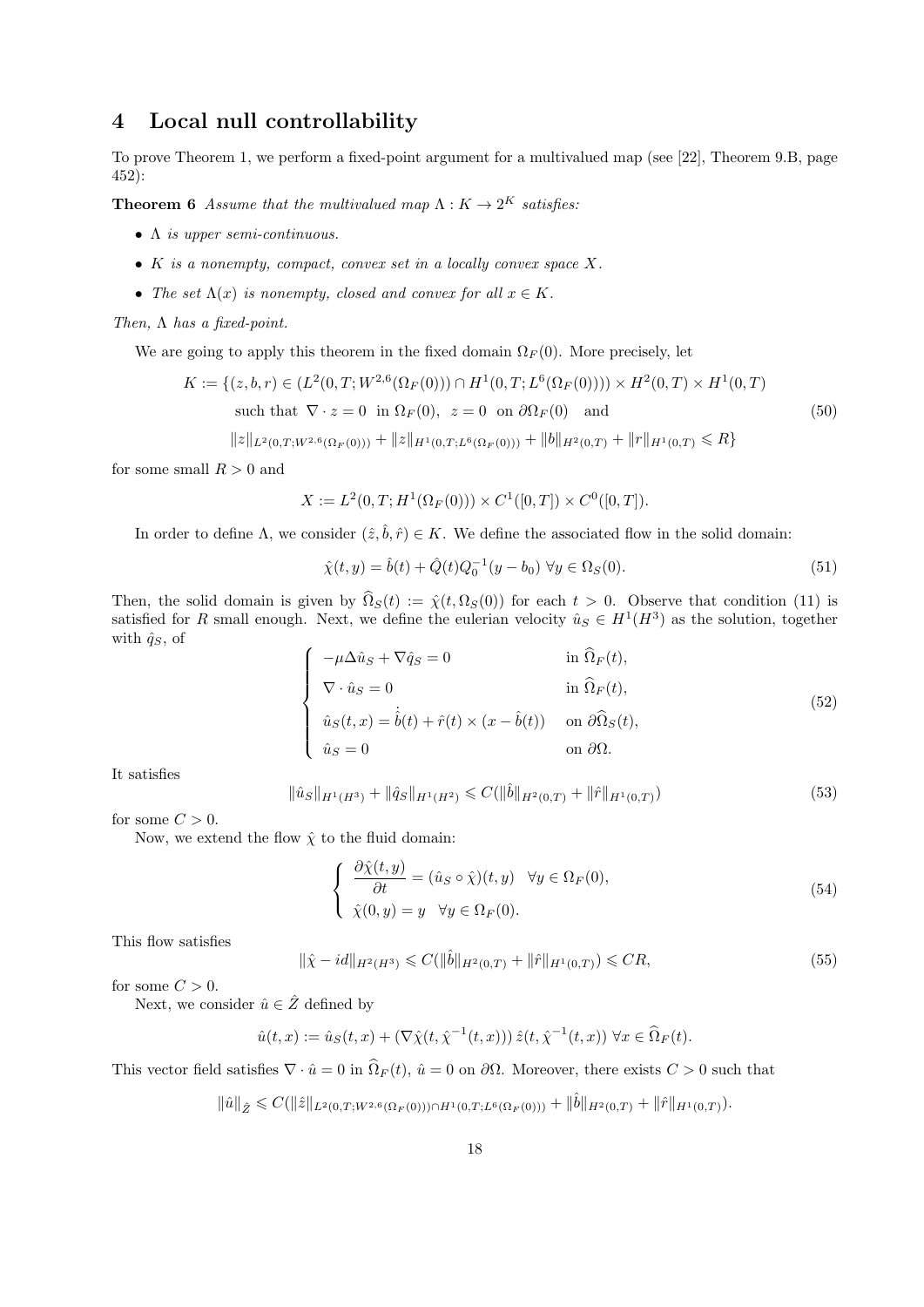## 4 Local null controllability

To prove Theorem 1, we perform a fixed-point argument for a multivalued map (see [22], Theorem 9.B, page 452):

**Theorem 6** *Assume that the multivalued map $\Lambda : K \to 2^K$ satisfies:*

- *$\Lambda$ is upper semi-continuous.*
- *$K$ is a nonempty, compact, convex set in a locally convex space $X$.*
- *The set $\Lambda(x)$ is nonempty, closed and convex for all $x \in K$.*

*Then, $\Lambda$ has a fixed-point.*

We are going to apply this theorem in the fixed domain $\Omega_F(0)$. More precisely, let

$$
\begin{aligned}
K := \{(z,b,r) \in (L^2(0,T;W^{2,6}(\Omega_F(0))) \cap H^1(0,T;L^6(\Omega_F(0)))) \times H^2(0,T) \times H^1(0,T) \\
\text{such that } \nabla\cdot z = 0 \text{ in } \Omega_F(0),\ z=0 \text{ on } \partial\Omega_F(0) \text{ and} \\
\|z\|_{L^2(0,T;W^{2,6}(\Omega_F(0)))} + \|z\|_{H^1(0,T;L^6(\Omega_F(0)))} + \|b\|_{H^2(0,T)} + \|r\|_{H^1(0,T)} \leqslant R\}
\end{aligned} \tag{50}
$$

for some small $R > 0$ and

$$
X := L^2(0,T;H^1(\Omega_F(0))) \times C^1([0,T]) \times C^0([0,T]).
$$

In order to define $\Lambda$, we consider $(\hat{z},\hat{b},\hat{r}) \in K$. We define the associated flow in the solid domain:

$$
\hat{\chi}(t,y) = \hat{b}(t) + \hat{Q}(t)Q_0^{-1}(y-b_0) \ \forall y \in \Omega_S(0). \tag{51}
$$

Then, the solid domain is given by $\widehat{\Omega}_S(t) := \hat{\chi}(t,\Omega_S(0))$ for each $t > 0$. Observe that condition (11) is satisfied for $R$ small enough. Next, we define the eulerian velocity $\hat{u}_S \in H^1(H^3)$ as the solution, together with $\hat{q}_S$, of

$$
\begin{cases}
-\mu\Delta\hat{u}_S + \nabla\hat{q}_S = 0 & \text{in } \widehat{\Omega}_F(t), \\
\nabla\cdot\hat{u}_S = 0 & \text{in } \widehat{\Omega}_F(t), \\
\hat{u}_S(t,x) = \dot{\hat{b}}(t) + \hat{r}(t)\times(x-\hat{b}(t)) & \text{on } \partial\widehat{\Omega}_S(t), \\
\hat{u}_S = 0 & \text{on } \partial\Omega.
\end{cases} \tag{52}
$$

It satisfies

$$
\|\hat{u}_S\|_{H^1(H^3)} + \|\hat{q}_S\|_{H^1(H^2)} \leqslant C(\|\hat{b}\|_{H^2(0,T)} + \|\hat{r}\|_{H^1(0,T)}) \tag{53}
$$

for some $C > 0$.

Now, we extend the flow $\hat{\chi}$ to the fluid domain:

$$
\begin{cases}
\dfrac{\partial\hat{\chi}(t,y)}{\partial t} = (\hat{u}_S \circ \hat{\chi})(t,y) \quad \forall y \in \Omega_F(0), \\
\hat{\chi}(0,y) = y \quad \forall y \in \Omega_F(0).
\end{cases} \tag{54}
$$

This flow satisfies

$$
\|\hat{\chi} - id\|_{H^2(H^3)} \leqslant C(\|\hat{b}\|_{H^2(0,T)} + \|\hat{r}\|_{H^1(0,T)}) \leqslant CR, \tag{55}
$$

for some $C > 0$.

Next, we consider $\hat{u} \in \hat{Z}$ defined by

$$
\hat{u}(t,x) := \hat{u}_S(t,x) + (\nabla\hat{\chi}(t,\hat{\chi}^{-1}(t,x)))\,\hat{z}(t,\hat{\chi}^{-1}(t,x)) \ \forall x \in \widehat{\Omega}_F(t).
$$

This vector field satisfies $\nabla\cdot\hat{u} = 0$ in $\widehat{\Omega}_F(t)$, $\hat{u} = 0$ on $\partial\Omega$. Moreover, there exists $C > 0$ such that

$$
\|\hat{u}\|_{\hat{Z}} \leqslant C(\|\hat{z}\|_{L^2(0,T;W^{2,6}(\Omega_F(0)))\cap H^1(0,T;L^6(\Omega_F(0)))} + \|\hat{b}\|_{H^2(0,T)} + \|\hat{r}\|_{H^1(0,T)}).
$$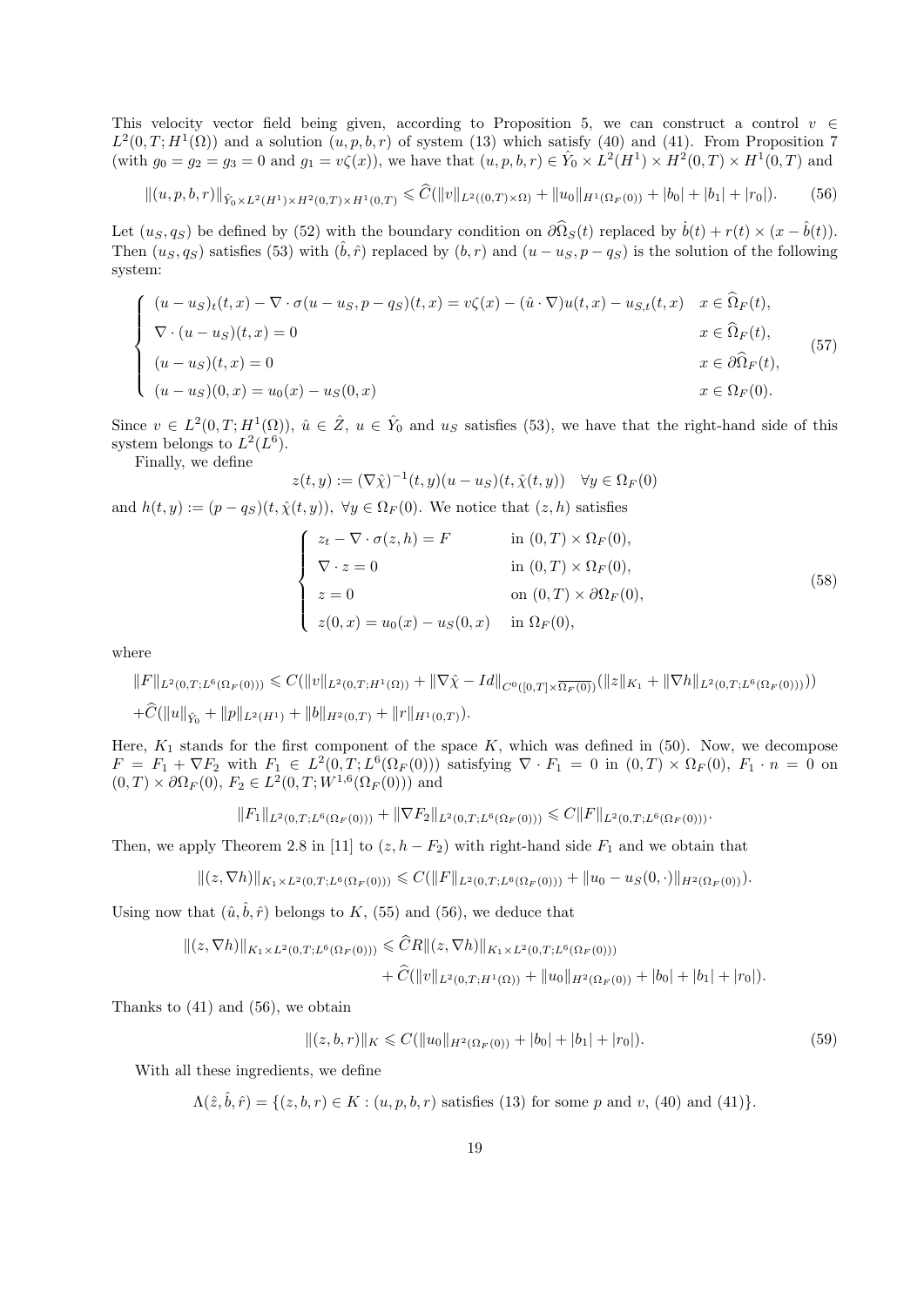This velocity vector field being given, according to Proposition 5, we can construct a control $v \in L^2(0,T;H^1(\Omega))$ and a solution $(u,p,b,r)$ of system (13) which satisfy (40) and (41). From Proposition 7 (with $g_0 = g_2 = g_3 = 0$ and $g_1 = v\zeta(x)$), we have that $(u,p,b,r) \in \hat{Y}_0 \times L^2(H^1) \times H^2(0,T) \times H^1(0,T)$ and

$$\|(u,p,b,r)\|_{\hat{Y}_0 \times L^2(H^1) \times H^2(0,T) \times H^1(0,T)} \leqslant \widehat{C}(\|v\|_{L^2((0,T)\times\Omega)} + \|u_0\|_{H^1(\Omega_F(0))} + |b_0| + |b_1| + |r_0|). \tag{56}$$

Let $(u_S, q_S)$ be defined by (52) with the boundary condition on $\partial\widehat{\Omega}_S(t)$ replaced by $\dot{b}(t) + r(t) \times (x - \hat{b}(t))$. Then $(u_S, q_S)$ satisfies (53) with $(\hat{b}, \hat{r})$ replaced by $(b,r)$ and $(u - u_S, p - q_S)$ is the solution of the following system:

$$\begin{cases} (u-u_S)_t(t,x) - \nabla \cdot \sigma(u-u_S, p-q_S)(t,x) = v\zeta(x) - (\hat{u}\cdot\nabla)u(t,x) - u_{S,t}(t,x) & x \in \widehat{\Omega}_F(t), \\ \nabla \cdot (u-u_S)(t,x) = 0 & x \in \widehat{\Omega}_F(t), \\ (u-u_S)(t,x) = 0 & x \in \partial\widehat{\Omega}_F(t), \\ (u-u_S)(0,x) = u_0(x) - u_S(0,x) & x \in \Omega_F(0). \end{cases} \tag{57}$$

Since $v \in L^2(0,T;H^1(\Omega))$, $\hat{u} \in \hat{Z}$, $u \in \hat{Y}_0$ and $u_S$ satisfies (53), we have that the right-hand side of this system belongs to $L^2(L^6)$.

Finally, we define

$$z(t,y) := (\nabla\hat{\chi})^{-1}(t,y)(u-u_S)(t,\hat{\chi}(t,y)) \quad \forall y \in \Omega_F(0)$$

and $h(t,y) := (p - q_S)(t,\hat{\chi}(t,y))$, $\forall y \in \Omega_F(0)$. We notice that $(z,h)$ satisfies

$$\begin{cases} z_t - \nabla\cdot\sigma(z,h) = F & \text{in } (0,T)\times\Omega_F(0), \\ \nabla \cdot z = 0 & \text{in } (0,T)\times\Omega_F(0), \\ z = 0 & \text{on } (0,T)\times\partial\Omega_F(0), \\ z(0,x) = u_0(x) - u_S(0,x) & \text{in } \Omega_F(0), \end{cases} \tag{58}$$

where

$$\|F\|_{L^2(0,T;L^6(\Omega_F(0)))} \leqslant C(\|v\|_{L^2(0,T;H^1(\Omega))} + \|\nabla\hat{\chi} - Id\|_{C^0([0,T]\times\overline{\Omega_F(0)})}(\|z\|_{K_1} + \|\nabla h\|_{L^2(0,T;L^6(\Omega_F(0)))}))$$
$$+\widehat{C}(\|u\|_{\hat{Y}_0} + \|p\|_{L^2(H^1)} + \|b\|_{H^2(0,T)} + \|r\|_{H^1(0,T)}).$$

Here, $K_1$ stands for the first component of the space $K$, which was defined in (50). Now, we decompose $F = F_1 + \nabla F_2$ with $F_1 \in L^2(0,T;L^6(\Omega_F(0)))$ satisfying $\nabla \cdot F_1 = 0$ in $(0,T)\times\Omega_F(0)$, $F_1 \cdot n = 0$ on $(0,T)\times\partial\Omega_F(0)$, $F_2 \in L^2(0,T;W^{1,6}(\Omega_F(0)))$ and

$$\|F_1\|_{L^2(0,T;L^6(\Omega_F(0)))} + \|\nabla F_2\|_{L^2(0,T;L^6(\Omega_F(0)))} \leqslant C\|F\|_{L^2(0,T;L^6(\Omega_F(0)))}.$$

Then, we apply Theorem 2.8 in [11] to $(z, h - F_2)$ with right-hand side $F_1$ and we obtain that

$$\|(z,\nabla h)\|_{K_1 \times L^2(0,T;L^6(\Omega_F(0)))} \leqslant C(\|F\|_{L^2(0,T;L^6(\Omega_F(0)))} + \|u_0 - u_S(0,\cdot)\|_{H^2(\Omega_F(0))}).$$

Using now that $(\hat{u},\hat{b},\hat{r})$ belongs to $K$, (55) and (56), we deduce that

$$\begin{aligned} \|(z,\nabla h)\|_{K_1 \times L^2(0,T;L^6(\Omega_F(0)))} &\leqslant \widehat{C}R\|(z,\nabla h)\|_{K_1 \times L^2(0,T;L^6(\Omega_F(0)))} \\ &\quad + \widehat{C}(\|v\|_{L^2(0,T;H^1(\Omega))} + \|u_0\|_{H^2(\Omega_F(0))} + |b_0| + |b_1| + |r_0|). \end{aligned}$$

Thanks to (41) and (56), we obtain

$$\|(z,b,r)\|_K \leqslant C(\|u_0\|_{H^2(\Omega_F(0))} + |b_0| + |b_1| + |r_0|). \tag{59}$$

With all these ingredients, we define

$$\Lambda(\hat{z},\hat{b},\hat{r}) = \{(z,b,r) \in K : (u,p,b,r) \text{ satisfies (13) for some } p \text{ and } v\text{, (40) and (41)}\}.$$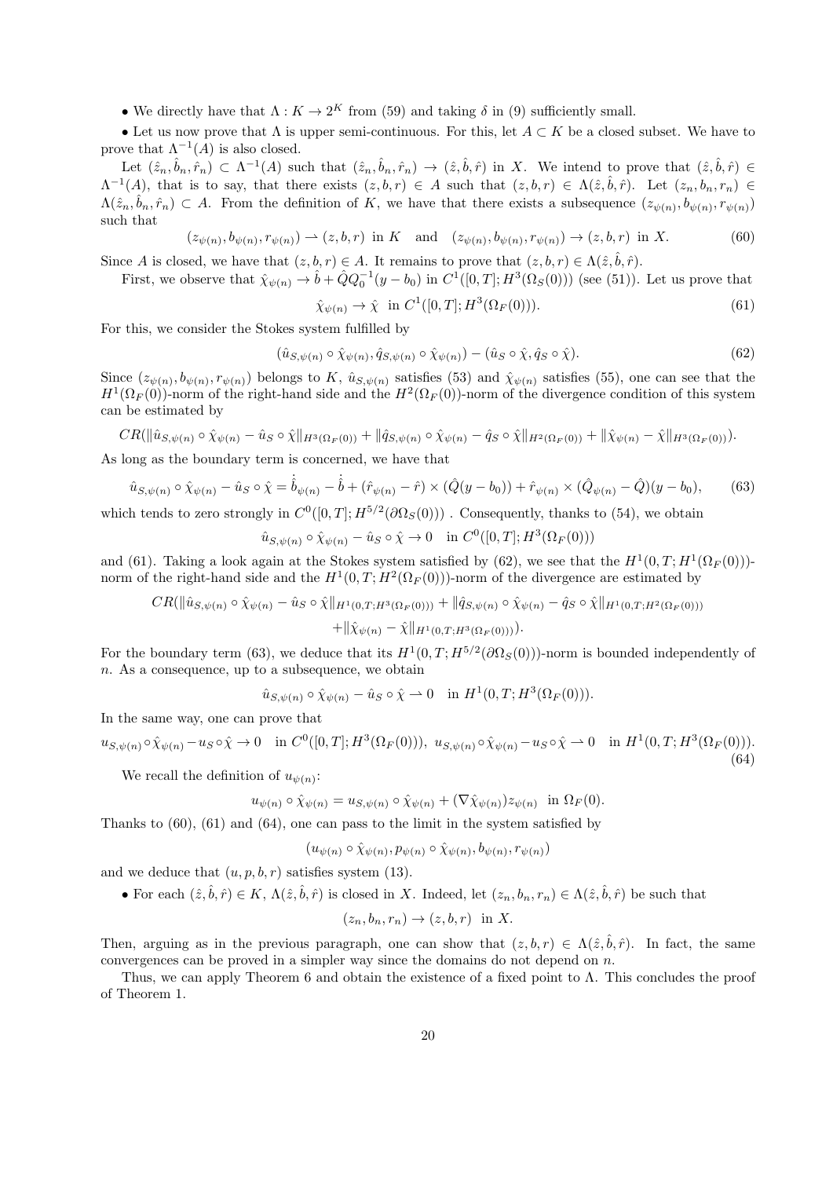• We directly have that $\Lambda : K \to 2^K$ from (59) and taking $\delta$ in (9) sufficiently small.

• Let us now prove that $\Lambda$ is upper semi-continuous. For this, let $A \subset K$ be a closed subset. We have to prove that $\Lambda^{-1}(A)$ is also closed.

Let $(\hat{z}_n, \hat{b}_n, \hat{r}_n) \subset \Lambda^{-1}(A)$ such that $(\hat{z}_n, \hat{b}_n, \hat{r}_n) \to (\hat{z}, \hat{b}, \hat{r})$ in $X$. We intend to prove that $(\hat{z}, \hat{b}, \hat{r}) \in \Lambda^{-1}(A)$, that is to say, that there exists $(z, b, r) \in A$ such that $(z, b, r) \in \Lambda(\hat{z}, \hat{b}, \hat{r})$. Let $(z_n, b_n, r_n) \in \Lambda(\hat{z}_n, \hat{b}_n, \hat{r}_n) \subset A$. From the definition of $K$, we have that there exists a subsequence $(z_{\psi(n)}, b_{\psi(n)}, r_{\psi(n)})$ such that

$$
(z_{\psi(n)}, b_{\psi(n)}, r_{\psi(n)}) \rightharpoonup (z, b, r) \text{ in } K \quad \text{and} \quad (z_{\psi(n)}, b_{\psi(n)}, r_{\psi(n)}) \to (z, b, r) \text{ in } X. \tag{60}
$$

Since $A$ is closed, we have that $(z, b, r) \in A$. It remains to prove that $(z, b, r) \in \Lambda(\hat{z}, \hat{b}, \hat{r})$.

First, we observe that $\hat{\chi}_{\psi(n)} \to \hat{b} + \hat{Q}Q_0^{-1}(y - b_0)$ in $C^1([0,T]; H^3(\Omega_S(0)))$ (see (51)). Let us prove that

$$
\hat{\chi}_{\psi(n)} \to \hat{\chi} \text{ in } C^1([0,T]; H^3(\Omega_F(0))). \tag{61}
$$

For this, we consider the Stokes system fulfilled by

$$
(\hat{u}_{S,\psi(n)} \circ \hat{\chi}_{\psi(n)}, \hat{q}_{S,\psi(n)} \circ \hat{\chi}_{\psi(n)}) - (\hat{u}_S \circ \hat{\chi}, \hat{q}_S \circ \hat{\chi}). \tag{62}
$$

Since $(z_{\psi(n)}, b_{\psi(n)}, r_{\psi(n)})$ belongs to $K$, $\hat{u}_{S,\psi(n)}$ satisfies (53) and $\hat{\chi}_{\psi(n)}$ satisfies (55), one can see that the $H^1(\Omega_F(0))$-norm of the right-hand side and the $H^2(\Omega_F(0))$-norm of the divergence condition of this system can be estimated by

$$
CR(\|\hat{u}_{S,\psi(n)} \circ \hat{\chi}_{\psi(n)} - \hat{u}_S \circ \hat{\chi}\|_{H^3(\Omega_F(0))} + \|\hat{q}_{S,\psi(n)} \circ \hat{\chi}_{\psi(n)} - \hat{q}_S \circ \hat{\chi}\|_{H^2(\Omega_F(0))} + \|\hat{\chi}_{\psi(n)} - \hat{\chi}\|_{H^3(\Omega_F(0))}).
$$

As long as the boundary term is concerned, we have that

$$
\hat{u}_{S,\psi(n)} \circ \hat{\chi}_{\psi(n)} - \hat{u}_S \circ \hat{\chi} = \dot{\hat{b}}_{\psi(n)} - \dot{\hat{b}} + (\hat{r}_{\psi(n)} - \hat{r}) \times (\hat{Q}(y - b_0)) + \hat{r}_{\psi(n)} \times (\hat{Q}_{\psi(n)} - \hat{Q})(y - b_0), \tag{63}
$$

which tends to zero strongly in $C^0([0,T]; H^{5/2}(\partial\Omega_S(0)))$ . Consequently, thanks to (54), we obtain

$$
\hat{u}_{S,\psi(n)} \circ \hat{\chi}_{\psi(n)} - \hat{u}_S \circ \hat{\chi} \to 0 \quad \text{in } C^0([0,T]; H^3(\Omega_F(0)))
$$

and (61). Taking a look again at the Stokes system satisfied by (62), we see that the $H^1(0,T; H^1(\Omega_F(0)))$-norm of the right-hand side and the $H^1(0,T; H^2(\Omega_F(0)))$-norm of the divergence are estimated by

$$
\begin{aligned}
CR(\|\hat{u}_{S,\psi(n)} \circ \hat{\chi}_{\psi(n)} - \hat{u}_S \circ \hat{\chi}\|_{H^1(0,T;H^3(\Omega_F(0)))} &+ \|\hat{q}_{S,\psi(n)} \circ \hat{\chi}_{\psi(n)} - \hat{q}_S \circ \hat{\chi}\|_{H^1(0,T;H^2(\Omega_F(0)))} \\
&+ \|\hat{\chi}_{\psi(n)} - \hat{\chi}\|_{H^1(0,T;H^3(\Omega_F(0)))}).
\end{aligned}
$$

For the boundary term (63), we deduce that its $H^1(0,T; H^{5/2}(\partial\Omega_S(0)))$-norm is bounded independently of $n$. As a consequence, up to a subsequence, we obtain

$$
\hat{u}_{S,\psi(n)} \circ \hat{\chi}_{\psi(n)} - \hat{u}_S \circ \hat{\chi} \rightharpoonup 0 \quad \text{in } H^1(0,T; H^3(\Omega_F(0))).
$$

In the same way, one can prove that

$$
u_{S,\psi(n)} \circ \hat{\chi}_{\psi(n)} - u_S \circ \hat{\chi} \to 0 \quad \text{in } C^0([0,T]; H^3(\Omega_F(0))), \ u_{S,\psi(n)} \circ \hat{\chi}_{\psi(n)} - u_S \circ \hat{\chi} \rightharpoonup 0 \quad \text{in } H^1(0,T; H^3(\Omega_F(0))). \tag{64}
$$

We recall the definition of $u_{\psi(n)}$:

$$
u_{\psi(n)} \circ \hat{\chi}_{\psi(n)} = u_{S,\psi(n)} \circ \hat{\chi}_{\psi(n)} + (\nabla \hat{\chi}_{\psi(n)}) z_{\psi(n)} \text{ in } \Omega_F(0).
$$

Thanks to (60), (61) and (64), one can pass to the limit in the system satisfied by

$$
(u_{\psi(n)} \circ \hat{\chi}_{\psi(n)}, p_{\psi(n)} \circ \hat{\chi}_{\psi(n)}, b_{\psi(n)}, r_{\psi(n)})
$$

and we deduce that $(u, p, b, r)$ satisfies system (13).

• For each $(\hat{z}, \hat{b}, \hat{r}) \in K$, $\Lambda(\hat{z}, \hat{b}, \hat{r})$ is closed in $X$. Indeed, let $(z_n, b_n, r_n) \in \Lambda(\hat{z}, \hat{b}, \hat{r})$ be such that

$$
(z_n, b_n, r_n) \to (z, b, r) \text{ in } X.
$$

Then, arguing as in the previous paragraph, one can show that $(z, b, r) \in \Lambda(\hat{z}, \hat{b}, \hat{r})$. In fact, the same convergences can be proved in a simpler way since the domains do not depend on $n$.

Thus, we can apply Theorem 6 and obtain the existence of a fixed point to $\Lambda$. This concludes the proof of Theorem 1.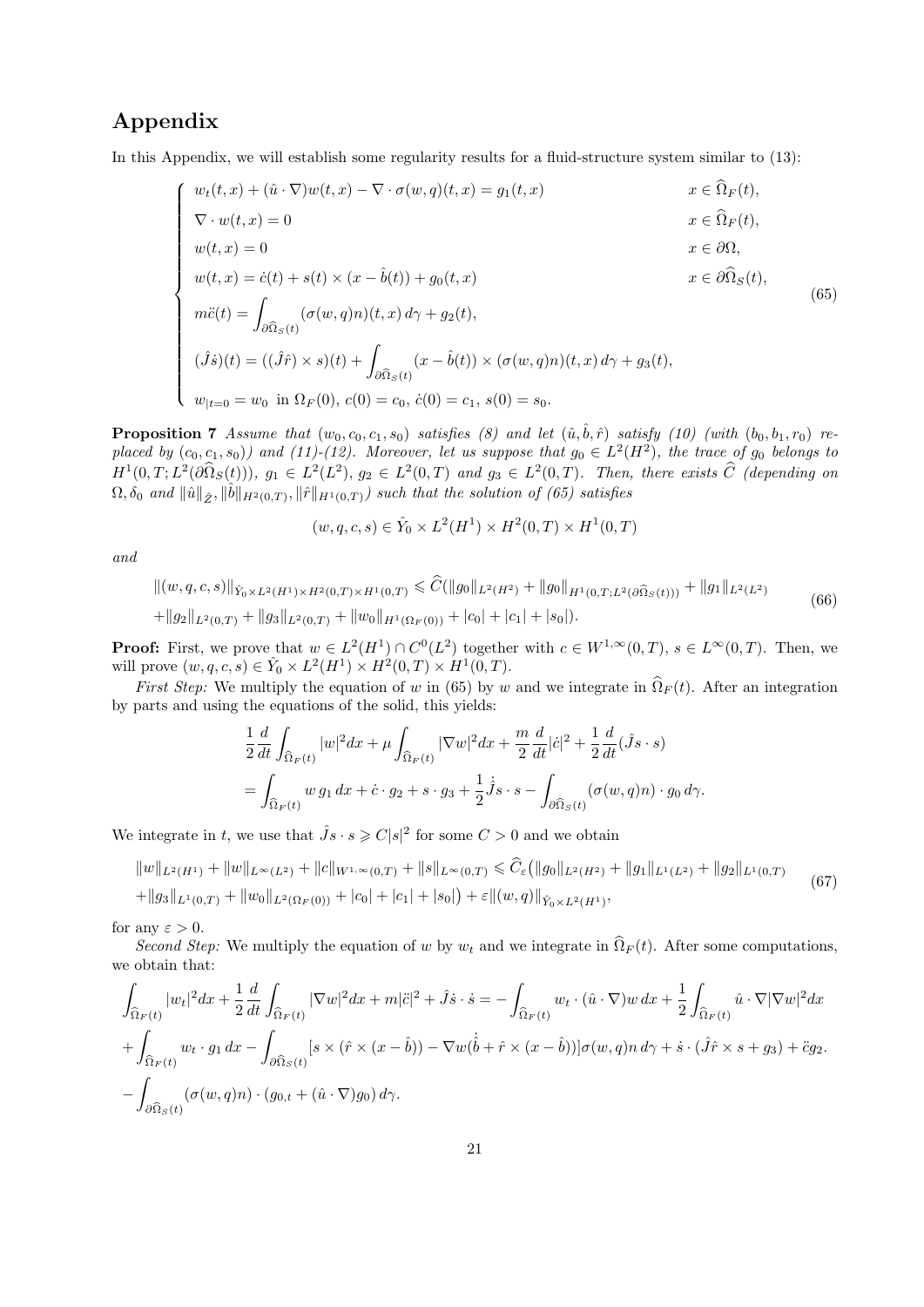# Appendix

In this Appendix, we will establish some regularity results for a fluid-structure system similar to (13):

$$
\left\{
\begin{array}{ll}
w_t(t,x) + (\hat{u}\cdot\nabla)w(t,x) - \nabla\cdot\sigma(w,q)(t,x) = g_1(t,x) & x\in\widehat{\Omega}_F(t),\\
\nabla\cdot w(t,x) = 0 & x\in\widehat{\Omega}_F(t),\\
w(t,x) = 0 & x\in\partial\Omega,\\
w(t,x) = \dot{c}(t) + s(t)\times(x-\hat{b}(t)) + g_0(t,x) & x\in\partial\widehat{\Omega}_S(t),\\
m\ddot{c}(t) = \displaystyle\int_{\partial\widehat{\Omega}_S(t)} (\sigma(w,q)n)(t,x)\,d\gamma + g_2(t), & \\
(\hat{J}\dot{s})(t) = ((\hat{J}\hat{r})\times s)(t) + \displaystyle\int_{\partial\widehat{\Omega}_S(t)} (x-\hat{b}(t))\times(\sigma(w,q)n)(t,x)\,d\gamma + g_3(t), & \\
w_{|t=0} = w_0 \ \text{ in } \Omega_F(0),\ c(0)=c_0,\ \dot{c}(0)=c_1,\ s(0)=s_0. &
\end{array}
\right.
\tag{65}
$$

**Proposition 7** *Assume that $(w_0,c_0,c_1,s_0)$ satisfies (8) and let $(\hat{u},\hat{b},\hat{r})$ satisfy (10) (with $(b_0,b_1,r_0)$ replaced by $(c_0,c_1,s_0)$) and (11)-(12). Moreover, let us suppose that $g_0\in L^2(H^2)$, the trace of $g_0$ belongs to $H^1(0,T;L^2(\partial\widehat{\Omega}_S(t)))$, $g_1\in L^2(L^2)$, $g_2\in L^2(0,T)$ and $g_3\in L^2(0,T)$. Then, there exists $\widehat{C}$ (depending on $\Omega,\delta_0$ and $\|\hat{u}\|_{\hat{Z}},\|\hat{b}\|_{H^2(0,T)},\|\hat{r}\|_{H^1(0,T)}$) such that the solution of (65) satisfies*

$$
(w,q,c,s)\in\hat{Y}_0\times L^2(H^1)\times H^2(0,T)\times H^1(0,T)
$$

*and*

$$
\begin{aligned}
&\|(w,q,c,s)\|_{\hat{Y}_0\times L^2(H^1)\times H^2(0,T)\times H^1(0,T)} \leqslant \widehat{C}(\|g_0\|_{L^2(H^2)} + \|g_0\|_{H^1(0,T;L^2(\partial\widehat{\Omega}_S(t)))} + \|g_1\|_{L^2(L^2)}\\
&+\|g_2\|_{L^2(0,T)} + \|g_3\|_{L^2(0,T)} + \|w_0\|_{H^1(\Omega_F(0))} + |c_0| + |c_1| + |s_0|).
\end{aligned}
\tag{66}
$$

**Proof:** First, we prove that $w\in L^2(H^1)\cap C^0(L^2)$ together with $c\in W^{1,\infty}(0,T)$, $s\in L^\infty(0,T)$. Then, we will prove $(w,q,c,s)\in\hat{Y}_0\times L^2(H^1)\times H^2(0,T)\times H^1(0,T)$.

*First Step:* We multiply the equation of $w$ in (65) by $w$ and we integrate in $\widehat{\Omega}_F(t)$. After an integration by parts and using the equations of the solid, this yields:

$$
\begin{aligned}
&\frac{1}{2}\frac{d}{dt}\int_{\widehat{\Omega}_F(t)}|w|^2dx + \mu\int_{\widehat{\Omega}_F(t)}|\nabla w|^2dx + \frac{m}{2}\frac{d}{dt}|\dot{c}|^2 + \frac{1}{2}\frac{d}{dt}(\hat{J}s\cdot s)\\
&= \int_{\widehat{\Omega}_F(t)} w\,g_1\,dx + \dot{c}\cdot g_2 + s\cdot g_3 + \frac{1}{2}\dot{\hat{J}}s\cdot s - \int_{\partial\widehat{\Omega}_S(t)}(\sigma(w,q)n)\cdot g_0\,d\gamma.
\end{aligned}
$$

We integrate in $t$, we use that $\hat{J}s\cdot s\geqslant C|s|^2$ for some $C>0$ and we obtain

$$
\begin{aligned}
&\|w\|_{L^2(H^1)} + \|w\|_{L^\infty(L^2)} + \|c\|_{W^{1,\infty}(0,T)} + \|s\|_{L^\infty(0,T)} \leqslant \widehat{C}_\varepsilon\big(\|g_0\|_{L^2(H^2)} + \|g_1\|_{L^1(L^2)} + \|g_2\|_{L^1(0,T)}\\
&+\|g_3\|_{L^1(0,T)} + \|w_0\|_{L^2(\Omega_F(0))} + |c_0| + |c_1| + |s_0|\big) + \varepsilon\|(w,q)\|_{\hat{Y}_0\times L^2(H^1)},
\end{aligned}
\tag{67}
$$

for any $\varepsilon>0$.

*Second Step:* We multiply the equation of $w$ by $w_t$ and we integrate in $\widehat{\Omega}_F(t)$. After some computations, we obtain that:

$$
\begin{aligned}
&\int_{\widehat{\Omega}_F(t)}|w_t|^2dx + \frac{1}{2}\frac{d}{dt}\int_{\widehat{\Omega}_F(t)}|\nabla w|^2dx + m|\ddot{c}|^2 + \hat{J}\dot{s}\cdot\dot{s} = -\int_{\widehat{\Omega}_F(t)} w_t\cdot(\hat{u}\cdot\nabla)w\,dx + \frac{1}{2}\int_{\widehat{\Omega}_F(t)}\hat{u}\cdot\nabla|\nabla w|^2dx\\
&+\int_{\widehat{\Omega}_F(t)} w_t\cdot g_1\,dx - \int_{\partial\widehat{\Omega}_S(t)}[s\times(\hat{r}\times(x-\hat{b})) - \nabla w(\dot{\hat{b}} + \hat{r}\times(x-\hat{b}))]\sigma(w,q)n\,d\gamma + \dot{s}\cdot(\hat{J}\hat{r}\times s + g_3) + \ddot{c}g_2.\\
&-\int_{\partial\widehat{\Omega}_S(t)}(\sigma(w,q)n)\cdot(g_{0,t} + (\hat{u}\cdot\nabla)g_0)\,d\gamma.
\end{aligned}
$$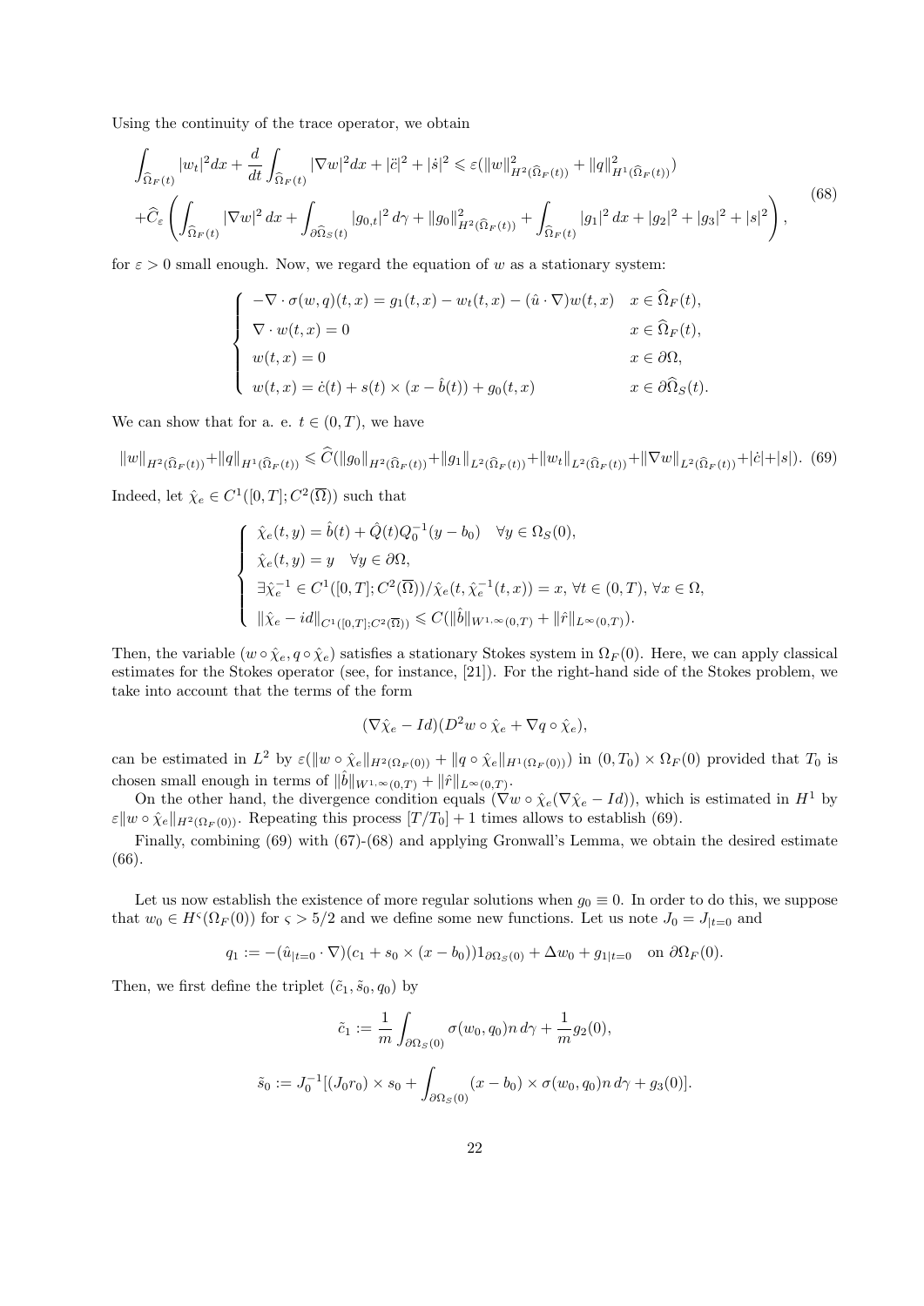Using the continuity of the trace operator, we obtain

$$
\begin{aligned}
&\int_{\widehat{\Omega}_F(t)} |w_t|^2 dx + \frac{d}{dt}\int_{\widehat{\Omega}_F(t)} |\nabla w|^2 dx + |\ddot{c}|^2 + |\dot{s}|^2 \leqslant \varepsilon(\|w\|^2_{H^2(\widehat{\Omega}_F(t))} + \|q\|^2_{H^1(\widehat{\Omega}_F(t))})\\
&+\widehat{C}_\varepsilon \left( \int_{\widehat{\Omega}_F(t)} |\nabla w|^2\, dx + \int_{\partial\widehat{\Omega}_S(t)} |g_{0,t}|^2\, d\gamma + \|g_0\|^2_{H^2(\widehat{\Omega}_F(t))} + \int_{\widehat{\Omega}_F(t)} |g_1|^2\, dx + |g_2|^2 + |g_3|^2 + |s|^2 \right),
\end{aligned}
\tag{68}
$$

for $\varepsilon > 0$ small enough. Now, we regard the equation of $w$ as a stationary system:

$$
\left\{
\begin{array}{ll}
-\nabla\cdot\sigma(w,q)(t,x) = g_1(t,x) - w_t(t,x) - (\hat{u}\cdot\nabla)w(t,x) & x\in\widehat{\Omega}_F(t),\\
\nabla\cdot w(t,x) = 0 & x\in\widehat{\Omega}_F(t),\\
w(t,x) = 0 & x\in\partial\Omega,\\
w(t,x) = \dot{c}(t) + s(t)\times(x-\hat{b}(t)) + g_0(t,x) & x\in\partial\widehat{\Omega}_S(t).
\end{array}
\right.
$$

We can show that for a. e. $t\in(0,T)$, we have

$$
\|w\|_{H^2(\widehat{\Omega}_F(t))} + \|q\|_{H^1(\widehat{\Omega}_F(t))} \leqslant \widehat{C}(\|g_0\|_{H^2(\widehat{\Omega}_F(t))} + \|g_1\|_{L^2(\widehat{\Omega}_F(t))} + \|w_t\|_{L^2(\widehat{\Omega}_F(t))} + \|\nabla w\|_{L^2(\widehat{\Omega}_F(t))} + |\dot{c}| + |s|). \tag{69}
$$

Indeed, let $\hat{\chi}_e \in C^1([0,T];C^2(\overline{\Omega}))$ such that

$$
\left\{
\begin{array}{l}
\hat{\chi}_e(t,y) = \hat{b}(t) + \hat{Q}(t)Q_0^{-1}(y-b_0) \quad \forall y\in\Omega_S(0),\\
\hat{\chi}_e(t,y) = y \quad \forall y\in\partial\Omega,\\
\exists \hat{\chi}_e^{-1}\in C^1([0,T];C^2(\overline{\Omega}))/\hat{\chi}_e(t,\hat{\chi}_e^{-1}(t,x)) = x,\ \forall t\in(0,T),\ \forall x\in\Omega,\\
\|\hat{\chi}_e - id\|_{C^1([0,T];C^2(\overline{\Omega}))} \leqslant C(\|\hat{b}\|_{W^{1,\infty}(0,T)} + \|\hat{r}\|_{L^\infty(0,T)}).
\end{array}
\right.
$$

Then, the variable $(w\circ\hat{\chi}_e, q\circ\hat{\chi}_e)$ satisfies a stationary Stokes system in $\Omega_F(0)$. Here, we can apply classical estimates for the Stokes operator (see, for instance, [21]). For the right-hand side of the Stokes problem, we take into account that the terms of the form

$$
(\nabla\hat{\chi}_e - Id)(D^2 w\circ\hat{\chi}_e + \nabla q\circ\hat{\chi}_e),
$$

can be estimated in $L^2$ by $\varepsilon(\|w\circ\hat{\chi}_e\|_{H^2(\Omega_F(0))} + \|q\circ\hat{\chi}_e\|_{H^1(\Omega_F(0))})$ in $(0,T_0)\times\Omega_F(0)$ provided that $T_0$ is chosen small enough in terms of $\|\hat{b}\|_{W^{1,\infty}(0,T)} + \|\hat{r}\|_{L^\infty(0,T)}$.

On the other hand, the divergence condition equals $(\nabla w\circ\hat{\chi}_e(\nabla\hat{\chi}_e - Id))$, which is estimated in $H^1$ by $\varepsilon\|w\circ\hat{\chi}_e\|_{H^2(\Omega_F(0))}$. Repeating this process $[T/T_0]+1$ times allows to establish (69).

Finally, combining (69) with (67)-(68) and applying Gronwall's Lemma, we obtain the desired estimate (66).

Let us now establish the existence of more regular solutions when $g_0\equiv 0$. In order to do this, we suppose that $w_0\in H^\varsigma(\Omega_F(0))$ for $\varsigma > 5/2$ and we define some new functions. Let us note $J_0 = J_{|t=0}$ and

$$
q_1 := -(\hat{u}_{|t=0}\cdot\nabla)(c_1 + s_0\times(x-b_0))1_{\partial\Omega_S(0)} + \Delta w_0 + g_{1|t=0} \quad \text{on } \partial\Omega_F(0).
$$

Then, we first define the triplet $(\tilde{c}_1, \tilde{s}_0, q_0)$ by

$$
\tilde{c}_1 := \frac{1}{m}\int_{\partial\Omega_S(0)} \sigma(w_0,q_0)n\, d\gamma + \frac{1}{m}g_2(0),
$$

$$
\tilde{s}_0 := J_0^{-1}[(J_0 r_0)\times s_0 + \int_{\partial\Omega_S(0)} (x-b_0)\times\sigma(w_0,q_0)n\, d\gamma + g_3(0)].
$$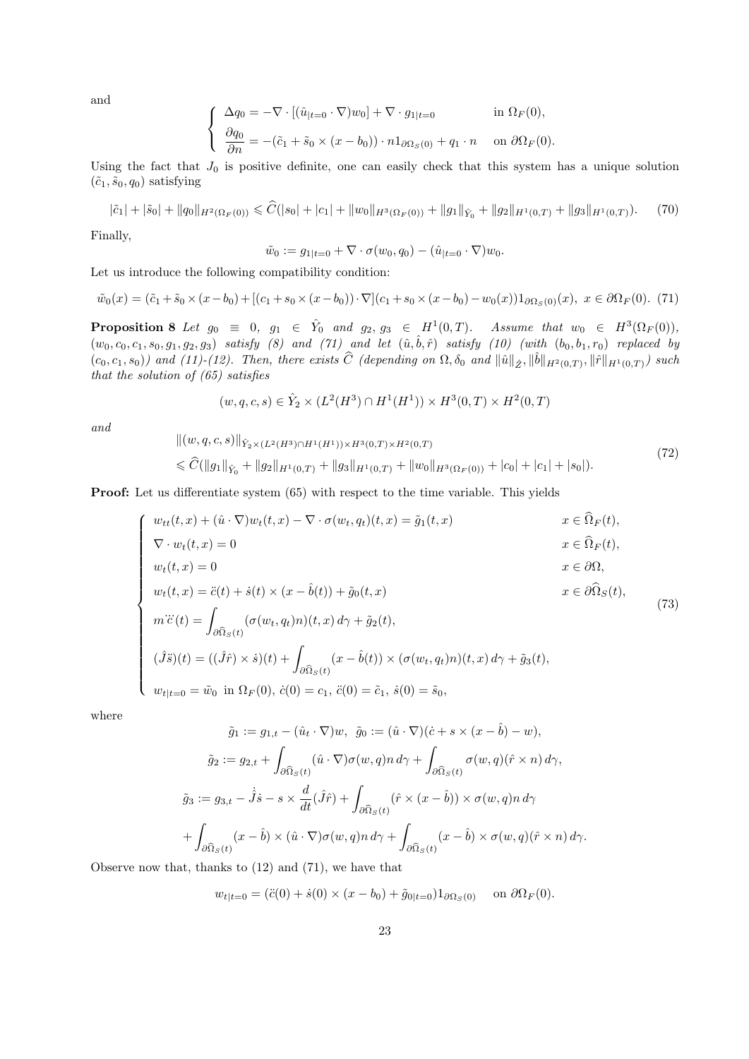and

$$\begin{cases} \Delta q_0 = -\nabla\cdot[(\hat{u}_{|t=0}\cdot\nabla)w_0] + \nabla\cdot g_{1|t=0} & \text{in } \Omega_F(0), \\ \dfrac{\partial q_0}{\partial n} = -(\tilde{c}_1 + \tilde{s}_0\times(x-b_0))\cdot n 1_{\partial\Omega_S(0)} + q_1\cdot n & \text{on } \partial\Omega_F(0). \end{cases}$$

Using the fact that $J_0$ is positive definite, one can easily check that this system has a unique solution $(\tilde{c}_1, \tilde{s}_0, q_0)$ satisfying

$$|\tilde{c}_1| + |\tilde{s}_0| + \|q_0\|_{H^2(\Omega_F(0))} \leqslant \widehat{C}(|s_0| + |c_1| + \|w_0\|_{H^3(\Omega_F(0))} + \|g_1\|_{\hat{Y}_0} + \|g_2\|_{H^1(0,T)} + \|g_3\|_{H^1(0,T)}). \tag{70}$$

Finally,

$$\tilde{w}_0 := g_{1|t=0} + \nabla\cdot\sigma(w_0, q_0) - (\hat{u}_{|t=0}\cdot\nabla)w_0.$$

Let us introduce the following compatibility condition:

$$\tilde{w}_0(x) = (\tilde{c}_1 + \tilde{s}_0\times(x-b_0) + [(c_1 + s_0\times(x-b_0))\cdot\nabla](c_1 + s_0\times(x-b_0) - w_0(x))1_{\partial\Omega_S(0)}(x),\ x\in\partial\Omega_F(0). \tag{71}$$

**Proposition 8** *Let $g_0 \equiv 0$, $g_1 \in \hat{Y}_0$ and $g_2, g_3 \in H^1(0,T)$. Assume that $w_0 \in H^3(\Omega_F(0))$, $(w_0, c_0, c_1, s_0, g_1, g_2, g_3)$ satisfy (8) and (71) and let $(\hat{u}, \hat{b}, \hat{r})$ satisfy (10) (with $(b_0, b_1, r_0)$ replaced by $(c_0, c_1, s_0)$) and (11)-(12). Then, there exists $\widehat{C}$ (depending on $\Omega, \delta_0$ and $\|\hat{u}\|_{\hat{Z}}, \|\hat{b}\|_{H^2(0,T)}, \|\hat{r}\|_{H^1(0,T)}$) such that the solution of (65) satisfies*

$$(w, q, c, s) \in \hat{Y}_2 \times (L^2(H^3)\cap H^1(H^1)) \times H^3(0,T) \times H^2(0,T)$$

*and*

$$\begin{aligned} &\|(w,q,c,s)\|_{\hat{Y}_2\times(L^2(H^3)\cap H^1(H^1))\times H^3(0,T)\times H^2(0,T)} \\ &\leqslant \widehat{C}(\|g_1\|_{\hat{Y}_0} + \|g_2\|_{H^1(0,T)} + \|g_3\|_{H^1(0,T)} + \|w_0\|_{H^3(\Omega_F(0))} + |c_0| + |c_1| + |s_0|). \end{aligned} \tag{72}$$

**Proof:** Let us differentiate system (65) with respect to the time variable. This yields

$$\begin{cases} w_{tt}(t,x) + (\hat{u}\cdot\nabla)w_t(t,x) - \nabla\cdot\sigma(w_t, q_t)(t,x) = \tilde{g}_1(t,x) & x\in\widehat{\Omega}_F(t), \\ \nabla\cdot w_t(t,x) = 0 & x\in\widehat{\Omega}_F(t), \\ w_t(t,x) = 0 & x\in\partial\Omega, \\ w_t(t,x) = \ddot{c}(t) + \dot{s}(t)\times(x-\hat{b}(t)) + \tilde{g}_0(t,x) & x\in\partial\widehat{\Omega}_S(t), \\ m\ddot{c}(t) = \displaystyle\int_{\partial\widehat{\Omega}_S(t)} (\sigma(w_t, q_t)n)(t,x)\,d\gamma + \tilde{g}_2(t), & \\ (\hat{J}\ddot{s})(t) = ((\hat{J}\hat{r})\times\dot{s})(t) + \displaystyle\int_{\partial\widehat{\Omega}_S(t)} (x-\hat{b}(t))\times(\sigma(w_t,q_t)n)(t,x)\,d\gamma + \tilde{g}_3(t), & \\ w_{t|t=0} = \tilde{w}_0 \text{ in } \Omega_F(0),\ \dot{c}(0) = c_1,\ \ddot{c}(0) = \tilde{c}_1,\ \dot{s}(0) = \tilde{s}_0, & \end{cases} \tag{73}$$

where

$$\tilde{g}_1 := g_{1,t} - (\hat{u}_t\cdot\nabla)w,\ \ \tilde{g}_0 := (\hat{u}\cdot\nabla)(\dot{c} + s\times(x-\hat{b}) - w),$$

$$\tilde{g}_2 := g_{2,t} + \int_{\partial\widehat{\Omega}_S(t)} (\hat{u}\cdot\nabla)\sigma(w,q)n\,d\gamma + \int_{\partial\widehat{\Omega}_S(t)} \sigma(w,q)(\hat{r}\times n)\,d\gamma,$$

$$\tilde{g}_3 := g_{3,t} - \dot{\hat{J}}\dot{s} - s\times\frac{d}{dt}(\hat{J}\hat{r}) + \int_{\partial\widehat{\Omega}_S(t)} (\hat{r}\times(x-\hat{b}))\times\sigma(w,q)n\,d\gamma$$

$$+ \int_{\partial\widehat{\Omega}_S(t)} (x-\hat{b})\times(\hat{u}\cdot\nabla)\sigma(w,q)n\,d\gamma + \int_{\partial\widehat{\Omega}_S(t)} (x-\hat{b})\times\sigma(w,q)(\hat{r}\times n)\,d\gamma.$$

Observe now that, thanks to (12) and (71), we have that

$$w_{t|t=0} = (\ddot{c}(0) + \dot{s}(0)\times(x-b_0) + \tilde{g}_{0|t=0})1_{\partial\Omega_S(0)} \quad \text{on } \partial\Omega_F(0).$$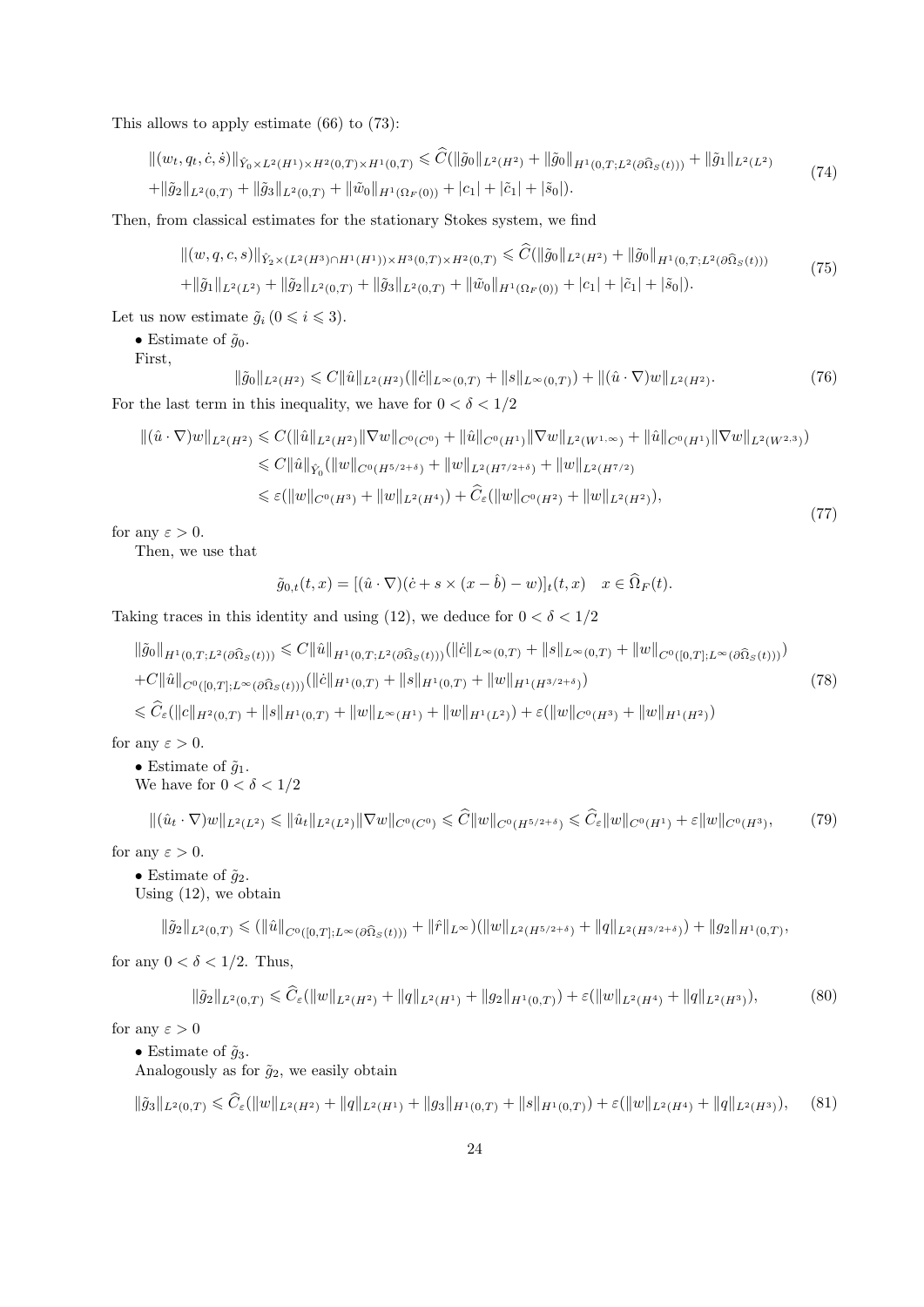This allows to apply estimate (66) to (73):

$$
\begin{aligned}
&\|(w_t, q_t, \dot{c}, \dot{s})\|_{\hat{Y}_0 \times L^2(H^1) \times H^2(0,T) \times H^1(0,T)} \leqslant \widehat{C}(\|\tilde{g}_0\|_{L^2(H^2)} + \|\tilde{g}_0\|_{H^1(0,T;L^2(\partial\widehat{\Omega}_S(t)))} + \|\tilde{g}_1\|_{L^2(L^2)} \\
&+\|\tilde{g}_2\|_{L^2(0,T)} + \|\tilde{g}_3\|_{L^2(0,T)} + \|\tilde{w}_0\|_{H^1(\Omega_F(0))} + |c_1| + |\tilde{c}_1| + |\tilde{s}_0|).
\end{aligned} \tag{74}
$$

Then, from classical estimates for the stationary Stokes system, we find

$$
\begin{aligned}
&\|(w, q, c, s)\|_{\hat{Y}_2 \times (L^2(H^3) \cap H^1(H^1)) \times H^3(0,T) \times H^2(0,T)} \leqslant \widehat{C}(\|\tilde{g}_0\|_{L^2(H^2)} + \|\tilde{g}_0\|_{H^1(0,T;L^2(\partial\widehat{\Omega}_S(t)))} \\
&+\|\tilde{g}_1\|_{L^2(L^2)} + \|\tilde{g}_2\|_{L^2(0,T)} + \|\tilde{g}_3\|_{L^2(0,T)} + \|\tilde{w}_0\|_{H^1(\Omega_F(0))} + |c_1| + |\tilde{c}_1| + |\tilde{s}_0|).
\end{aligned} \tag{75}
$$

Let us now estimate $\tilde{g}_i$ $(0 \leqslant i \leqslant 3)$.

• Estimate of $\tilde{g}_0$.
First,

$$
\|\tilde{g}_0\|_{L^2(H^2)} \leqslant C\|\hat{u}\|_{L^2(H^2)}(\|\dot{c}\|_{L^\infty(0,T)} + \|s\|_{L^\infty(0,T)}) + \|(\hat{u} \cdot \nabla)w\|_{L^2(H^2)}. \tag{76}
$$

For the last term in this inequality, we have for $0 < \delta < 1/2$

$$
\begin{aligned}
\|(\hat{u} \cdot \nabla)w\|_{L^2(H^2)} &\leqslant C(\|\hat{u}\|_{L^2(H^2)}\|\nabla w\|_{C^0(C^0)} + \|\hat{u}\|_{C^0(H^1)}\|\nabla w\|_{L^2(W^{1,\infty})} + \|\hat{u}\|_{C^0(H^1)}\|\nabla w\|_{L^2(W^{2,3})}) \\
&\leqslant C\|\hat{u}\|_{\hat{Y}_0}(\|w\|_{C^0(H^{5/2+\delta})} + \|w\|_{L^2(H^{7/2+\delta})} + \|w\|_{L^2(H^{7/2})}) \\
&\leqslant \varepsilon(\|w\|_{C^0(H^3)} + \|w\|_{L^2(H^4)}) + \widehat{C}_\varepsilon(\|w\|_{C^0(H^2)} + \|w\|_{L^2(H^2)}),
\end{aligned} \tag{77}
$$

for any $\varepsilon > 0$.

Then, we use that

$$
\tilde{g}_{0,t}(t,x) = [(\hat{u} \cdot \nabla)(\dot{c} + s \times (x - \hat{b}) - w)]_t(t,x) \quad x \in \widehat{\Omega}_F(t).
$$

Taking traces in this identity and using (12), we deduce for $0 < \delta < 1/2$

$$
\begin{aligned}
&\|\tilde{g}_0\|_{H^1(0,T;L^2(\partial\widehat{\Omega}_S(t)))} \leqslant C\|\hat{u}\|_{H^1(0,T;L^2(\partial\widehat{\Omega}_S(t)))}(\|\dot{c}\|_{L^\infty(0,T)} + \|s\|_{L^\infty(0,T)} + \|w\|_{C^0([0,T];L^\infty(\partial\widehat{\Omega}_S(t)))}) \\
&+C\|\hat{u}\|_{C^0([0,T];L^\infty(\partial\widehat{\Omega}_S(t)))}(\|\dot{c}\|_{H^1(0,T)} + \|s\|_{H^1(0,T)} + \|w\|_{H^1(H^{3/2+\delta})}) \\
&\leqslant \widehat{C}_\varepsilon(\|c\|_{H^2(0,T)} + \|s\|_{H^1(0,T)} + \|w\|_{L^\infty(H^1)} + \|w\|_{H^1(L^2)}) + \varepsilon(\|w\|_{C^0(H^3)} + \|w\|_{H^1(H^2)})
\end{aligned} \tag{78}
$$

for any $\varepsilon > 0$.

• Estimate of $\tilde{g}_1$.
We have for $0 < \delta < 1/2$

$$
\|(\hat{u}_t \cdot \nabla)w\|_{L^2(L^2)} \leqslant \|\hat{u}_t\|_{L^2(L^2)}\|\nabla w\|_{C^0(C^0)} \leqslant \widehat{C}\|w\|_{C^0(H^{5/2+\delta})} \leqslant \widehat{C}_\varepsilon\|w\|_{C^0(H^1)} + \varepsilon\|w\|_{C^0(H^3)}, \tag{79}
$$

for any $\varepsilon > 0$.

• Estimate of $\tilde{g}_2$.
Using (12), we obtain

$$
\|\tilde{g}_2\|_{L^2(0,T)} \leqslant (\|\hat{u}\|_{C^0([0,T];L^\infty(\partial\widehat{\Omega}_S(t)))} + \|\hat{r}\|_{L^\infty})(\|w\|_{L^2(H^{5/2+\delta})} + \|q\|_{L^2(H^{3/2+\delta})}) + \|g_2\|_{H^1(0,T)},
$$

for any $0 < \delta < 1/2$. Thus,

$$
\|\tilde{g}_2\|_{L^2(0,T)} \leqslant \widehat{C}_\varepsilon(\|w\|_{L^2(H^2)} + \|q\|_{L^2(H^1)} + \|g_2\|_{H^1(0,T)}) + \varepsilon(\|w\|_{L^2(H^4)} + \|q\|_{L^2(H^3)}), \tag{80}
$$

for any $\varepsilon > 0$

• Estimate of $\tilde{g}_3$.
Analogously as for $\tilde{g}_2$, we easily obtain

$$
\|\tilde{g}_3\|_{L^2(0,T)} \leqslant \widehat{C}_\varepsilon(\|w\|_{L^2(H^2)} + \|q\|_{L^2(H^1)} + \|g_3\|_{H^1(0,T)} + \|s\|_{H^1(0,T)}) + \varepsilon(\|w\|_{L^2(H^4)} + \|q\|_{L^2(H^3)}), \tag{81}
$$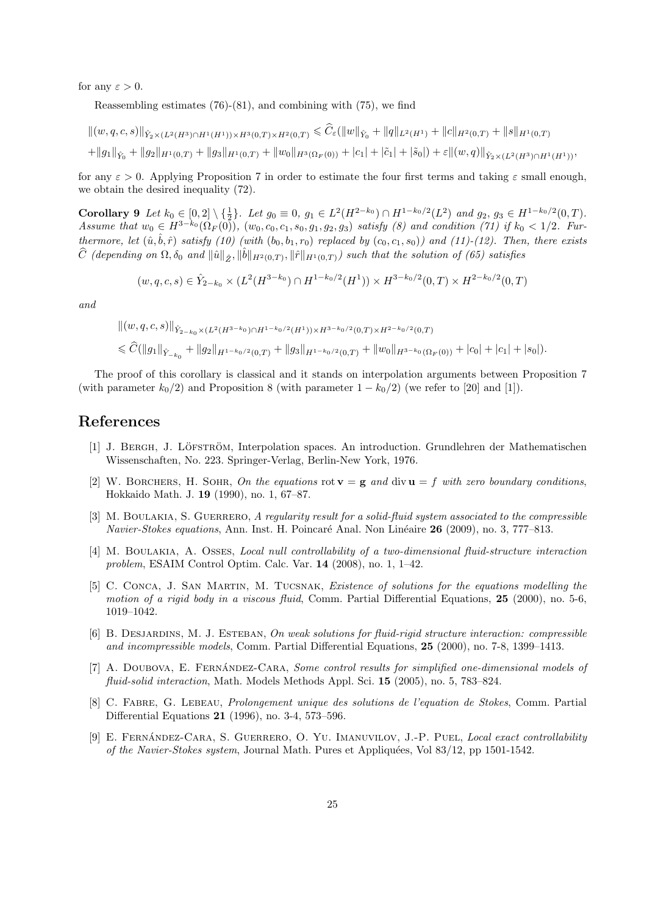for any $\varepsilon > 0$.

Reassembling estimates (76)-(81), and combining with (75), we find

$$\|(w,q,c,s)\|_{\hat{Y}_2\times(L^2(H^3)\cap H^1(H^1))\times H^3(0,T)\times H^2(0,T)} \leqslant \widehat{C}_\varepsilon(\|w\|_{\hat{Y}_0} + \|q\|_{L^2(H^1)} + \|c\|_{H^2(0,T)} + \|s\|_{H^1(0,T)}$$
$$+\|g_1\|_{\hat{Y}_0} + \|g_2\|_{H^1(0,T)} + \|g_3\|_{H^1(0,T)} + \|w_0\|_{H^3(\Omega_F(0))} + |c_1| + |\tilde{c}_1| + |\tilde{s}_0|) + \varepsilon\|(w,q)\|_{\hat{Y}_2\times(L^2(H^3)\cap H^1(H^1))},$$

for any $\varepsilon > 0$. Applying Proposition 7 in order to estimate the four first terms and taking $\varepsilon$ small enough, we obtain the desired inequality (72).

**Corollary 9** *Let $k_0 \in [0,2]\setminus\{\frac{1}{2}\}$. Let $g_0 \equiv 0$, $g_1 \in L^2(H^{2-k_0}) \cap H^{1-k_0/2}(L^2)$ and $g_2$, $g_3 \in H^{1-k_0/2}(0,T)$. Assume that $w_0 \in H^{3-k_0}(\Omega_F(0))$, $(w_0, c_0, c_1, s_0, g_1, g_2, g_3)$ satisfy (8) and condition (71) if $k_0 < 1/2$. Furthermore, let $(\hat{u}, \hat{b}, \hat{r})$ satisfy (10) (with $(b_0, b_1, r_0)$ replaced by $(c_0, c_1, s_0)$) and (11)-(12). Then, there exists $\widehat{C}$ (depending on $\Omega, \delta_0$ and $\|\hat{u}\|_{\hat{Z}}, \|\hat{b}\|_{H^2(0,T)}, \|\hat{r}\|_{H^1(0,T)}$) such that the solution of (65) satisfies*

$$(w,q,c,s) \in \hat{Y}_{2-k_0} \times (L^2(H^{3-k_0}) \cap H^{1-k_0/2}(H^1)) \times H^{3-k_0/2}(0,T) \times H^{2-k_0/2}(0,T)$$

*and*

$$\|(w,q,c,s)\|_{\hat{Y}_{2-k_0}\times(L^2(H^{3-k_0})\cap H^{1-k_0/2}(H^1))\times H^{3-k_0/2}(0,T)\times H^{2-k_0/2}(0,T)}$$
$$\leqslant \widehat{C}(\|g_1\|_{\hat{Y}_{-k_0}} + \|g_2\|_{H^{1-k_0/2}(0,T)} + \|g_3\|_{H^{1-k_0/2}(0,T)} + \|w_0\|_{H^{3-k_0}(\Omega_F(0))} + |c_0| + |c_1| + |s_0|).$$

The proof of this corollary is classical and it stands on interpolation arguments between Proposition 7 (with parameter $k_0/2$) and Proposition 8 (with parameter $1 - k_0/2$) (we refer to [20] and [1]).

# References

[1] J. Bergh, J. Löfström, Interpolation spaces. An introduction. Grundlehren der Mathematischen Wissenschaften, No. 223. Springer-Verlag, Berlin-New York, 1976.

[2] W. Borchers, H. Sohr, *On the equations* $\operatorname{rot}\mathbf{v} = \mathbf{g}$ *and* $\operatorname{div}\mathbf{u} = f$ *with zero boundary conditions*, Hokkaido Math. J. **19** (1990), no. 1, 67–87.

[3] M. Boulakia, S. Guerrero, *A regularity result for a solid-fluid system associated to the compressible Navier-Stokes equations*, Ann. Inst. H. Poincaré Anal. Non Linéaire **26** (2009), no. 3, 777–813.

[4] M. Boulakia, A. Osses, *Local null controllability of a two-dimensional fluid-structure interaction problem*, ESAIM Control Optim. Calc. Var. **14** (2008), no. 1, 1–42.

[5] C. Conca, J. San Martin, M. Tucsnak, *Existence of solutions for the equations modelling the motion of a rigid body in a viscous fluid*, Comm. Partial Differential Equations, **25** (2000), no. 5-6, 1019–1042.

[6] B. Desjardins, M. J. Esteban, *On weak solutions for fluid-rigid structure interaction: compressible and incompressible models*, Comm. Partial Differential Equations, **25** (2000), no. 7-8, 1399–1413.

[7] A. Doubova, E. Fernández-Cara, *Some control results for simplified one-dimensional models of fluid-solid interaction*, Math. Models Methods Appl. Sci. **15** (2005), no. 5, 783–824.

[8] C. Fabre, G. Lebeau, *Prolongement unique des solutions de l'equation de Stokes*, Comm. Partial Differential Equations **21** (1996), no. 3-4, 573–596.

[9] E. Fernández-Cara, S. Guerrero, O. Yu. Imanuvilov, J.-P. Puel, *Local exact controllability of the Navier-Stokes system*, Journal Math. Pures et Appliquées, Vol 83/12, pp 1501-1542.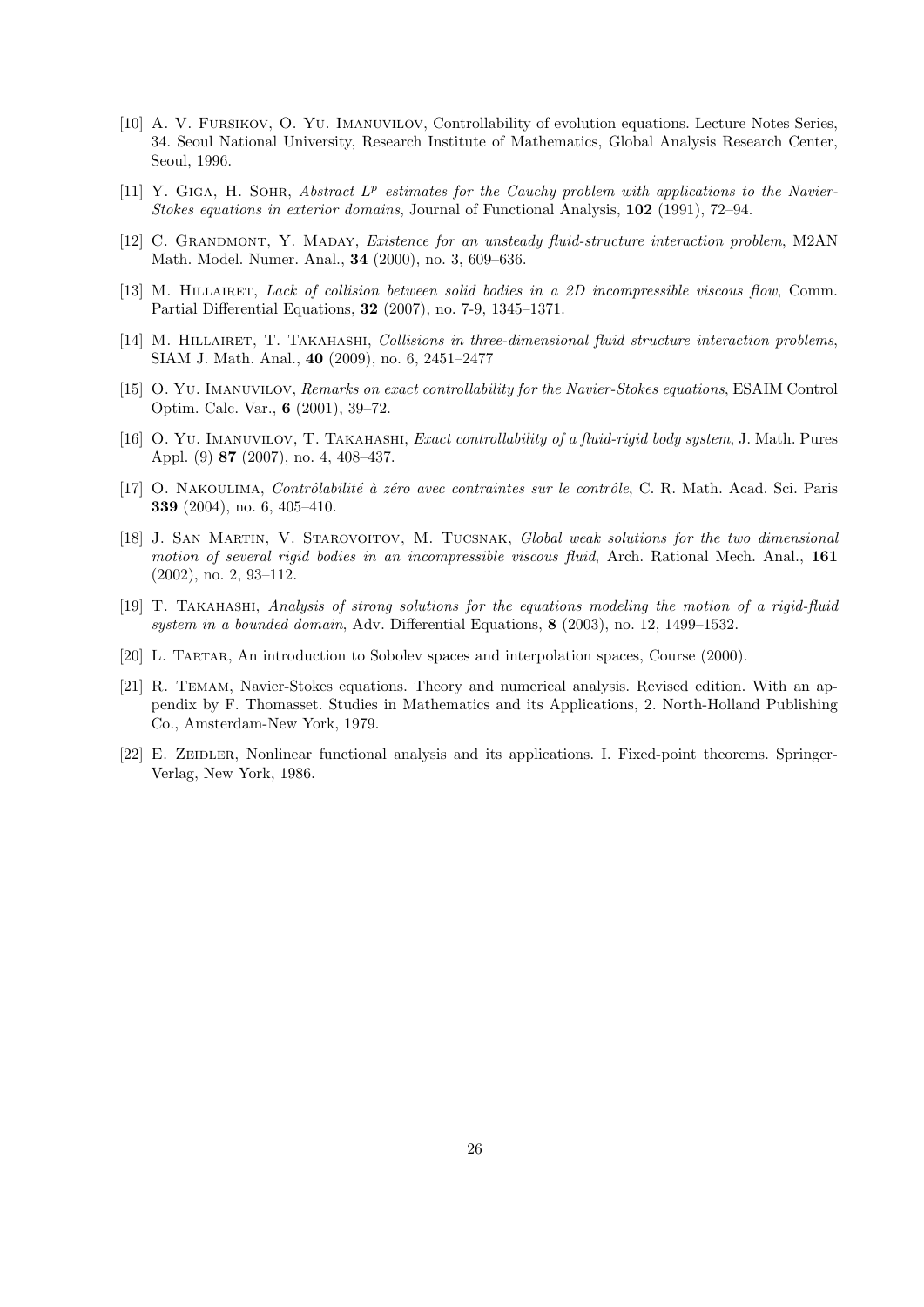[10] A. V. Fursikov, O. Yu. Imanuvilov, Controllability of evolution equations. Lecture Notes Series, 34. Seoul National University, Research Institute of Mathematics, Global Analysis Research Center, Seoul, 1996.

[11] Y. Giga, H. Sohr, *Abstract $L^p$ estimates for the Cauchy problem with applications to the Navier-Stokes equations in exterior domains*, Journal of Functional Analysis, **102** (1991), 72–94.

[12] C. Grandmont, Y. Maday, *Existence for an unsteady fluid-structure interaction problem*, M2AN Math. Model. Numer. Anal., **34** (2000), no. 3, 609–636.

[13] M. Hillairet, *Lack of collision between solid bodies in a 2D incompressible viscous flow*, Comm. Partial Differential Equations, **32** (2007), no. 7-9, 1345–1371.

[14] M. Hillairet, T. Takahashi, *Collisions in three-dimensional fluid structure interaction problems*, SIAM J. Math. Anal., **40** (2009), no. 6, 2451–2477

[15] O. Yu. Imanuvilov, *Remarks on exact controllability for the Navier-Stokes equations*, ESAIM Control Optim. Calc. Var., **6** (2001), 39–72.

[16] O. Yu. Imanuvilov, T. Takahashi, *Exact controllability of a fluid-rigid body system*, J. Math. Pures Appl. (9) **87** (2007), no. 4, 408–437.

[17] O. Nakoulima, *Contrôlabilité à zéro avec contraintes sur le contrôle*, C. R. Math. Acad. Sci. Paris **339** (2004), no. 6, 405–410.

[18] J. San Martin, V. Starovoitov, M. Tucsnak, *Global weak solutions for the two dimensional motion of several rigid bodies in an incompressible viscous fluid*, Arch. Rational Mech. Anal., **161** (2002), no. 2, 93–112.

[19] T. Takahashi, *Analysis of strong solutions for the equations modeling the motion of a rigid-fluid system in a bounded domain*, Adv. Differential Equations, **8** (2003), no. 12, 1499–1532.

[20] L. Tartar, An introduction to Sobolev spaces and interpolation spaces, Course (2000).

[21] R. Temam, Navier-Stokes equations. Theory and numerical analysis. Revised edition. With an appendix by F. Thomasset. Studies in Mathematics and its Applications, 2. North-Holland Publishing Co., Amsterdam-New York, 1979.

[22] E. Zeidler, Nonlinear functional analysis and its applications. I. Fixed-point theorems. Springer-Verlag, New York, 1986.